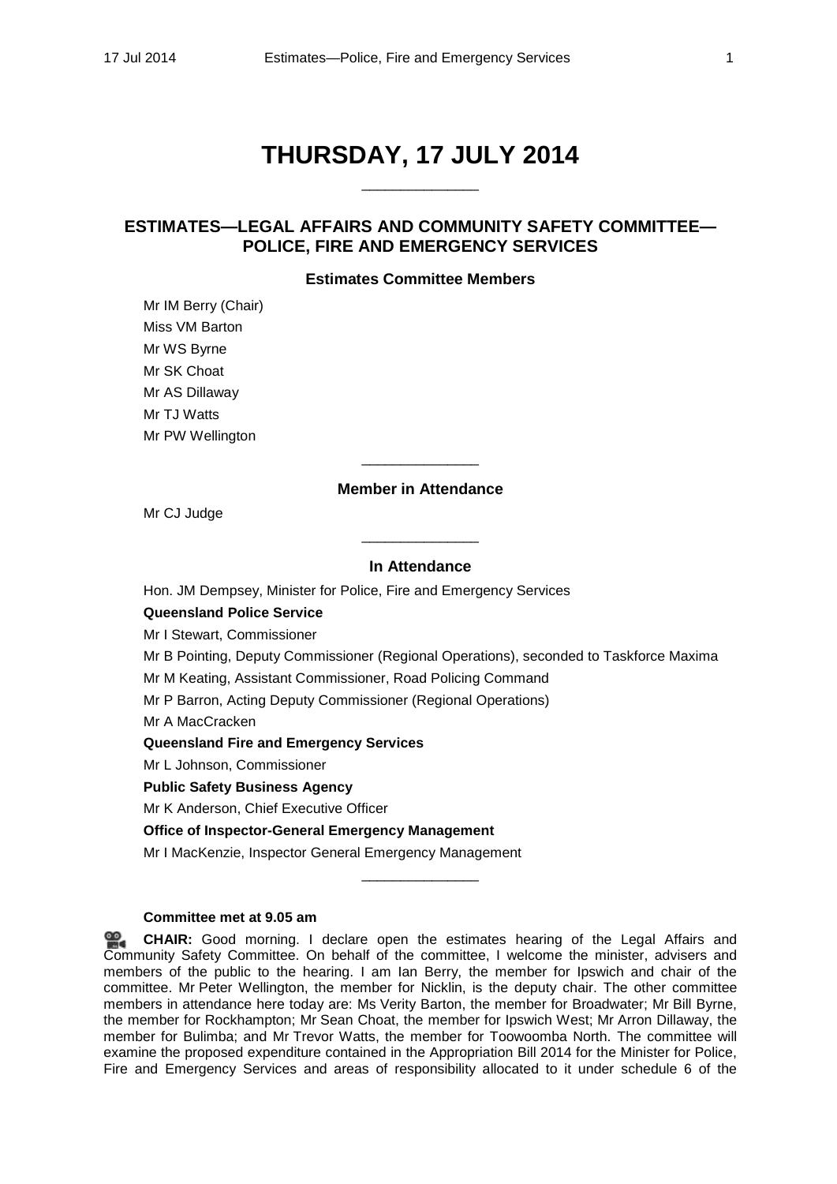# THURSDAY, 17 JULY 2014

\_\_\_\_\_\_\_\_\_\_\_\_\_\_\_

## ESTIMATES—LEGAL AFFAIRS AND COMMUNITY SAFETY COMMITTEE—POLICE, FIRE AND EMERGENCY SERVICES

### Estimates Committee Members

Mr IM Berry (Chair)
Miss VM Barton
Mr WS Byrne
Mr SK Choat
Mr AS Dillaway
Mr TJ Watts
Mr PW Wellington

\_\_\_\_\_\_\_\_\_\_\_\_\_\_\_

### Member in Attendance

Mr CJ Judge

\_\_\_\_\_\_\_\_\_\_\_\_\_\_\_

### In Attendance

Hon. JM Dempsey, Minister for Police, Fire and Emergency Services

**Queensland Police Service**

Mr I Stewart, Commissioner

Mr B Pointing, Deputy Commissioner (Regional Operations), seconded to Taskforce Maxima

Mr M Keating, Assistant Commissioner, Road Policing Command

Mr P Barron, Acting Deputy Commissioner (Regional Operations)

Mr A MacCracken

**Queensland Fire and Emergency Services**

Mr L Johnson, Commissioner

**Public Safety Business Agency**

Mr K Anderson, Chief Executive Officer

**Office of Inspector-General Emergency Management**

Mr I MacKenzie, Inspector General Emergency Management

\_\_\_\_\_\_\_\_\_\_\_\_\_\_\_

**Committee met at 9.05 am**

**CHAIR:** Good morning. I declare open the estimates hearing of the Legal Affairs and Community Safety Committee. On behalf of the committee, I welcome the minister, advisers and members of the public to the hearing. I am Ian Berry, the member for Ipswich and chair of the committee. Mr Peter Wellington, the member for Nicklin, is the deputy chair. The other committee members in attendance here today are: Ms Verity Barton, the member for Broadwater; Mr Bill Byrne, the member for Rockhampton; Mr Sean Choat, the member for Ipswich West; Mr Arron Dillaway, the member for Bulimba; and Mr Trevor Watts, the member for Toowoomba North. The committee will examine the proposed expenditure contained in the Appropriation Bill 2014 for the Minister for Police, Fire and Emergency Services and areas of responsibility allocated to it under schedule 6 of the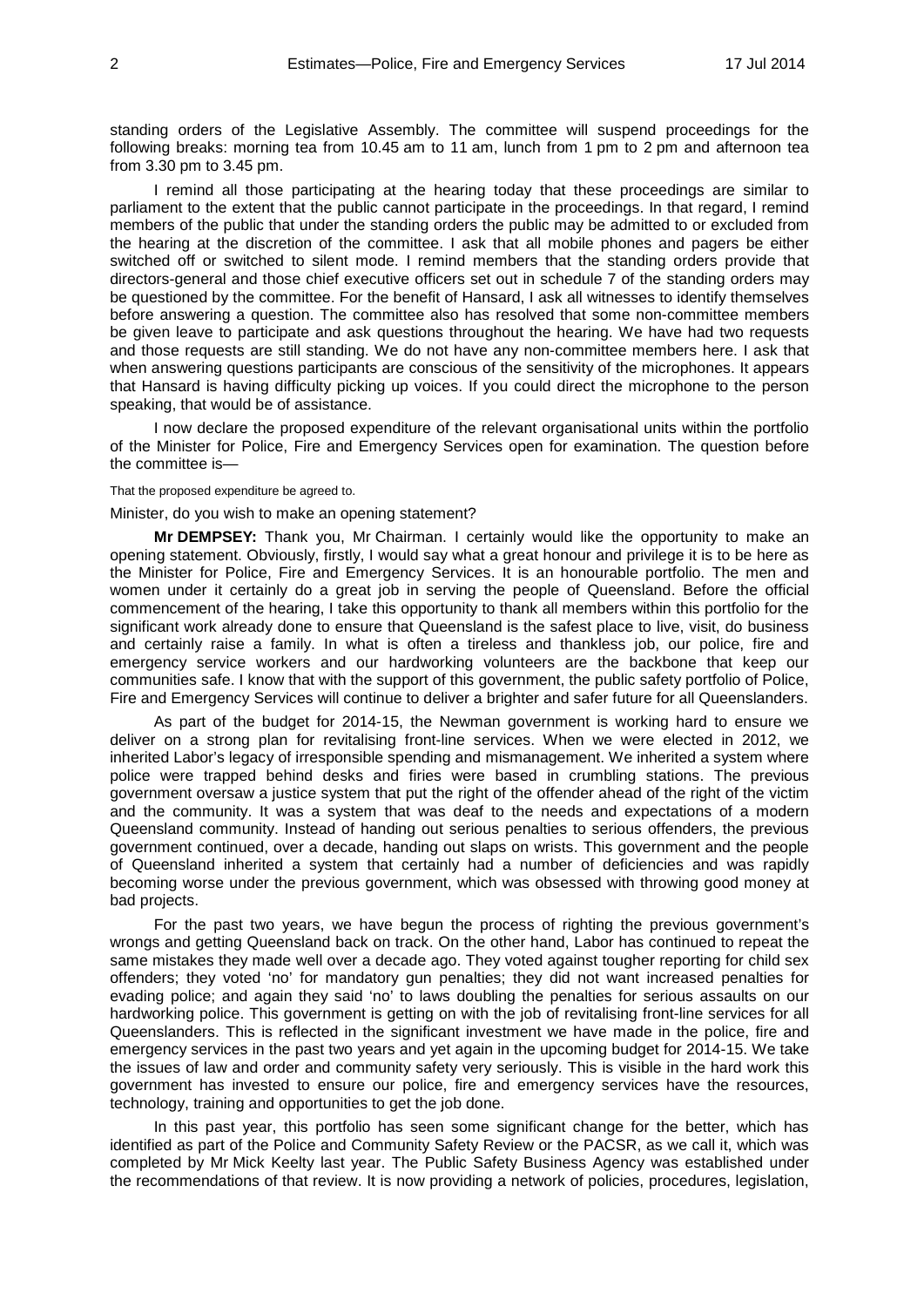standing orders of the Legislative Assembly. The committee will suspend proceedings for the following breaks: morning tea from 10.45 am to 11 am, lunch from 1 pm to 2 pm and afternoon tea from 3.30 pm to 3.45 pm.

I remind all those participating at the hearing today that these proceedings are similar to parliament to the extent that the public cannot participate in the proceedings. In that regard, I remind members of the public that under the standing orders the public may be admitted to or excluded from the hearing at the discretion of the committee. I ask that all mobile phones and pagers be either switched off or switched to silent mode. I remind members that the standing orders provide that directors-general and those chief executive officers set out in schedule 7 of the standing orders may be questioned by the committee. For the benefit of Hansard, I ask all witnesses to identify themselves before answering a question. The committee also has resolved that some non-committee members be given leave to participate and ask questions throughout the hearing. We have had two requests and those requests are still standing. We do not have any non-committee members here. I ask that when answering questions participants are conscious of the sensitivity of the microphones. It appears that Hansard is having difficulty picking up voices. If you could direct the microphone to the person speaking, that would be of assistance.

I now declare the proposed expenditure of the relevant organisational units within the portfolio of the Minister for Police, Fire and Emergency Services open for examination. The question before the committee is—

That the proposed expenditure be agreed to.

Minister, do you wish to make an opening statement?

**Mr DEMPSEY:** Thank you, Mr Chairman. I certainly would like the opportunity to make an opening statement. Obviously, firstly, I would say what a great honour and privilege it is to be here as the Minister for Police, Fire and Emergency Services. It is an honourable portfolio. The men and women under it certainly do a great job in serving the people of Queensland. Before the official commencement of the hearing, I take this opportunity to thank all members within this portfolio for the significant work already done to ensure that Queensland is the safest place to live, visit, do business and certainly raise a family. In what is often a tireless and thankless job, our police, fire and emergency service workers and our hardworking volunteers are the backbone that keep our communities safe. I know that with the support of this government, the public safety portfolio of Police, Fire and Emergency Services will continue to deliver a brighter and safer future for all Queenslanders.

As part of the budget for 2014-15, the Newman government is working hard to ensure we deliver on a strong plan for revitalising front-line services. When we were elected in 2012, we inherited Labor's legacy of irresponsible spending and mismanagement. We inherited a system where police were trapped behind desks and firies were based in crumbling stations. The previous government oversaw a justice system that put the right of the offender ahead of the right of the victim and the community. It was a system that was deaf to the needs and expectations of a modern Queensland community. Instead of handing out serious penalties to serious offenders, the previous government continued, over a decade, handing out slaps on wrists. This government and the people of Queensland inherited a system that certainly had a number of deficiencies and was rapidly becoming worse under the previous government, which was obsessed with throwing good money at bad projects.

For the past two years, we have begun the process of righting the previous government's wrongs and getting Queensland back on track. On the other hand, Labor has continued to repeat the same mistakes they made well over a decade ago. They voted against tougher reporting for child sex offenders; they voted 'no' for mandatory gun penalties; they did not want increased penalties for evading police; and again they said 'no' to laws doubling the penalties for serious assaults on our hardworking police. This government is getting on with the job of revitalising front-line services for all Queenslanders. This is reflected in the significant investment we have made in the police, fire and emergency services in the past two years and yet again in the upcoming budget for 2014-15. We take the issues of law and order and community safety very seriously. This is visible in the hard work this government has invested to ensure our police, fire and emergency services have the resources, technology, training and opportunities to get the job done.

In this past year, this portfolio has seen some significant change for the better, which has identified as part of the Police and Community Safety Review or the PACSR, as we call it, which was completed by Mr Mick Keelty last year. The Public Safety Business Agency was established under the recommendations of that review. It is now providing a network of policies, procedures, legislation,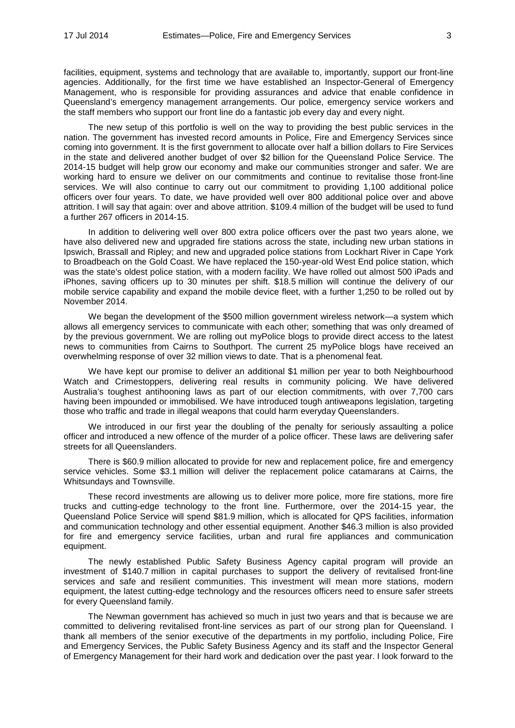facilities, equipment, systems and technology that are available to, importantly, support our front-line agencies. Additionally, for the first time we have established an Inspector-General of Emergency Management, who is responsible for providing assurances and advice that enable confidence in Queensland's emergency management arrangements. Our police, emergency service workers and the staff members who support our front line do a fantastic job every day and every night.

The new setup of this portfolio is well on the way to providing the best public services in the nation. The government has invested record amounts in Police, Fire and Emergency Services since coming into government. It is the first government to allocate over half a billion dollars to Fire Services in the state and delivered another budget of over $2 billion for the Queensland Police Service. The 2014-15 budget will help grow our economy and make our communities stronger and safer. We are working hard to ensure we deliver on our commitments and continue to revitalise those front-line services. We will also continue to carry out our commitment to providing 1,100 additional police officers over four years. To date, we have provided well over 800 additional police over and above attrition. I will say that again: over and above attrition. $109.4 million of the budget will be used to fund a further 267 officers in 2014-15.

In addition to delivering well over 800 extra police officers over the past two years alone, we have also delivered new and upgraded fire stations across the state, including new urban stations in Ipswich, Brassall and Ripley; and new and upgraded police stations from Lockhart River in Cape York to Broadbeach on the Gold Coast. We have replaced the 150-year-old West End police station, which was the state's oldest police station, with a modern facility. We have rolled out almost 500 iPads and iPhones, saving officers up to 30 minutes per shift. $18.5 million will continue the delivery of our mobile service capability and expand the mobile device fleet, with a further 1,250 to be rolled out by November 2014.

We began the development of the $500 million government wireless network—a system which allows all emergency services to communicate with each other; something that was only dreamed of by the previous government. We are rolling out myPolice blogs to provide direct access to the latest news to communities from Cairns to Southport. The current 25 myPolice blogs have received an overwhelming response of over 32 million views to date. That is a phenomenal feat.

We have kept our promise to deliver an additional $1 million per year to both Neighbourhood Watch and Crimestoppers, delivering real results in community policing. We have delivered Australia's toughest antihooning laws as part of our election commitments, with over 7,700 cars having been impounded or immobilised. We have introduced tough antiweapons legislation, targeting those who traffic and trade in illegal weapons that could harm everyday Queenslanders.

We introduced in our first year the doubling of the penalty for seriously assaulting a police officer and introduced a new offence of the murder of a police officer. These laws are delivering safer streets for all Queenslanders.

There is $60.9 million allocated to provide for new and replacement police, fire and emergency service vehicles. Some $3.1 million will deliver the replacement police catamarans at Cairns, the Whitsundays and Townsville.

These record investments are allowing us to deliver more police, more fire stations, more fire trucks and cutting-edge technology to the front line. Furthermore, over the 2014-15 year, the Queensland Police Service will spend $81.9 million, which is allocated for QPS facilities, information and communication technology and other essential equipment. Another $46.3 million is also provided for fire and emergency service facilities, urban and rural fire appliances and communication equipment.

The newly established Public Safety Business Agency capital program will provide an investment of $140.7 million in capital purchases to support the delivery of revitalised front-line services and safe and resilient communities. This investment will mean more stations, modern equipment, the latest cutting-edge technology and the resources officers need to ensure safer streets for every Queensland family.

The Newman government has achieved so much in just two years and that is because we are committed to delivering revitalised front-line services as part of our strong plan for Queensland. I thank all members of the senior executive of the departments in my portfolio, including Police, Fire and Emergency Services, the Public Safety Business Agency and its staff and the Inspector General of Emergency Management for their hard work and dedication over the past year. I look forward to the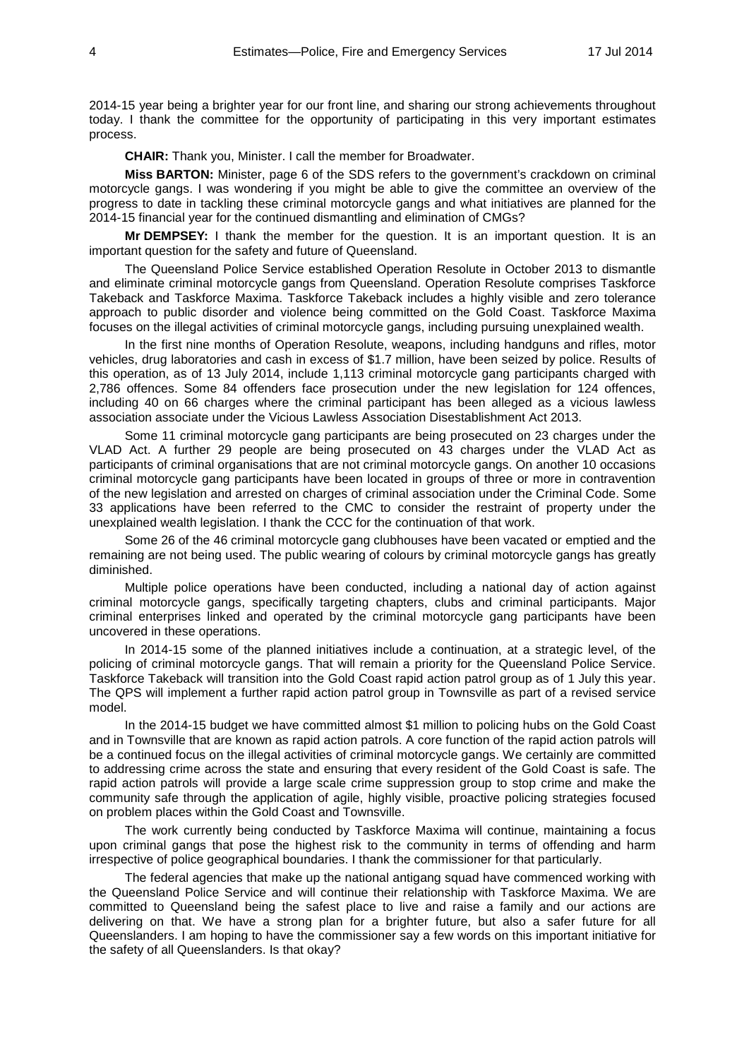2014-15 year being a brighter year for our front line, and sharing our strong achievements throughout today. I thank the committee for the opportunity of participating in this very important estimates process.

**CHAIR:** Thank you, Minister. I call the member for Broadwater.

**Miss BARTON:** Minister, page 6 of the SDS refers to the government's crackdown on criminal motorcycle gangs. I was wondering if you might be able to give the committee an overview of the progress to date in tackling these criminal motorcycle gangs and what initiatives are planned for the 2014-15 financial year for the continued dismantling and elimination of CMGs?

**Mr DEMPSEY:** I thank the member for the question. It is an important question. It is an important question for the safety and future of Queensland.

The Queensland Police Service established Operation Resolute in October 2013 to dismantle and eliminate criminal motorcycle gangs from Queensland. Operation Resolute comprises Taskforce Takeback and Taskforce Maxima. Taskforce Takeback includes a highly visible and zero tolerance approach to public disorder and violence being committed on the Gold Coast. Taskforce Maxima focuses on the illegal activities of criminal motorcycle gangs, including pursuing unexplained wealth.

In the first nine months of Operation Resolute, weapons, including handguns and rifles, motor vehicles, drug laboratories and cash in excess of $1.7 million, have been seized by police. Results of this operation, as of 13 July 2014, include 1,113 criminal motorcycle gang participants charged with 2,786 offences. Some 84 offenders face prosecution under the new legislation for 124 offences, including 40 on 66 charges where the criminal participant has been alleged as a vicious lawless association associate under the Vicious Lawless Association Disestablishment Act 2013.

Some 11 criminal motorcycle gang participants are being prosecuted on 23 charges under the VLAD Act. A further 29 people are being prosecuted on 43 charges under the VLAD Act as participants of criminal organisations that are not criminal motorcycle gangs. On another 10 occasions criminal motorcycle gang participants have been located in groups of three or more in contravention of the new legislation and arrested on charges of criminal association under the Criminal Code. Some 33 applications have been referred to the CMC to consider the restraint of property under the unexplained wealth legislation. I thank the CCC for the continuation of that work.

Some 26 of the 46 criminal motorcycle gang clubhouses have been vacated or emptied and the remaining are not being used. The public wearing of colours by criminal motorcycle gangs has greatly diminished.

Multiple police operations have been conducted, including a national day of action against criminal motorcycle gangs, specifically targeting chapters, clubs and criminal participants. Major criminal enterprises linked and operated by the criminal motorcycle gang participants have been uncovered in these operations.

In 2014-15 some of the planned initiatives include a continuation, at a strategic level, of the policing of criminal motorcycle gangs. That will remain a priority for the Queensland Police Service. Taskforce Takeback will transition into the Gold Coast rapid action patrol group as of 1 July this year. The QPS will implement a further rapid action patrol group in Townsville as part of a revised service model.

In the 2014-15 budget we have committed almost $1 million to policing hubs on the Gold Coast and in Townsville that are known as rapid action patrols. A core function of the rapid action patrols will be a continued focus on the illegal activities of criminal motorcycle gangs. We certainly are committed to addressing crime across the state and ensuring that every resident of the Gold Coast is safe. The rapid action patrols will provide a large scale crime suppression group to stop crime and make the community safe through the application of agile, highly visible, proactive policing strategies focused on problem places within the Gold Coast and Townsville.

The work currently being conducted by Taskforce Maxima will continue, maintaining a focus upon criminal gangs that pose the highest risk to the community in terms of offending and harm irrespective of police geographical boundaries. I thank the commissioner for that particularly.

The federal agencies that make up the national antigang squad have commenced working with the Queensland Police Service and will continue their relationship with Taskforce Maxima. We are committed to Queensland being the safest place to live and raise a family and our actions are delivering on that. We have a strong plan for a brighter future, but also a safer future for all Queenslanders. I am hoping to have the commissioner say a few words on this important initiative for the safety of all Queenslanders. Is that okay?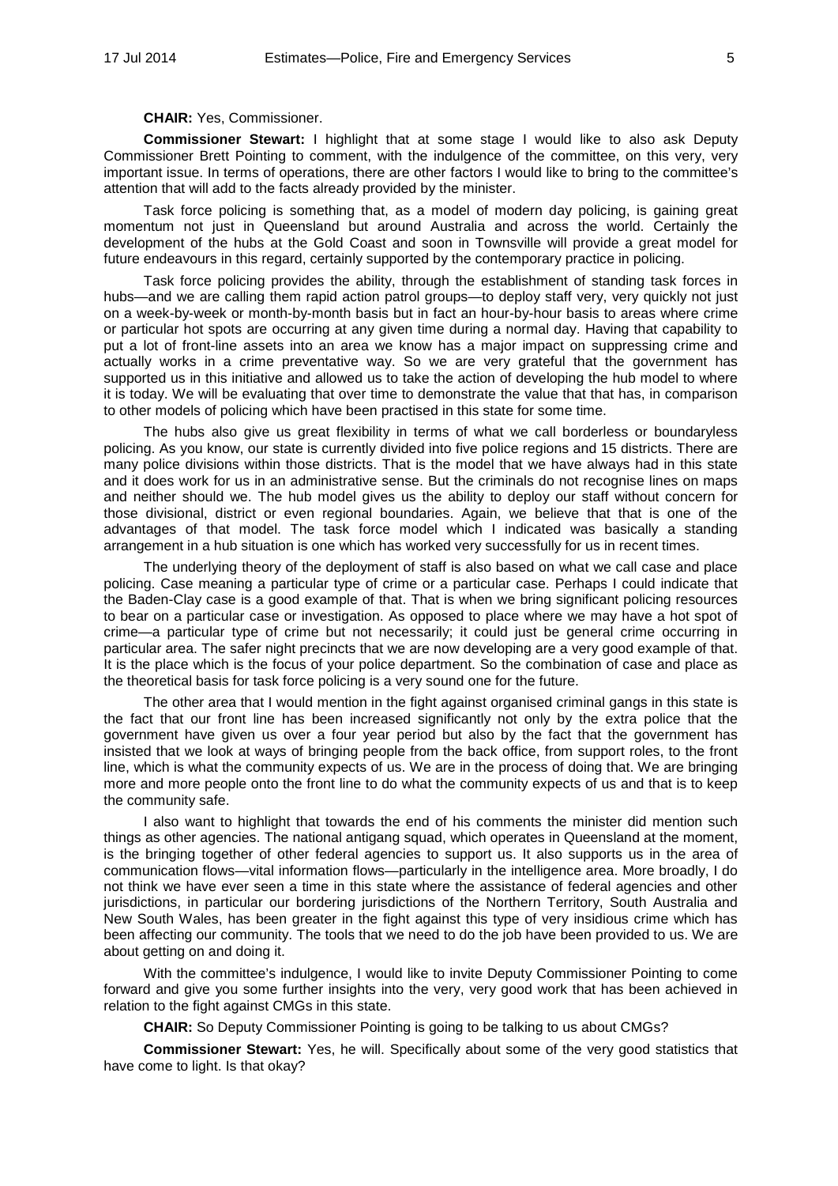**CHAIR:** Yes, Commissioner.

**Commissioner Stewart:** I highlight that at some stage I would like to also ask Deputy Commissioner Brett Pointing to comment, with the indulgence of the committee, on this very, very important issue. In terms of operations, there are other factors I would like to bring to the committee's attention that will add to the facts already provided by the minister.

Task force policing is something that, as a model of modern day policing, is gaining great momentum not just in Queensland but around Australia and across the world. Certainly the development of the hubs at the Gold Coast and soon in Townsville will provide a great model for future endeavours in this regard, certainly supported by the contemporary practice in policing.

Task force policing provides the ability, through the establishment of standing task forces in hubs—and we are calling them rapid action patrol groups—to deploy staff very, very quickly not just on a week-by-week or month-by-month basis but in fact an hour-by-hour basis to areas where crime or particular hot spots are occurring at any given time during a normal day. Having that capability to put a lot of front-line assets into an area we know has a major impact on suppressing crime and actually works in a crime preventative way. So we are very grateful that the government has supported us in this initiative and allowed us to take the action of developing the hub model to where it is today. We will be evaluating that over time to demonstrate the value that that has, in comparison to other models of policing which have been practised in this state for some time.

The hubs also give us great flexibility in terms of what we call borderless or boundaryless policing. As you know, our state is currently divided into five police regions and 15 districts. There are many police divisions within those districts. That is the model that we have always had in this state and it does work for us in an administrative sense. But the criminals do not recognise lines on maps and neither should we. The hub model gives us the ability to deploy our staff without concern for those divisional, district or even regional boundaries. Again, we believe that that is one of the advantages of that model. The task force model which I indicated was basically a standing arrangement in a hub situation is one which has worked very successfully for us in recent times.

The underlying theory of the deployment of staff is also based on what we call case and place policing. Case meaning a particular type of crime or a particular case. Perhaps I could indicate that the Baden-Clay case is a good example of that. That is when we bring significant policing resources to bear on a particular case or investigation. As opposed to place where we may have a hot spot of crime—a particular type of crime but not necessarily; it could just be general crime occurring in particular area. The safer night precincts that we are now developing are a very good example of that. It is the place which is the focus of your police department. So the combination of case and place as the theoretical basis for task force policing is a very sound one for the future.

The other area that I would mention in the fight against organised criminal gangs in this state is the fact that our front line has been increased significantly not only by the extra police that the government have given us over a four year period but also by the fact that the government has insisted that we look at ways of bringing people from the back office, from support roles, to the front line, which is what the community expects of us. We are in the process of doing that. We are bringing more and more people onto the front line to do what the community expects of us and that is to keep the community safe.

I also want to highlight that towards the end of his comments the minister did mention such things as other agencies. The national antigang squad, which operates in Queensland at the moment, is the bringing together of other federal agencies to support us. It also supports us in the area of communication flows—vital information flows—particularly in the intelligence area. More broadly, I do not think we have ever seen a time in this state where the assistance of federal agencies and other jurisdictions, in particular our bordering jurisdictions of the Northern Territory, South Australia and New South Wales, has been greater in the fight against this type of very insidious crime which has been affecting our community. The tools that we need to do the job have been provided to us. We are about getting on and doing it.

With the committee's indulgence, I would like to invite Deputy Commissioner Pointing to come forward and give you some further insights into the very, very good work that has been achieved in relation to the fight against CMGs in this state.

**CHAIR:** So Deputy Commissioner Pointing is going to be talking to us about CMGs?

**Commissioner Stewart:** Yes, he will. Specifically about some of the very good statistics that have come to light. Is that okay?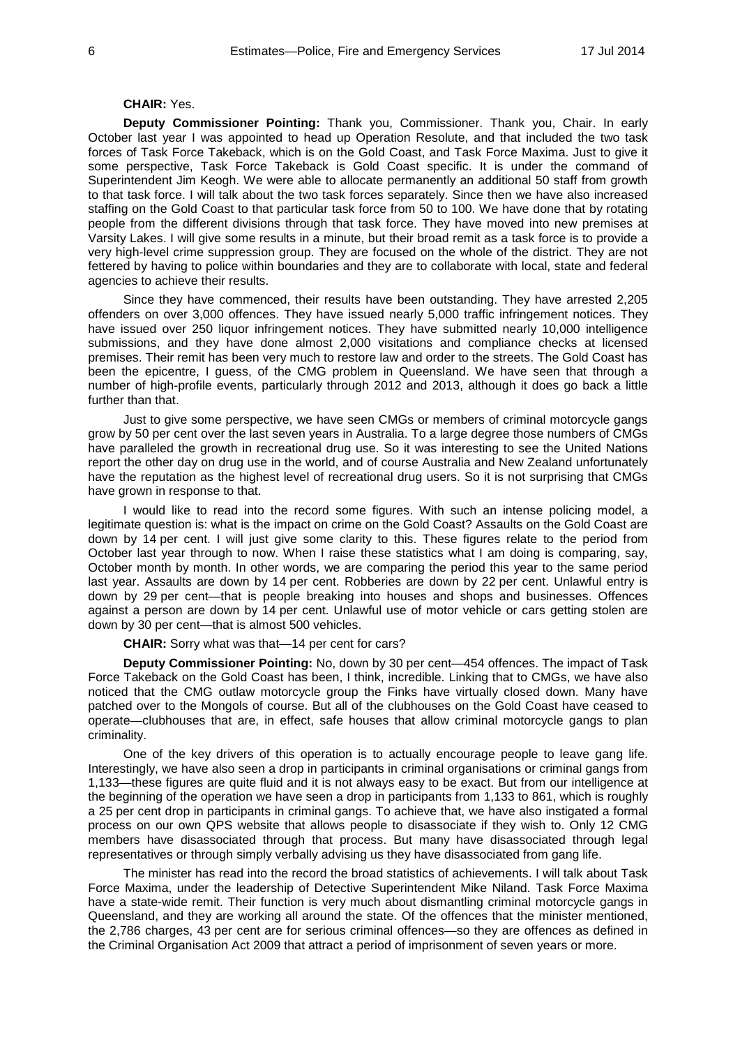**CHAIR:** Yes.

**Deputy Commissioner Pointing:** Thank you, Commissioner. Thank you, Chair. In early October last year I was appointed to head up Operation Resolute, and that included the two task forces of Task Force Takeback, which is on the Gold Coast, and Task Force Maxima. Just to give it some perspective, Task Force Takeback is Gold Coast specific. It is under the command of Superintendent Jim Keogh. We were able to allocate permanently an additional 50 staff from growth to that task force. I will talk about the two task forces separately. Since then we have also increased staffing on the Gold Coast to that particular task force from 50 to 100. We have done that by rotating people from the different divisions through that task force. They have moved into new premises at Varsity Lakes. I will give some results in a minute, but their broad remit as a task force is to provide a very high-level crime suppression group. They are focused on the whole of the district. They are not fettered by having to police within boundaries and they are to collaborate with local, state and federal agencies to achieve their results.

Since they have commenced, their results have been outstanding. They have arrested 2,205 offenders on over 3,000 offences. They have issued nearly 5,000 traffic infringement notices. They have issued over 250 liquor infringement notices. They have submitted nearly 10,000 intelligence submissions, and they have done almost 2,000 visitations and compliance checks at licensed premises. Their remit has been very much to restore law and order to the streets. The Gold Coast has been the epicentre, I guess, of the CMG problem in Queensland. We have seen that through a number of high-profile events, particularly through 2012 and 2013, although it does go back a little further than that.

Just to give some perspective, we have seen CMGs or members of criminal motorcycle gangs grow by 50 per cent over the last seven years in Australia. To a large degree those numbers of CMGs have paralleled the growth in recreational drug use. So it was interesting to see the United Nations report the other day on drug use in the world, and of course Australia and New Zealand unfortunately have the reputation as the highest level of recreational drug users. So it is not surprising that CMGs have grown in response to that.

I would like to read into the record some figures. With such an intense policing model, a legitimate question is: what is the impact on crime on the Gold Coast? Assaults on the Gold Coast are down by 14 per cent. I will just give some clarity to this. These figures relate to the period from October last year through to now. When I raise these statistics what I am doing is comparing, say, October month by month. In other words, we are comparing the period this year to the same period last year. Assaults are down by 14 per cent. Robberies are down by 22 per cent. Unlawful entry is down by 29 per cent—that is people breaking into houses and shops and businesses. Offences against a person are down by 14 per cent. Unlawful use of motor vehicle or cars getting stolen are down by 30 per cent—that is almost 500 vehicles.

**CHAIR:** Sorry what was that—14 per cent for cars?

**Deputy Commissioner Pointing:** No, down by 30 per cent—454 offences. The impact of Task Force Takeback on the Gold Coast has been, I think, incredible. Linking that to CMGs, we have also noticed that the CMG outlaw motorcycle group the Finks have virtually closed down. Many have patched over to the Mongols of course. But all of the clubhouses on the Gold Coast have ceased to operate—clubhouses that are, in effect, safe houses that allow criminal motorcycle gangs to plan criminality.

One of the key drivers of this operation is to actually encourage people to leave gang life. Interestingly, we have also seen a drop in participants in criminal organisations or criminal gangs from 1,133—these figures are quite fluid and it is not always easy to be exact. But from our intelligence at the beginning of the operation we have seen a drop in participants from 1,133 to 861, which is roughly a 25 per cent drop in participants in criminal gangs. To achieve that, we have also instigated a formal process on our own QPS website that allows people to disassociate if they wish to. Only 12 CMG members have disassociated through that process. But many have disassociated through legal representatives or through simply verbally advising us they have disassociated from gang life.

The minister has read into the record the broad statistics of achievements. I will talk about Task Force Maxima, under the leadership of Detective Superintendent Mike Niland. Task Force Maxima have a state-wide remit. Their function is very much about dismantling criminal motorcycle gangs in Queensland, and they are working all around the state. Of the offences that the minister mentioned, the 2,786 charges, 43 per cent are for serious criminal offences—so they are offences as defined in the Criminal Organisation Act 2009 that attract a period of imprisonment of seven years or more.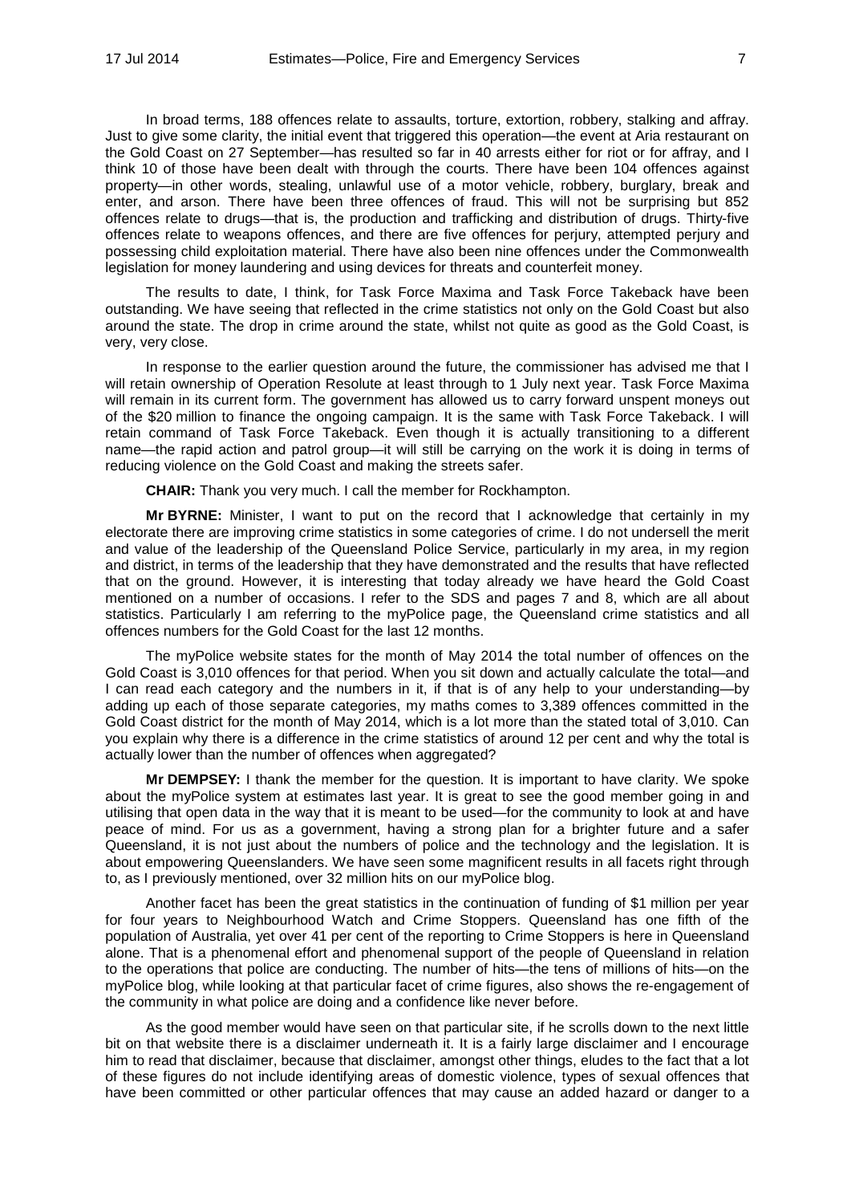In broad terms, 188 offences relate to assaults, torture, extortion, robbery, stalking and affray. Just to give some clarity, the initial event that triggered this operation—the event at Aria restaurant on the Gold Coast on 27 September—has resulted so far in 40 arrests either for riot or for affray, and I think 10 of those have been dealt with through the courts. There have been 104 offences against property—in other words, stealing, unlawful use of a motor vehicle, robbery, burglary, break and enter, and arson. There have been three offences of fraud. This will not be surprising but 852 offences relate to drugs—that is, the production and trafficking and distribution of drugs. Thirty-five offences relate to weapons offences, and there are five offences for perjury, attempted perjury and possessing child exploitation material. There have also been nine offences under the Commonwealth legislation for money laundering and using devices for threats and counterfeit money.

The results to date, I think, for Task Force Maxima and Task Force Takeback have been outstanding. We have seeing that reflected in the crime statistics not only on the Gold Coast but also around the state. The drop in crime around the state, whilst not quite as good as the Gold Coast, is very, very close.

In response to the earlier question around the future, the commissioner has advised me that I will retain ownership of Operation Resolute at least through to 1 July next year. Task Force Maxima will remain in its current form. The government has allowed us to carry forward unspent moneys out of the \$20 million to finance the ongoing campaign. It is the same with Task Force Takeback. I will retain command of Task Force Takeback. Even though it is actually transitioning to a different name—the rapid action and patrol group—it will still be carrying on the work it is doing in terms of reducing violence on the Gold Coast and making the streets safer.

**CHAIR:** Thank you very much. I call the member for Rockhampton.

**Mr BYRNE:** Minister, I want to put on the record that I acknowledge that certainly in my electorate there are improving crime statistics in some categories of crime. I do not undersell the merit and value of the leadership of the Queensland Police Service, particularly in my area, in my region and district, in terms of the leadership that they have demonstrated and the results that have reflected that on the ground. However, it is interesting that today already we have heard the Gold Coast mentioned on a number of occasions. I refer to the SDS and pages 7 and 8, which are all about statistics. Particularly I am referring to the myPolice page, the Queensland crime statistics and all offences numbers for the Gold Coast for the last 12 months.

The myPolice website states for the month of May 2014 the total number of offences on the Gold Coast is 3,010 offences for that period. When you sit down and actually calculate the total—and I can read each category and the numbers in it, if that is of any help to your understanding—by adding up each of those separate categories, my maths comes to 3,389 offences committed in the Gold Coast district for the month of May 2014, which is a lot more than the stated total of 3,010. Can you explain why there is a difference in the crime statistics of around 12 per cent and why the total is actually lower than the number of offences when aggregated?

**Mr DEMPSEY:** I thank the member for the question. It is important to have clarity. We spoke about the myPolice system at estimates last year. It is great to see the good member going in and utilising that open data in the way that it is meant to be used—for the community to look at and have peace of mind. For us as a government, having a strong plan for a brighter future and a safer Queensland, it is not just about the numbers of police and the technology and the legislation. It is about empowering Queenslanders. We have seen some magnificent results in all facets right through to, as I previously mentioned, over 32 million hits on our myPolice blog.

Another facet has been the great statistics in the continuation of funding of \$1 million per year for four years to Neighbourhood Watch and Crime Stoppers. Queensland has one fifth of the population of Australia, yet over 41 per cent of the reporting to Crime Stoppers is here in Queensland alone. That is a phenomenal effort and phenomenal support of the people of Queensland in relation to the operations that police are conducting. The number of hits—the tens of millions of hits—on the myPolice blog, while looking at that particular facet of crime figures, also shows the re-engagement of the community in what police are doing and a confidence like never before.

As the good member would have seen on that particular site, if he scrolls down to the next little bit on that website there is a disclaimer underneath it. It is a fairly large disclaimer and I encourage him to read that disclaimer, because that disclaimer, amongst other things, eludes to the fact that a lot of these figures do not include identifying areas of domestic violence, types of sexual offences that have been committed or other particular offences that may cause an added hazard or danger to a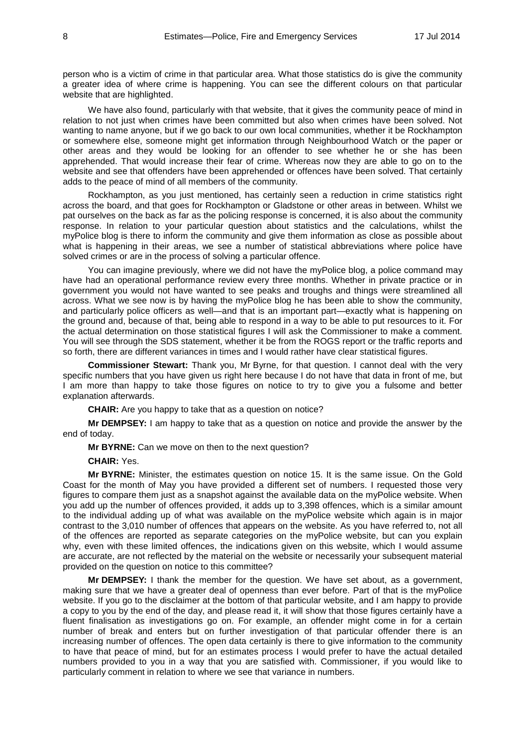person who is a victim of crime in that particular area. What those statistics do is give the community a greater idea of where crime is happening. You can see the different colours on that particular website that are highlighted.

We have also found, particularly with that website, that it gives the community peace of mind in relation to not just when crimes have been committed but also when crimes have been solved. Not wanting to name anyone, but if we go back to our own local communities, whether it be Rockhampton or somewhere else, someone might get information through Neighbourhood Watch or the paper or other areas and they would be looking for an offender to see whether he or she has been apprehended. That would increase their fear of crime. Whereas now they are able to go on to the website and see that offenders have been apprehended or offences have been solved. That certainly adds to the peace of mind of all members of the community.

Rockhampton, as you just mentioned, has certainly seen a reduction in crime statistics right across the board, and that goes for Rockhampton or Gladstone or other areas in between. Whilst we pat ourselves on the back as far as the policing response is concerned, it is also about the community response. In relation to your particular question about statistics and the calculations, whilst the myPolice blog is there to inform the community and give them information as close as possible about what is happening in their areas, we see a number of statistical abbreviations where police have solved crimes or are in the process of solving a particular offence.

You can imagine previously, where we did not have the myPolice blog, a police command may have had an operational performance review every three months. Whether in private practice or in government you would not have wanted to see peaks and troughs and things were streamlined all across. What we see now is by having the myPolice blog he has been able to show the community, and particularly police officers as well—and that is an important part—exactly what is happening on the ground and, because of that, being able to respond in a way to be able to put resources to it. For the actual determination on those statistical figures I will ask the Commissioner to make a comment. You will see through the SDS statement, whether it be from the ROGS report or the traffic reports and so forth, there are different variances in times and I would rather have clear statistical figures.

**Commissioner Stewart:** Thank you, Mr Byrne, for that question. I cannot deal with the very specific numbers that you have given us right here because I do not have that data in front of me, but I am more than happy to take those figures on notice to try to give you a fulsome and better explanation afterwards.

**CHAIR:** Are you happy to take that as a question on notice?

**Mr DEMPSEY:** I am happy to take that as a question on notice and provide the answer by the end of today.

**Mr BYRNE:** Can we move on then to the next question?

**CHAIR:** Yes.

**Mr BYRNE:** Minister, the estimates question on notice 15. It is the same issue. On the Gold Coast for the month of May you have provided a different set of numbers. I requested those very figures to compare them just as a snapshot against the available data on the myPolice website. When you add up the number of offences provided, it adds up to 3,398 offences, which is a similar amount to the individual adding up of what was available on the myPolice website which again is in major contrast to the 3,010 number of offences that appears on the website. As you have referred to, not all of the offences are reported as separate categories on the myPolice website, but can you explain why, even with these limited offences, the indications given on this website, which I would assume are accurate, are not reflected by the material on the website or necessarily your subsequent material provided on the question on notice to this committee?

**Mr DEMPSEY:** I thank the member for the question. We have set about, as a government, making sure that we have a greater deal of openness than ever before. Part of that is the myPolice website. If you go to the disclaimer at the bottom of that particular website, and I am happy to provide a copy to you by the end of the day, and please read it, it will show that those figures certainly have a fluent finalisation as investigations go on. For example, an offender might come in for a certain number of break and enters but on further investigation of that particular offender there is an increasing number of offences. The open data certainly is there to give information to the community to have that peace of mind, but for an estimates process I would prefer to have the actual detailed numbers provided to you in a way that you are satisfied with. Commissioner, if you would like to particularly comment in relation to where we see that variance in numbers.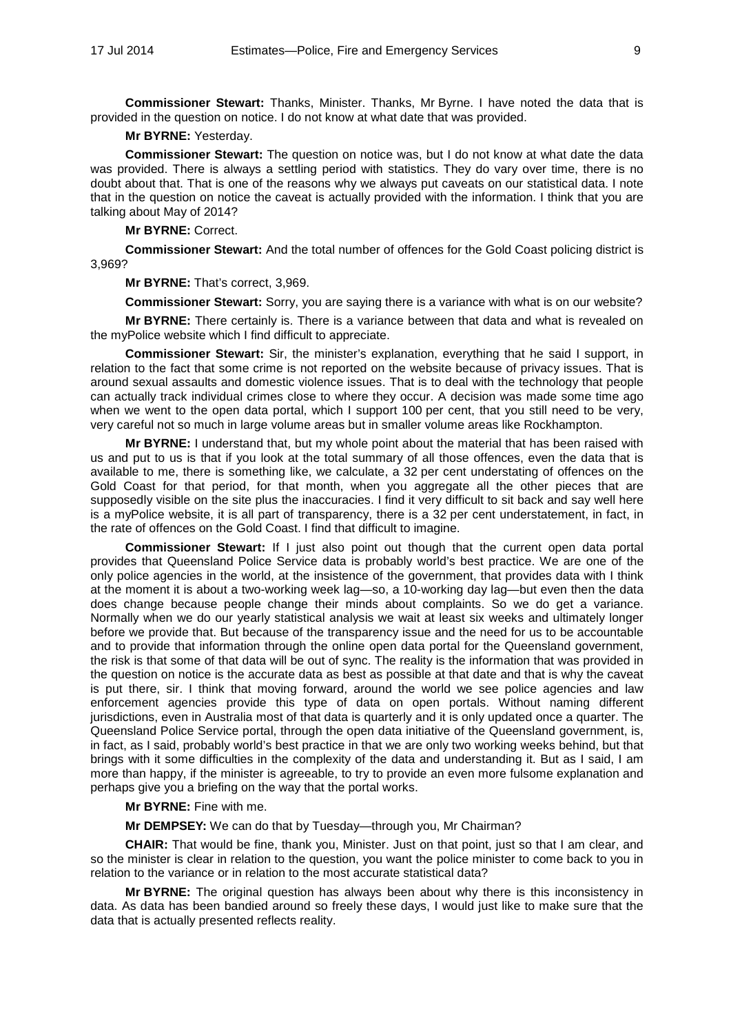**Commissioner Stewart:** Thanks, Minister. Thanks, Mr Byrne. I have noted the data that is provided in the question on notice. I do not know at what date that was provided.

**Mr BYRNE:** Yesterday.

**Commissioner Stewart:** The question on notice was, but I do not know at what date the data was provided. There is always a settling period with statistics. They do vary over time, there is no doubt about that. That is one of the reasons why we always put caveats on our statistical data. I note that in the question on notice the caveat is actually provided with the information. I think that you are talking about May of 2014?

**Mr BYRNE:** Correct.

**Commissioner Stewart:** And the total number of offences for the Gold Coast policing district is 3,969?

**Mr BYRNE:** That's correct, 3,969.

**Commissioner Stewart:** Sorry, you are saying there is a variance with what is on our website?

**Mr BYRNE:** There certainly is. There is a variance between that data and what is revealed on the myPolice website which I find difficult to appreciate.

**Commissioner Stewart:** Sir, the minister's explanation, everything that he said I support, in relation to the fact that some crime is not reported on the website because of privacy issues. That is around sexual assaults and domestic violence issues. That is to deal with the technology that people can actually track individual crimes close to where they occur. A decision was made some time ago when we went to the open data portal, which I support 100 per cent, that you still need to be very, very careful not so much in large volume areas but in smaller volume areas like Rockhampton.

**Mr BYRNE:** I understand that, but my whole point about the material that has been raised with us and put to us is that if you look at the total summary of all those offences, even the data that is available to me, there is something like, we calculate, a 32 per cent understating of offences on the Gold Coast for that period, for that month, when you aggregate all the other pieces that are supposedly visible on the site plus the inaccuracies. I find it very difficult to sit back and say well here is a myPolice website, it is all part of transparency, there is a 32 per cent understatement, in fact, in the rate of offences on the Gold Coast. I find that difficult to imagine.

**Commissioner Stewart:** If I just also point out though that the current open data portal provides that Queensland Police Service data is probably world's best practice. We are one of the only police agencies in the world, at the insistence of the government, that provides data with I think at the moment it is about a two-working week lag—so, a 10-working day lag—but even then the data does change because people change their minds about complaints. So we do get a variance. Normally when we do our yearly statistical analysis we wait at least six weeks and ultimately longer before we provide that. But because of the transparency issue and the need for us to be accountable and to provide that information through the online open data portal for the Queensland government, the risk is that some of that data will be out of sync. The reality is the information that was provided in the question on notice is the accurate data as best as possible at that date and that is why the caveat is put there, sir. I think that moving forward, around the world we see police agencies and law enforcement agencies provide this type of data on open portals. Without naming different jurisdictions, even in Australia most of that data is quarterly and it is only updated once a quarter. The Queensland Police Service portal, through the open data initiative of the Queensland government, is, in fact, as I said, probably world's best practice in that we are only two working weeks behind, but that brings with it some difficulties in the complexity of the data and understanding it. But as I said, I am more than happy, if the minister is agreeable, to try to provide an even more fulsome explanation and perhaps give you a briefing on the way that the portal works.

**Mr BYRNE:** Fine with me.

**Mr DEMPSEY:** We can do that by Tuesday—through you, Mr Chairman?

**CHAIR:** That would be fine, thank you, Minister. Just on that point, just so that I am clear, and so the minister is clear in relation to the question, you want the police minister to come back to you in relation to the variance or in relation to the most accurate statistical data?

**Mr BYRNE:** The original question has always been about why there is this inconsistency in data. As data has been bandied around so freely these days, I would just like to make sure that the data that is actually presented reflects reality.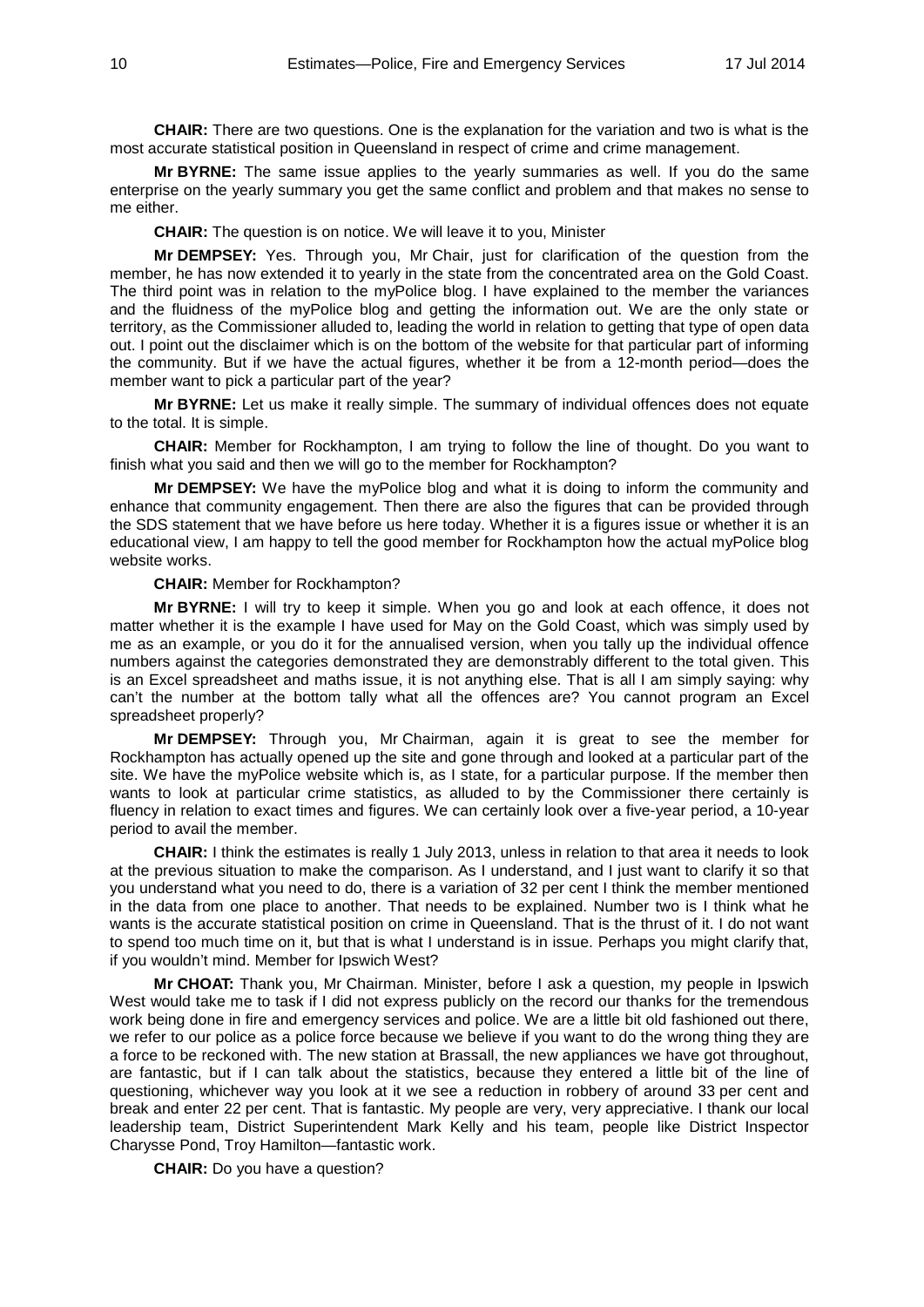**CHAIR:** There are two questions. One is the explanation for the variation and two is what is the most accurate statistical position in Queensland in respect of crime and crime management.

**Mr BYRNE:** The same issue applies to the yearly summaries as well. If you do the same enterprise on the yearly summary you get the same conflict and problem and that makes no sense to me either.

**CHAIR:** The question is on notice. We will leave it to you, Minister

**Mr DEMPSEY:** Yes. Through you, Mr Chair, just for clarification of the question from the member, he has now extended it to yearly in the state from the concentrated area on the Gold Coast. The third point was in relation to the myPolice blog. I have explained to the member the variances and the fluidness of the myPolice blog and getting the information out. We are the only state or territory, as the Commissioner alluded to, leading the world in relation to getting that type of open data out. I point out the disclaimer which is on the bottom of the website for that particular part of informing the community. But if we have the actual figures, whether it be from a 12-month period—does the member want to pick a particular part of the year?

**Mr BYRNE:** Let us make it really simple. The summary of individual offences does not equate to the total. It is simple.

**CHAIR:** Member for Rockhampton, I am trying to follow the line of thought. Do you want to finish what you said and then we will go to the member for Rockhampton?

**Mr DEMPSEY:** We have the myPolice blog and what it is doing to inform the community and enhance that community engagement. Then there are also the figures that can be provided through the SDS statement that we have before us here today. Whether it is a figures issue or whether it is an educational view, I am happy to tell the good member for Rockhampton how the actual myPolice blog website works.

**CHAIR:** Member for Rockhampton?

**Mr BYRNE:** I will try to keep it simple. When you go and look at each offence, it does not matter whether it is the example I have used for May on the Gold Coast, which was simply used by me as an example, or you do it for the annualised version, when you tally up the individual offence numbers against the categories demonstrated they are demonstrably different to the total given. This is an Excel spreadsheet and maths issue, it is not anything else. That is all I am simply saying: why can't the number at the bottom tally what all the offences are? You cannot program an Excel spreadsheet properly?

**Mr DEMPSEY:** Through you, Mr Chairman, again it is great to see the member for Rockhampton has actually opened up the site and gone through and looked at a particular part of the site. We have the myPolice website which is, as I state, for a particular purpose. If the member then wants to look at particular crime statistics, as alluded to by the Commissioner there certainly is fluency in relation to exact times and figures. We can certainly look over a five-year period, a 10-year period to avail the member.

**CHAIR:** I think the estimates is really 1 July 2013, unless in relation to that area it needs to look at the previous situation to make the comparison. As I understand, and I just want to clarify it so that you understand what you need to do, there is a variation of 32 per cent I think the member mentioned in the data from one place to another. That needs to be explained. Number two is I think what he wants is the accurate statistical position on crime in Queensland. That is the thrust of it. I do not want to spend too much time on it, but that is what I understand is in issue. Perhaps you might clarify that, if you wouldn't mind. Member for Ipswich West?

**Mr CHOAT:** Thank you, Mr Chairman. Minister, before I ask a question, my people in Ipswich West would take me to task if I did not express publicly on the record our thanks for the tremendous work being done in fire and emergency services and police. We are a little bit old fashioned out there, we refer to our police as a police force because we believe if you want to do the wrong thing they are a force to be reckoned with. The new station at Brassall, the new appliances we have got throughout, are fantastic, but if I can talk about the statistics, because they entered a little bit of the line of questioning, whichever way you look at it we see a reduction in robbery of around 33 per cent and break and enter 22 per cent. That is fantastic. My people are very, very appreciative. I thank our local leadership team, District Superintendent Mark Kelly and his team, people like District Inspector Charysse Pond, Troy Hamilton—fantastic work.

**CHAIR:** Do you have a question?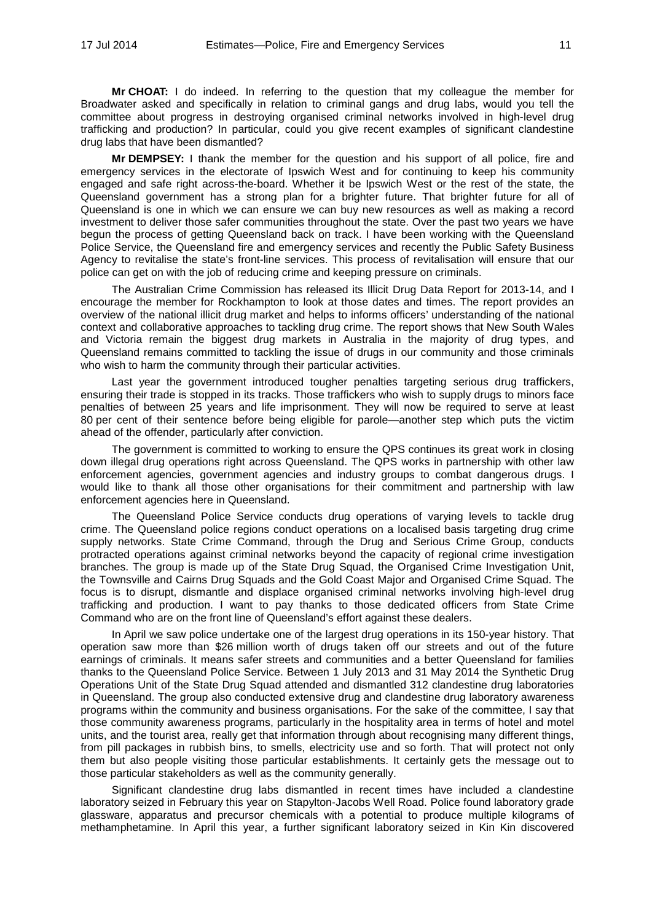**Mr CHOAT:** I do indeed. In referring to the question that my colleague the member for Broadwater asked and specifically in relation to criminal gangs and drug labs, would you tell the committee about progress in destroying organised criminal networks involved in high-level drug trafficking and production? In particular, could you give recent examples of significant clandestine drug labs that have been dismantled?

**Mr DEMPSEY:** I thank the member for the question and his support of all police, fire and emergency services in the electorate of Ipswich West and for continuing to keep his community engaged and safe right across-the-board. Whether it be Ipswich West or the rest of the state, the Queensland government has a strong plan for a brighter future. That brighter future for all of Queensland is one in which we can ensure we can buy new resources as well as making a record investment to deliver those safer communities throughout the state. Over the past two years we have begun the process of getting Queensland back on track. I have been working with the Queensland Police Service, the Queensland fire and emergency services and recently the Public Safety Business Agency to revitalise the state's front-line services. This process of revitalisation will ensure that our police can get on with the job of reducing crime and keeping pressure on criminals.

The Australian Crime Commission has released its Illicit Drug Data Report for 2013-14, and I encourage the member for Rockhampton to look at those dates and times. The report provides an overview of the national illicit drug market and helps to informs officers' understanding of the national context and collaborative approaches to tackling drug crime. The report shows that New South Wales and Victoria remain the biggest drug markets in Australia in the majority of drug types, and Queensland remains committed to tackling the issue of drugs in our community and those criminals who wish to harm the community through their particular activities.

Last year the government introduced tougher penalties targeting serious drug traffickers, ensuring their trade is stopped in its tracks. Those traffickers who wish to supply drugs to minors face penalties of between 25 years and life imprisonment. They will now be required to serve at least 80 per cent of their sentence before being eligible for parole—another step which puts the victim ahead of the offender, particularly after conviction.

The government is committed to working to ensure the QPS continues its great work in closing down illegal drug operations right across Queensland. The QPS works in partnership with other law enforcement agencies, government agencies and industry groups to combat dangerous drugs. I would like to thank all those other organisations for their commitment and partnership with law enforcement agencies here in Queensland.

The Queensland Police Service conducts drug operations of varying levels to tackle drug crime. The Queensland police regions conduct operations on a localised basis targeting drug crime supply networks. State Crime Command, through the Drug and Serious Crime Group, conducts protracted operations against criminal networks beyond the capacity of regional crime investigation branches. The group is made up of the State Drug Squad, the Organised Crime Investigation Unit, the Townsville and Cairns Drug Squads and the Gold Coast Major and Organised Crime Squad. The focus is to disrupt, dismantle and displace organised criminal networks involving high-level drug trafficking and production. I want to pay thanks to those dedicated officers from State Crime Command who are on the front line of Queensland's effort against these dealers.

In April we saw police undertake one of the largest drug operations in its 150-year history. That operation saw more than $26 million worth of drugs taken off our streets and out of the future earnings of criminals. It means safer streets and communities and a better Queensland for families thanks to the Queensland Police Service. Between 1 July 2013 and 31 May 2014 the Synthetic Drug Operations Unit of the State Drug Squad attended and dismantled 312 clandestine drug laboratories in Queensland. The group also conducted extensive drug and clandestine drug laboratory awareness programs within the community and business organisations. For the sake of the committee, I say that those community awareness programs, particularly in the hospitality area in terms of hotel and motel units, and the tourist area, really get that information through about recognising many different things, from pill packages in rubbish bins, to smells, electricity use and so forth. That will protect not only them but also people visiting those particular establishments. It certainly gets the message out to those particular stakeholders as well as the community generally.

Significant clandestine drug labs dismantled in recent times have included a clandestine laboratory seized in February this year on Stapylton-Jacobs Well Road. Police found laboratory grade glassware, apparatus and precursor chemicals with a potential to produce multiple kilograms of methamphetamine. In April this year, a further significant laboratory seized in Kin Kin discovered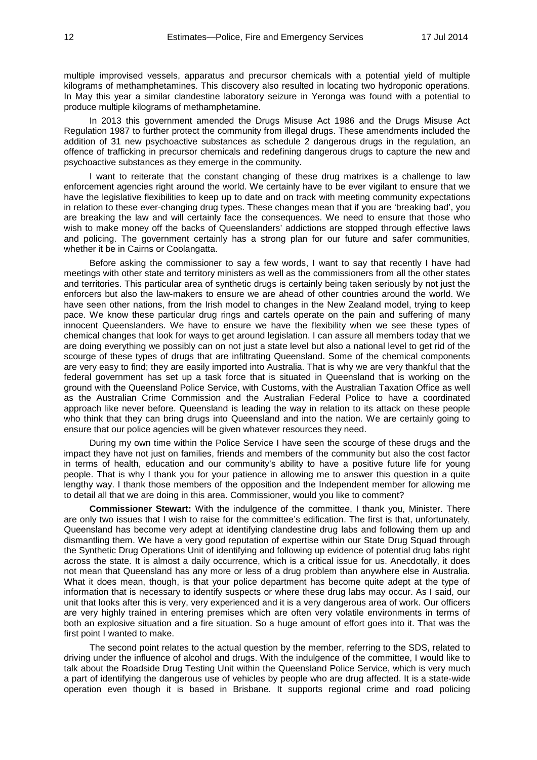multiple improvised vessels, apparatus and precursor chemicals with a potential yield of multiple kilograms of methamphetamines. This discovery also resulted in locating two hydroponic operations. In May this year a similar clandestine laboratory seizure in Yeronga was found with a potential to produce multiple kilograms of methamphetamine.

In 2013 this government amended the Drugs Misuse Act 1986 and the Drugs Misuse Act Regulation 1987 to further protect the community from illegal drugs. These amendments included the addition of 31 new psychoactive substances as schedule 2 dangerous drugs in the regulation, an offence of trafficking in precursor chemicals and redefining dangerous drugs to capture the new and psychoactive substances as they emerge in the community.

I want to reiterate that the constant changing of these drug matrixes is a challenge to law enforcement agencies right around the world. We certainly have to be ever vigilant to ensure that we have the legislative flexibilities to keep up to date and on track with meeting community expectations in relation to these ever-changing drug types. These changes mean that if you are 'breaking bad', you are breaking the law and will certainly face the consequences. We need to ensure that those who wish to make money off the backs of Queenslanders' addictions are stopped through effective laws and policing. The government certainly has a strong plan for our future and safer communities, whether it be in Cairns or Coolangatta.

Before asking the commissioner to say a few words, I want to say that recently I have had meetings with other state and territory ministers as well as the commissioners from all the other states and territories. This particular area of synthetic drugs is certainly being taken seriously by not just the enforcers but also the law-makers to ensure we are ahead of other countries around the world. We have seen other nations, from the Irish model to changes in the New Zealand model, trying to keep pace. We know these particular drug rings and cartels operate on the pain and suffering of many innocent Queenslanders. We have to ensure we have the flexibility when we see these types of chemical changes that look for ways to get around legislation. I can assure all members today that we are doing everything we possibly can on not just a state level but also a national level to get rid of the scourge of these types of drugs that are infiltrating Queensland. Some of the chemical components are very easy to find; they are easily imported into Australia. That is why we are very thankful that the federal government has set up a task force that is situated in Queensland that is working on the ground with the Queensland Police Service, with Customs, with the Australian Taxation Office as well as the Australian Crime Commission and the Australian Federal Police to have a coordinated approach like never before. Queensland is leading the way in relation to its attack on these people who think that they can bring drugs into Queensland and into the nation. We are certainly going to ensure that our police agencies will be given whatever resources they need.

During my own time within the Police Service I have seen the scourge of these drugs and the impact they have not just on families, friends and members of the community but also the cost factor in terms of health, education and our community's ability to have a positive future life for young people. That is why I thank you for your patience in allowing me to answer this question in a quite lengthy way. I thank those members of the opposition and the Independent member for allowing me to detail all that we are doing in this area. Commissioner, would you like to comment?

**Commissioner Stewart:** With the indulgence of the committee, I thank you, Minister. There are only two issues that I wish to raise for the committee's edification. The first is that, unfortunately, Queensland has become very adept at identifying clandestine drug labs and following them up and dismantling them. We have a very good reputation of expertise within our State Drug Squad through the Synthetic Drug Operations Unit of identifying and following up evidence of potential drug labs right across the state. It is almost a daily occurrence, which is a critical issue for us. Anecdotally, it does not mean that Queensland has any more or less of a drug problem than anywhere else in Australia. What it does mean, though, is that your police department has become quite adept at the type of information that is necessary to identify suspects or where these drug labs may occur. As I said, our unit that looks after this is very, very experienced and it is a very dangerous area of work. Our officers are very highly trained in entering premises which are often very volatile environments in terms of both an explosive situation and a fire situation. So a huge amount of effort goes into it. That was the first point I wanted to make.

The second point relates to the actual question by the member, referring to the SDS, related to driving under the influence of alcohol and drugs. With the indulgence of the committee, I would like to talk about the Roadside Drug Testing Unit within the Queensland Police Service, which is very much a part of identifying the dangerous use of vehicles by people who are drug affected. It is a state-wide operation even though it is based in Brisbane. It supports regional crime and road policing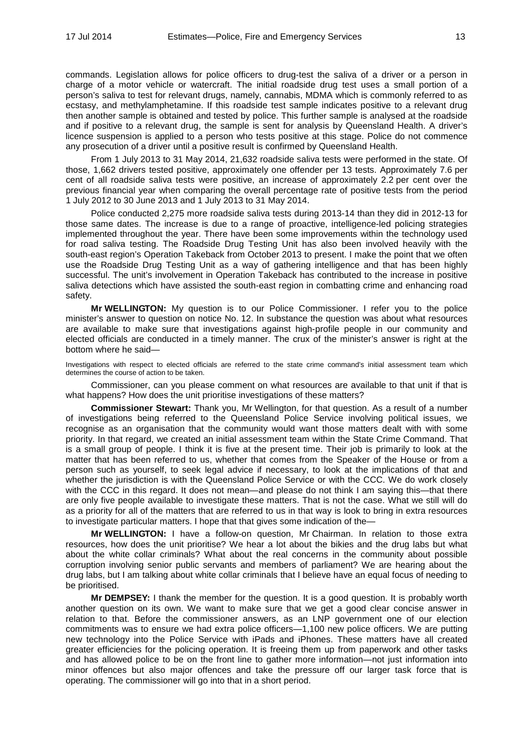commands. Legislation allows for police officers to drug-test the saliva of a driver or a person in charge of a motor vehicle or watercraft. The initial roadside drug test uses a small portion of a person's saliva to test for relevant drugs, namely, cannabis, MDMA which is commonly referred to as ecstasy, and methylamphetamine. If this roadside test sample indicates positive to a relevant drug then another sample is obtained and tested by police. This further sample is analysed at the roadside and if positive to a relevant drug, the sample is sent for analysis by Queensland Health. A driver's licence suspension is applied to a person who tests positive at this stage. Police do not commence any prosecution of a driver until a positive result is confirmed by Queensland Health.

From 1 July 2013 to 31 May 2014, 21,632 roadside saliva tests were performed in the state. Of those, 1,662 drivers tested positive, approximately one offender per 13 tests. Approximately 7.6 per cent of all roadside saliva tests were positive, an increase of approximately 2.2 per cent over the previous financial year when comparing the overall percentage rate of positive tests from the period 1 July 2012 to 30 June 2013 and 1 July 2013 to 31 May 2014.

Police conducted 2,275 more roadside saliva tests during 2013-14 than they did in 2012-13 for those same dates. The increase is due to a range of proactive, intelligence-led policing strategies implemented throughout the year. There have been some improvements within the technology used for road saliva testing. The Roadside Drug Testing Unit has also been involved heavily with the south-east region's Operation Takeback from October 2013 to present. I make the point that we often use the Roadside Drug Testing Unit as a way of gathering intelligence and that has been highly successful. The unit's involvement in Operation Takeback has contributed to the increase in positive saliva detections which have assisted the south-east region in combatting crime and enhancing road safety.

**Mr WELLINGTON:** My question is to our Police Commissioner. I refer you to the police minister's answer to question on notice No. 12. In substance the question was about what resources are available to make sure that investigations against high-profile people in our community and elected officials are conducted in a timely manner. The crux of the minister's answer is right at the bottom where he said—

> Investigations with respect to elected officials are referred to the state crime command's initial assessment team which determines the course of action to be taken.

Commissioner, can you please comment on what resources are available to that unit if that is what happens? How does the unit prioritise investigations of these matters?

**Commissioner Stewart:** Thank you, Mr Wellington, for that question. As a result of a number of investigations being referred to the Queensland Police Service involving political issues, we recognise as an organisation that the community would want those matters dealt with with some priority. In that regard, we created an initial assessment team within the State Crime Command. That is a small group of people. I think it is five at the present time. Their job is primarily to look at the matter that has been referred to us, whether that comes from the Speaker of the House or from a person such as yourself, to seek legal advice if necessary, to look at the implications of that and whether the jurisdiction is with the Queensland Police Service or with the CCC. We do work closely with the CCC in this regard. It does not mean—and please do not think I am saying this—that there are only five people available to investigate these matters. That is not the case. What we still will do as a priority for all of the matters that are referred to us in that way is look to bring in extra resources to investigate particular matters. I hope that that gives some indication of the—

**Mr WELLINGTON:** I have a follow-on question, Mr Chairman. In relation to those extra resources, how does the unit prioritise? We hear a lot about the bikies and the drug labs but what about the white collar criminals? What about the real concerns in the community about possible corruption involving senior public servants and members of parliament? We are hearing about the drug labs, but I am talking about white collar criminals that I believe have an equal focus of needing to be prioritised.

**Mr DEMPSEY:** I thank the member for the question. It is a good question. It is probably worth another question on its own. We want to make sure that we get a good clear concise answer in relation to that. Before the commissioner answers, as an LNP government one of our election commitments was to ensure we had extra police officers—1,100 new police officers. We are putting new technology into the Police Service with iPads and iPhones. These matters have all created greater efficiencies for the policing operation. It is freeing them up from paperwork and other tasks and has allowed police to be on the front line to gather more information—not just information into minor offences but also major offences and take the pressure off our larger task force that is operating. The commissioner will go into that in a short period.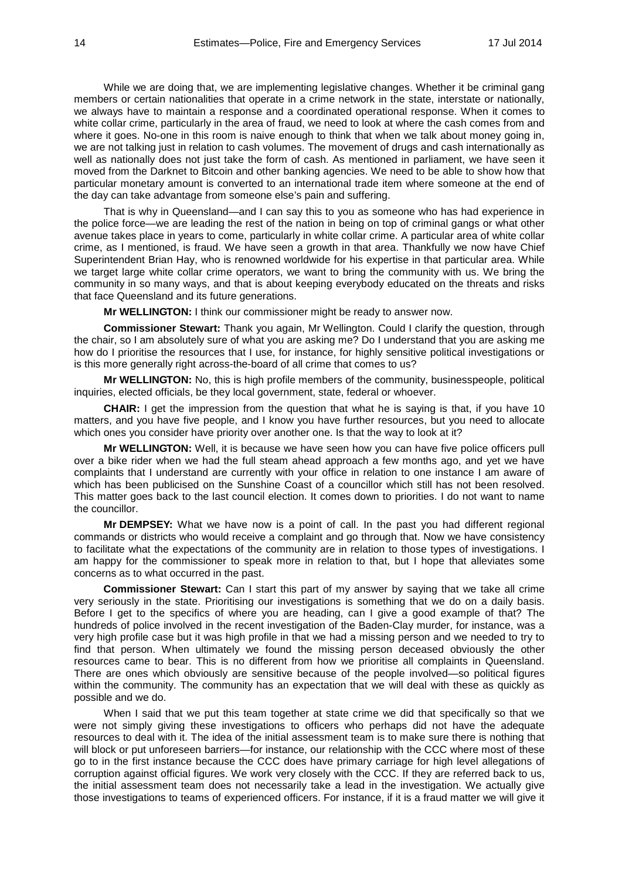While we are doing that, we are implementing legislative changes. Whether it be criminal gang members or certain nationalities that operate in a crime network in the state, interstate or nationally, we always have to maintain a response and a coordinated operational response. When it comes to white collar crime, particularly in the area of fraud, we need to look at where the cash comes from and where it goes. No-one in this room is naive enough to think that when we talk about money going in, we are not talking just in relation to cash volumes. The movement of drugs and cash internationally as well as nationally does not just take the form of cash. As mentioned in parliament, we have seen it moved from the Darknet to Bitcoin and other banking agencies. We need to be able to show how that particular monetary amount is converted to an international trade item where someone at the end of the day can take advantage from someone else's pain and suffering.

That is why in Queensland—and I can say this to you as someone who has had experience in the police force—we are leading the rest of the nation in being on top of criminal gangs or what other avenue takes place in years to come, particularly in white collar crime. A particular area of white collar crime, as I mentioned, is fraud. We have seen a growth in that area. Thankfully we now have Chief Superintendent Brian Hay, who is renowned worldwide for his expertise in that particular area. While we target large white collar crime operators, we want to bring the community with us. We bring the community in so many ways, and that is about keeping everybody educated on the threats and risks that face Queensland and its future generations.

**Mr WELLINGTON:** I think our commissioner might be ready to answer now.

**Commissioner Stewart:** Thank you again, Mr Wellington. Could I clarify the question, through the chair, so I am absolutely sure of what you are asking me? Do I understand that you are asking me how do I prioritise the resources that I use, for instance, for highly sensitive political investigations or is this more generally right across-the-board of all crime that comes to us?

**Mr WELLINGTON:** No, this is high profile members of the community, businesspeople, political inquiries, elected officials, be they local government, state, federal or whoever.

**CHAIR:** I get the impression from the question that what he is saying is that, if you have 10 matters, and you have five people, and I know you have further resources, but you need to allocate which ones you consider have priority over another one. Is that the way to look at it?

**Mr WELLINGTON:** Well, it is because we have seen how you can have five police officers pull over a bike rider when we had the full steam ahead approach a few months ago, and yet we have complaints that I understand are currently with your office in relation to one instance I am aware of which has been publicised on the Sunshine Coast of a councillor which still has not been resolved. This matter goes back to the last council election. It comes down to priorities. I do not want to name the councillor.

**Mr DEMPSEY:** What we have now is a point of call. In the past you had different regional commands or districts who would receive a complaint and go through that. Now we have consistency to facilitate what the expectations of the community are in relation to those types of investigations. I am happy for the commissioner to speak more in relation to that, but I hope that alleviates some concerns as to what occurred in the past.

**Commissioner Stewart:** Can I start this part of my answer by saying that we take all crime very seriously in the state. Prioritising our investigations is something that we do on a daily basis. Before I get to the specifics of where you are heading, can I give a good example of that? The hundreds of police involved in the recent investigation of the Baden-Clay murder, for instance, was a very high profile case but it was high profile in that we had a missing person and we needed to try to find that person. When ultimately we found the missing person deceased obviously the other resources came to bear. This is no different from how we prioritise all complaints in Queensland. There are ones which obviously are sensitive because of the people involved—so political figures within the community. The community has an expectation that we will deal with these as quickly as possible and we do.

When I said that we put this team together at state crime we did that specifically so that we were not simply giving these investigations to officers who perhaps did not have the adequate resources to deal with it. The idea of the initial assessment team is to make sure there is nothing that will block or put unforeseen barriers—for instance, our relationship with the CCC where most of these go to in the first instance because the CCC does have primary carriage for high level allegations of corruption against official figures. We work very closely with the CCC. If they are referred back to us, the initial assessment team does not necessarily take a lead in the investigation. We actually give those investigations to teams of experienced officers. For instance, if it is a fraud matter we will give it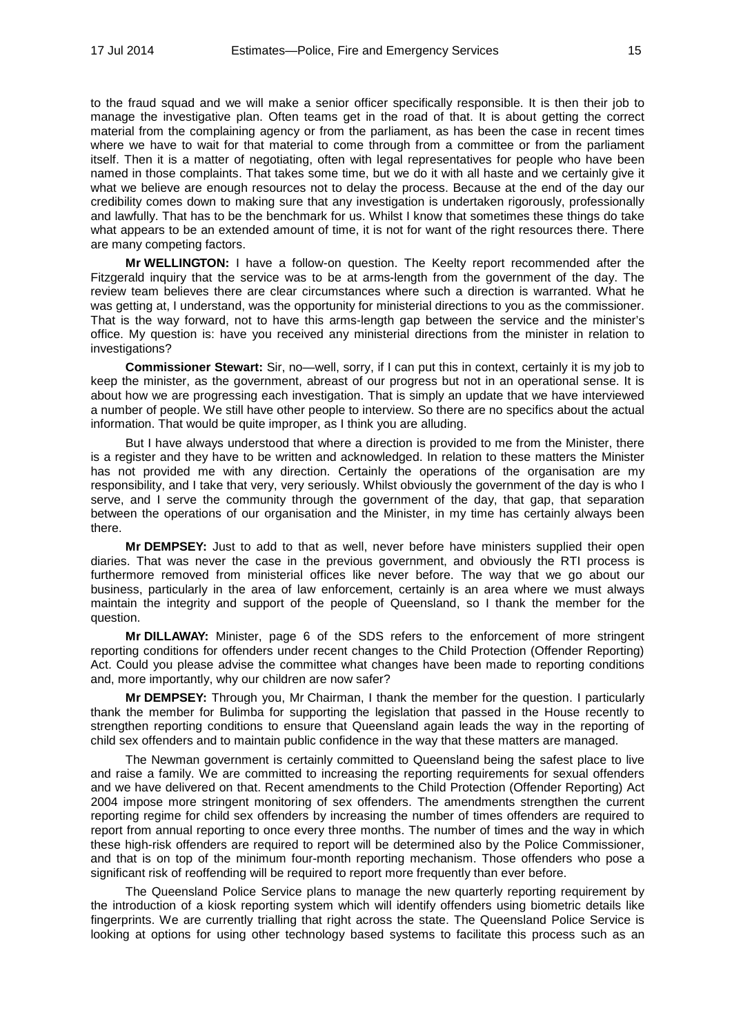to the fraud squad and we will make a senior officer specifically responsible. It is then their job to manage the investigative plan. Often teams get in the road of that. It is about getting the correct material from the complaining agency or from the parliament, as has been the case in recent times where we have to wait for that material to come through from a committee or from the parliament itself. Then it is a matter of negotiating, often with legal representatives for people who have been named in those complaints. That takes some time, but we do it with all haste and we certainly give it what we believe are enough resources not to delay the process. Because at the end of the day our credibility comes down to making sure that any investigation is undertaken rigorously, professionally and lawfully. That has to be the benchmark for us. Whilst I know that sometimes these things do take what appears to be an extended amount of time, it is not for want of the right resources there. There are many competing factors.

**Mr WELLINGTON:** I have a follow-on question. The Keelty report recommended after the Fitzgerald inquiry that the service was to be at arms-length from the government of the day. The review team believes there are clear circumstances where such a direction is warranted. What he was getting at, I understand, was the opportunity for ministerial directions to you as the commissioner. That is the way forward, not to have this arms-length gap between the service and the minister's office. My question is: have you received any ministerial directions from the minister in relation to investigations?

**Commissioner Stewart:** Sir, no—well, sorry, if I can put this in context, certainly it is my job to keep the minister, as the government, abreast of our progress but not in an operational sense. It is about how we are progressing each investigation. That is simply an update that we have interviewed a number of people. We still have other people to interview. So there are no specifics about the actual information. That would be quite improper, as I think you are alluding.

But I have always understood that where a direction is provided to me from the Minister, there is a register and they have to be written and acknowledged. In relation to these matters the Minister has not provided me with any direction. Certainly the operations of the organisation are my responsibility, and I take that very, very seriously. Whilst obviously the government of the day is who I serve, and I serve the community through the government of the day, that gap, that separation between the operations of our organisation and the Minister, in my time has certainly always been there.

**Mr DEMPSEY:** Just to add to that as well, never before have ministers supplied their open diaries. That was never the case in the previous government, and obviously the RTI process is furthermore removed from ministerial offices like never before. The way that we go about our business, particularly in the area of law enforcement, certainly is an area where we must always maintain the integrity and support of the people of Queensland, so I thank the member for the question.

**Mr DILLAWAY:** Minister, page 6 of the SDS refers to the enforcement of more stringent reporting conditions for offenders under recent changes to the Child Protection (Offender Reporting) Act. Could you please advise the committee what changes have been made to reporting conditions and, more importantly, why our children are now safer?

**Mr DEMPSEY:** Through you, Mr Chairman, I thank the member for the question. I particularly thank the member for Bulimba for supporting the legislation that passed in the House recently to strengthen reporting conditions to ensure that Queensland again leads the way in the reporting of child sex offenders and to maintain public confidence in the way that these matters are managed.

The Newman government is certainly committed to Queensland being the safest place to live and raise a family. We are committed to increasing the reporting requirements for sexual offenders and we have delivered on that. Recent amendments to the Child Protection (Offender Reporting) Act 2004 impose more stringent monitoring of sex offenders. The amendments strengthen the current reporting regime for child sex offenders by increasing the number of times offenders are required to report from annual reporting to once every three months. The number of times and the way in which these high-risk offenders are required to report will be determined also by the Police Commissioner, and that is on top of the minimum four-month reporting mechanism. Those offenders who pose a significant risk of reoffending will be required to report more frequently than ever before.

The Queensland Police Service plans to manage the new quarterly reporting requirement by the introduction of a kiosk reporting system which will identify offenders using biometric details like fingerprints. We are currently trialling that right across the state. The Queensland Police Service is looking at options for using other technology based systems to facilitate this process such as an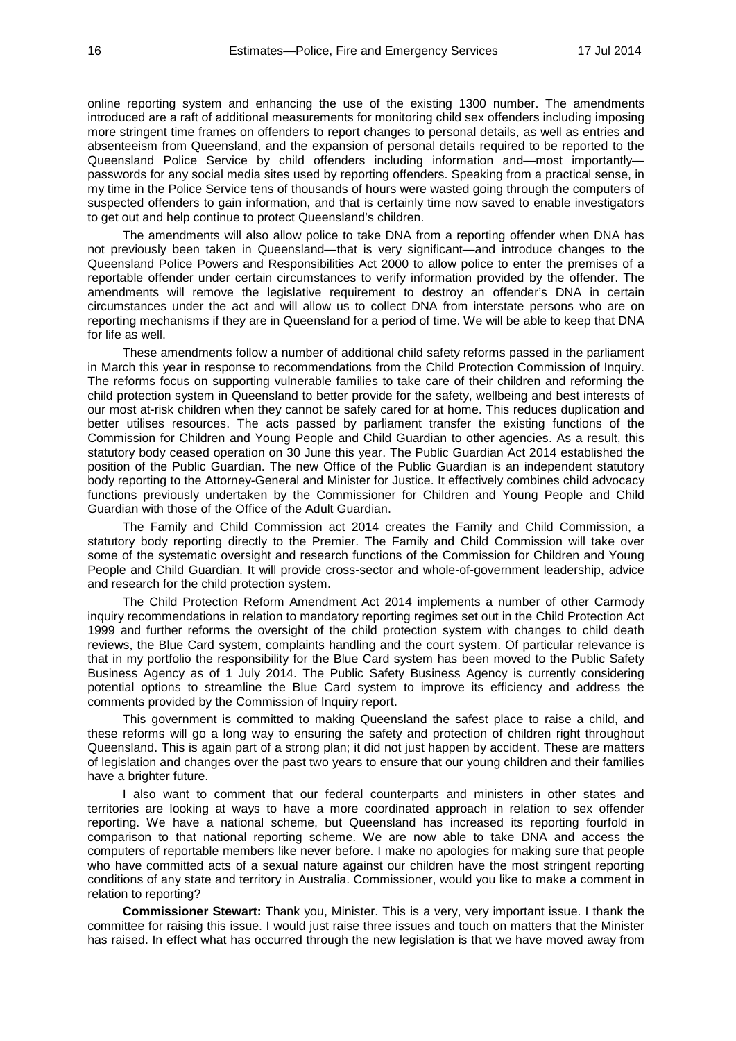online reporting system and enhancing the use of the existing 1300 number. The amendments introduced are a raft of additional measurements for monitoring child sex offenders including imposing more stringent time frames on offenders to report changes to personal details, as well as entries and absenteeism from Queensland, and the expansion of personal details required to be reported to the Queensland Police Service by child offenders including information and—most importantly—passwords for any social media sites used by reporting offenders. Speaking from a practical sense, in my time in the Police Service tens of thousands of hours were wasted going through the computers of suspected offenders to gain information, and that is certainly time now saved to enable investigators to get out and help continue to protect Queensland's children.

The amendments will also allow police to take DNA from a reporting offender when DNA has not previously been taken in Queensland—that is very significant—and introduce changes to the Queensland Police Powers and Responsibilities Act 2000 to allow police to enter the premises of a reportable offender under certain circumstances to verify information provided by the offender. The amendments will remove the legislative requirement to destroy an offender's DNA in certain circumstances under the act and will allow us to collect DNA from interstate persons who are on reporting mechanisms if they are in Queensland for a period of time. We will be able to keep that DNA for life as well.

These amendments follow a number of additional child safety reforms passed in the parliament in March this year in response to recommendations from the Child Protection Commission of Inquiry. The reforms focus on supporting vulnerable families to take care of their children and reforming the child protection system in Queensland to better provide for the safety, wellbeing and best interests of our most at-risk children when they cannot be safely cared for at home. This reduces duplication and better utilises resources. The acts passed by parliament transfer the existing functions of the Commission for Children and Young People and Child Guardian to other agencies. As a result, this statutory body ceased operation on 30 June this year. The Public Guardian Act 2014 established the position of the Public Guardian. The new Office of the Public Guardian is an independent statutory body reporting to the Attorney-General and Minister for Justice. It effectively combines child advocacy functions previously undertaken by the Commissioner for Children and Young People and Child Guardian with those of the Office of the Adult Guardian.

The Family and Child Commission act 2014 creates the Family and Child Commission, a statutory body reporting directly to the Premier. The Family and Child Commission will take over some of the systematic oversight and research functions of the Commission for Children and Young People and Child Guardian. It will provide cross-sector and whole-of-government leadership, advice and research for the child protection system.

The Child Protection Reform Amendment Act 2014 implements a number of other Carmody inquiry recommendations in relation to mandatory reporting regimes set out in the Child Protection Act 1999 and further reforms the oversight of the child protection system with changes to child death reviews, the Blue Card system, complaints handling and the court system. Of particular relevance is that in my portfolio the responsibility for the Blue Card system has been moved to the Public Safety Business Agency as of 1 July 2014. The Public Safety Business Agency is currently considering potential options to streamline the Blue Card system to improve its efficiency and address the comments provided by the Commission of Inquiry report.

This government is committed to making Queensland the safest place to raise a child, and these reforms will go a long way to ensuring the safety and protection of children right throughout Queensland. This is again part of a strong plan; it did not just happen by accident. These are matters of legislation and changes over the past two years to ensure that our young children and their families have a brighter future.

I also want to comment that our federal counterparts and ministers in other states and territories are looking at ways to have a more coordinated approach in relation to sex offender reporting. We have a national scheme, but Queensland has increased its reporting fourfold in comparison to that national reporting scheme. We are now able to take DNA and access the computers of reportable members like never before. I make no apologies for making sure that people who have committed acts of a sexual nature against our children have the most stringent reporting conditions of any state and territory in Australia. Commissioner, would you like to make a comment in relation to reporting?

**Commissioner Stewart:** Thank you, Minister. This is a very, very important issue. I thank the committee for raising this issue. I would just raise three issues and touch on matters that the Minister has raised. In effect what has occurred through the new legislation is that we have moved away from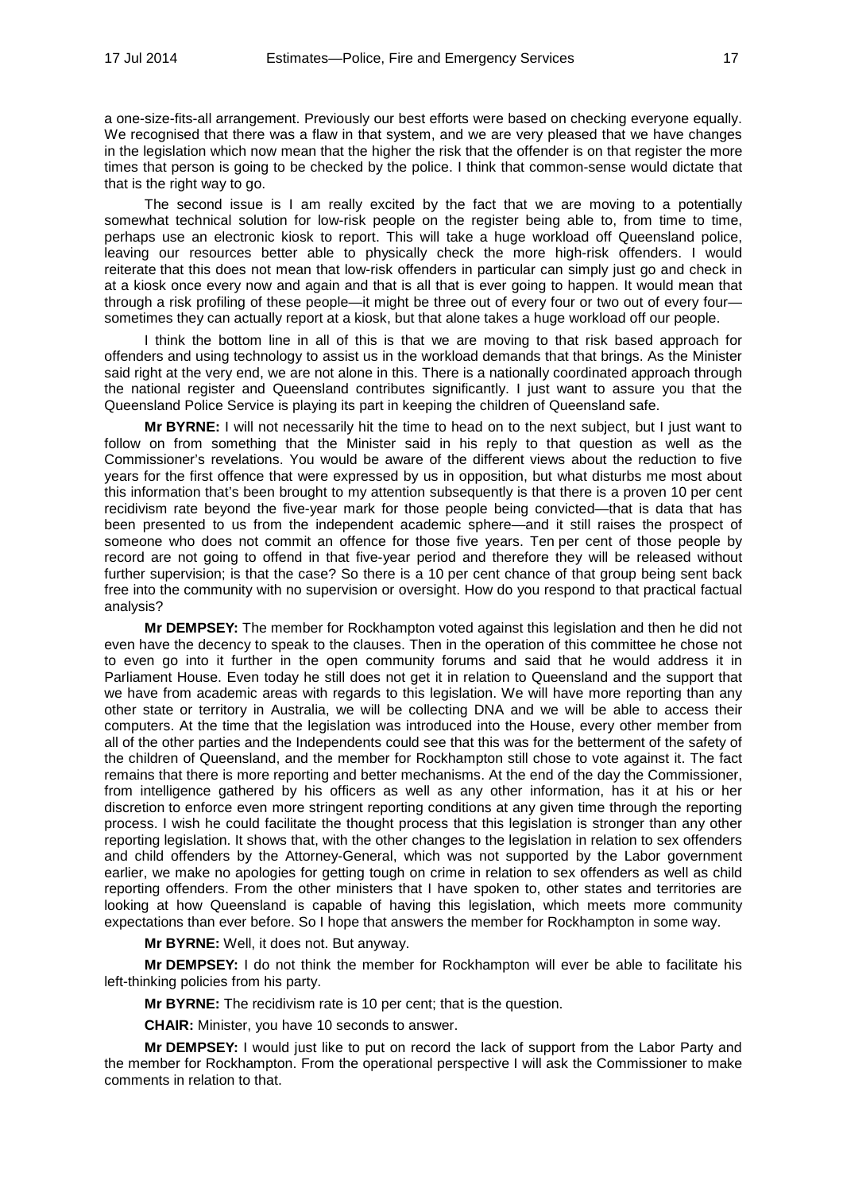a one-size-fits-all arrangement. Previously our best efforts were based on checking everyone equally. We recognised that there was a flaw in that system, and we are very pleased that we have changes in the legislation which now mean that the higher the risk that the offender is on that register the more times that person is going to be checked by the police. I think that common-sense would dictate that that is the right way to go.

The second issue is I am really excited by the fact that we are moving to a potentially somewhat technical solution for low-risk people on the register being able to, from time to time, perhaps use an electronic kiosk to report. This will take a huge workload off Queensland police, leaving our resources better able to physically check the more high-risk offenders. I would reiterate that this does not mean that low-risk offenders in particular can simply just go and check in at a kiosk once every now and again and that is all that is ever going to happen. It would mean that through a risk profiling of these people—it might be three out of every four or two out of every four—sometimes they can actually report at a kiosk, but that alone takes a huge workload off our people.

I think the bottom line in all of this is that we are moving to that risk based approach for offenders and using technology to assist us in the workload demands that that brings. As the Minister said right at the very end, we are not alone in this. There is a nationally coordinated approach through the national register and Queensland contributes significantly. I just want to assure you that the Queensland Police Service is playing its part in keeping the children of Queensland safe.

**Mr BYRNE:** I will not necessarily hit the time to head on to the next subject, but I just want to follow on from something that the Minister said in his reply to that question as well as the Commissioner's revelations. You would be aware of the different views about the reduction to five years for the first offence that were expressed by us in opposition, but what disturbs me most about this information that's been brought to my attention subsequently is that there is a proven 10 per cent recidivism rate beyond the five-year mark for those people being convicted—that is data that has been presented to us from the independent academic sphere—and it still raises the prospect of someone who does not commit an offence for those five years. Ten per cent of those people by record are not going to offend in that five-year period and therefore they will be released without further supervision; is that the case? So there is a 10 per cent chance of that group being sent back free into the community with no supervision or oversight. How do you respond to that practical factual analysis?

**Mr DEMPSEY:** The member for Rockhampton voted against this legislation and then he did not even have the decency to speak to the clauses. Then in the operation of this committee he chose not to even go into it further in the open community forums and said that he would address it in Parliament House. Even today he still does not get it in relation to Queensland and the support that we have from academic areas with regards to this legislation. We will have more reporting than any other state or territory in Australia, we will be collecting DNA and we will be able to access their computers. At the time that the legislation was introduced into the House, every other member from all of the other parties and the Independents could see that this was for the betterment of the safety of the children of Queensland, and the member for Rockhampton still chose to vote against it. The fact remains that there is more reporting and better mechanisms. At the end of the day the Commissioner, from intelligence gathered by his officers as well as any other information, has it at his or her discretion to enforce even more stringent reporting conditions at any given time through the reporting process. I wish he could facilitate the thought process that this legislation is stronger than any other reporting legislation. It shows that, with the other changes to the legislation in relation to sex offenders and child offenders by the Attorney-General, which was not supported by the Labor government earlier, we make no apologies for getting tough on crime in relation to sex offenders as well as child reporting offenders. From the other ministers that I have spoken to, other states and territories are looking at how Queensland is capable of having this legislation, which meets more community expectations than ever before. So I hope that answers the member for Rockhampton in some way.

**Mr BYRNE:** Well, it does not. But anyway.

**Mr DEMPSEY:** I do not think the member for Rockhampton will ever be able to facilitate his left-thinking policies from his party.

**Mr BYRNE:** The recidivism rate is 10 per cent; that is the question.

**CHAIR:** Minister, you have 10 seconds to answer.

**Mr DEMPSEY:** I would just like to put on record the lack of support from the Labor Party and the member for Rockhampton. From the operational perspective I will ask the Commissioner to make comments in relation to that.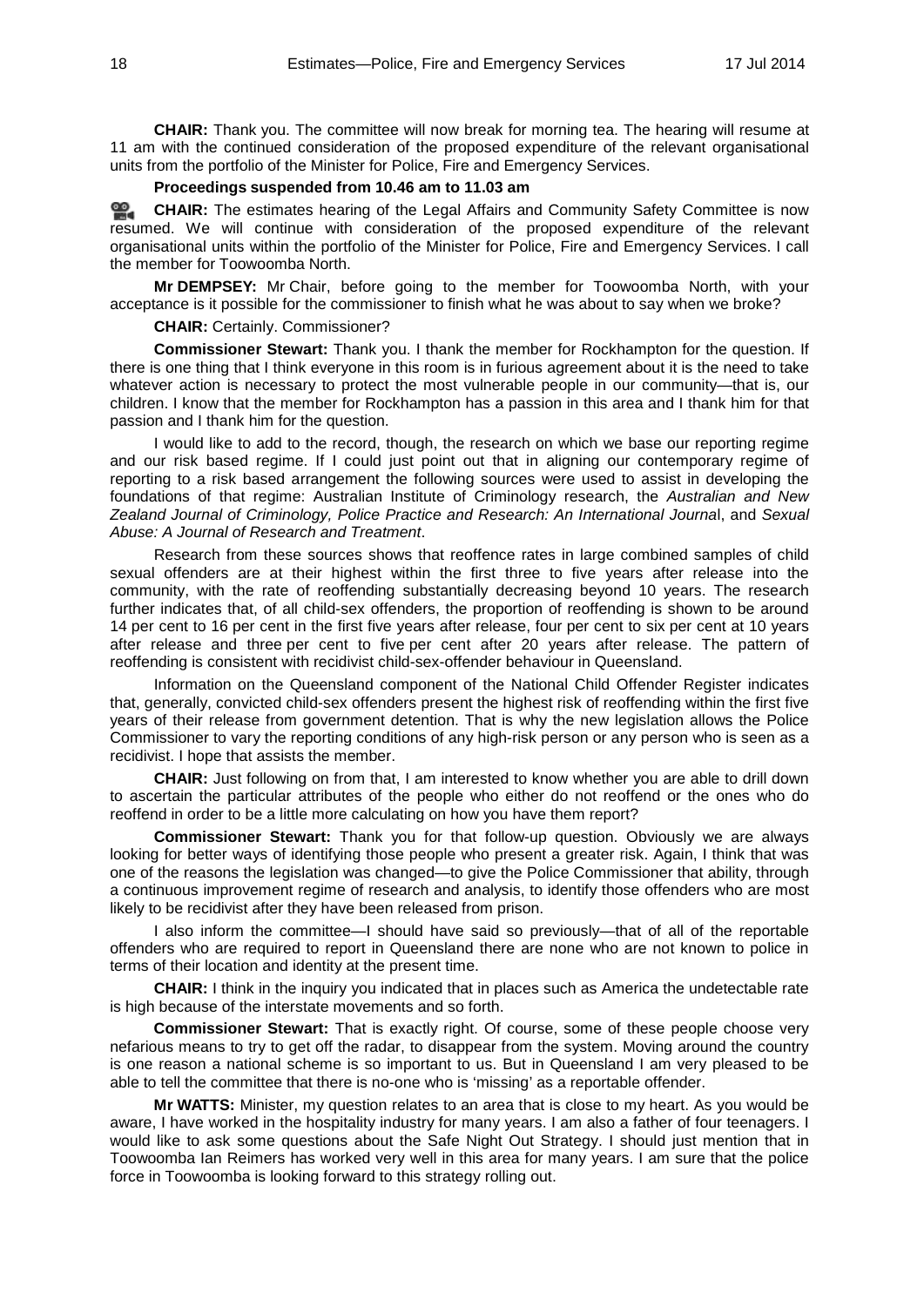**CHAIR:** Thank you. The committee will now break for morning tea. The hearing will resume at 11 am with the continued consideration of the proposed expenditure of the relevant organisational units from the portfolio of the Minister for Police, Fire and Emergency Services.

**Proceedings suspended from 10.46 am to 11.03 am**

**CHAIR:** The estimates hearing of the Legal Affairs and Community Safety Committee is now resumed. We will continue with consideration of the proposed expenditure of the relevant organisational units within the portfolio of the Minister for Police, Fire and Emergency Services. I call the member for Toowoomba North.

**Mr DEMPSEY:** Mr Chair, before going to the member for Toowoomba North, with your acceptance is it possible for the commissioner to finish what he was about to say when we broke?

**CHAIR:** Certainly. Commissioner?

**Commissioner Stewart:** Thank you. I thank the member for Rockhampton for the question. If there is one thing that I think everyone in this room is in furious agreement about it is the need to take whatever action is necessary to protect the most vulnerable people in our community—that is, our children. I know that the member for Rockhampton has a passion in this area and I thank him for that passion and I thank him for the question.

I would like to add to the record, though, the research on which we base our reporting regime and our risk based regime. If I could just point out that in aligning our contemporary regime of reporting to a risk based arrangement the following sources were used to assist in developing the foundations of that regime: Australian Institute of Criminology research, the *Australian and New Zealand Journal of Criminology, Police Practice and Research: An International Journal*, and *Sexual Abuse: A Journal of Research and Treatment*.

Research from these sources shows that reoffence rates in large combined samples of child sexual offenders are at their highest within the first three to five years after release into the community, with the rate of reoffending substantially decreasing beyond 10 years. The research further indicates that, of all child-sex offenders, the proportion of reoffending is shown to be around 14 per cent to 16 per cent in the first five years after release, four per cent to six per cent at 10 years after release and three per cent to five per cent after 20 years after release. The pattern of reoffending is consistent with recidivist child-sex-offender behaviour in Queensland.

Information on the Queensland component of the National Child Offender Register indicates that, generally, convicted child-sex offenders present the highest risk of reoffending within the first five years of their release from government detention. That is why the new legislation allows the Police Commissioner to vary the reporting conditions of any high-risk person or any person who is seen as a recidivist. I hope that assists the member.

**CHAIR:** Just following on from that, I am interested to know whether you are able to drill down to ascertain the particular attributes of the people who either do not reoffend or the ones who do reoffend in order to be a little more calculating on how you have them report?

**Commissioner Stewart:** Thank you for that follow-up question. Obviously we are always looking for better ways of identifying those people who present a greater risk. Again, I think that was one of the reasons the legislation was changed—to give the Police Commissioner that ability, through a continuous improvement regime of research and analysis, to identify those offenders who are most likely to be recidivist after they have been released from prison.

I also inform the committee—I should have said so previously—that of all of the reportable offenders who are required to report in Queensland there are none who are not known to police in terms of their location and identity at the present time.

**CHAIR:** I think in the inquiry you indicated that in places such as America the undetectable rate is high because of the interstate movements and so forth.

**Commissioner Stewart:** That is exactly right. Of course, some of these people choose very nefarious means to try to get off the radar, to disappear from the system. Moving around the country is one reason a national scheme is so important to us. But in Queensland I am very pleased to be able to tell the committee that there is no-one who is 'missing' as a reportable offender.

**Mr WATTS:** Minister, my question relates to an area that is close to my heart. As you would be aware, I have worked in the hospitality industry for many years. I am also a father of four teenagers. I would like to ask some questions about the Safe Night Out Strategy. I should just mention that in Toowoomba Ian Reimers has worked very well in this area for many years. I am sure that the police force in Toowoomba is looking forward to this strategy rolling out.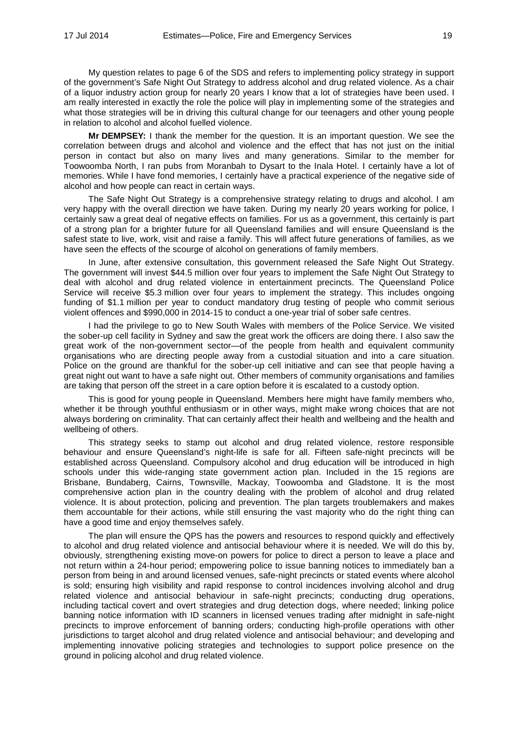My question relates to page 6 of the SDS and refers to implementing policy strategy in support of the government's Safe Night Out Strategy to address alcohol and drug related violence. As a chair of a liquor industry action group for nearly 20 years I know that a lot of strategies have been used. I am really interested in exactly the role the police will play in implementing some of the strategies and what those strategies will be in driving this cultural change for our teenagers and other young people in relation to alcohol and alcohol fuelled violence.

**Mr DEMPSEY:** I thank the member for the question. It is an important question. We see the correlation between drugs and alcohol and violence and the effect that has not just on the initial person in contact but also on many lives and many generations. Similar to the member for Toowoomba North, I ran pubs from Moranbah to Dysart to the Inala Hotel. I certainly have a lot of memories. While I have fond memories, I certainly have a practical experience of the negative side of alcohol and how people can react in certain ways.

The Safe Night Out Strategy is a comprehensive strategy relating to drugs and alcohol. I am very happy with the overall direction we have taken. During my nearly 20 years working for police, I certainly saw a great deal of negative effects on families. For us as a government, this certainly is part of a strong plan for a brighter future for all Queensland families and will ensure Queensland is the safest state to live, work, visit and raise a family. This will affect future generations of families, as we have seen the effects of the scourge of alcohol on generations of family members.

In June, after extensive consultation, this government released the Safe Night Out Strategy. The government will invest $44.5 million over four years to implement the Safe Night Out Strategy to deal with alcohol and drug related violence in entertainment precincts. The Queensland Police Service will receive $5.3 million over four years to implement the strategy. This includes ongoing funding of $1.1 million per year to conduct mandatory drug testing of people who commit serious violent offences and $990,000 in 2014-15 to conduct a one-year trial of sober safe centres.

I had the privilege to go to New South Wales with members of the Police Service. We visited the sober-up cell facility in Sydney and saw the great work the officers are doing there. I also saw the great work of the non-government sector—of the people from health and equivalent community organisations who are directing people away from a custodial situation and into a care situation. Police on the ground are thankful for the sober-up cell initiative and can see that people having a great night out want to have a safe night out. Other members of community organisations and families are taking that person off the street in a care option before it is escalated to a custody option.

This is good for young people in Queensland. Members here might have family members who, whether it be through youthful enthusiasm or in other ways, might make wrong choices that are not always bordering on criminality. That can certainly affect their health and wellbeing and the health and wellbeing of others.

This strategy seeks to stamp out alcohol and drug related violence, restore responsible behaviour and ensure Queensland's night-life is safe for all. Fifteen safe-night precincts will be established across Queensland. Compulsory alcohol and drug education will be introduced in high schools under this wide-ranging state government action plan. Included in the 15 regions are Brisbane, Bundaberg, Cairns, Townsville, Mackay, Toowoomba and Gladstone. It is the most comprehensive action plan in the country dealing with the problem of alcohol and drug related violence. It is about protection, policing and prevention. The plan targets troublemakers and makes them accountable for their actions, while still ensuring the vast majority who do the right thing can have a good time and enjoy themselves safely.

The plan will ensure the QPS has the powers and resources to respond quickly and effectively to alcohol and drug related violence and antisocial behaviour where it is needed. We will do this by, obviously, strengthening existing move-on powers for police to direct a person to leave a place and not return within a 24-hour period; empowering police to issue banning notices to immediately ban a person from being in and around licensed venues, safe-night precincts or stated events where alcohol is sold; ensuring high visibility and rapid response to control incidences involving alcohol and drug related violence and antisocial behaviour in safe-night precincts; conducting drug operations, including tactical covert and overt strategies and drug detection dogs, where needed; linking police banning notice information with ID scanners in licensed venues trading after midnight in safe-night precincts to improve enforcement of banning orders; conducting high-profile operations with other jurisdictions to target alcohol and drug related violence and antisocial behaviour; and developing and implementing innovative policing strategies and technologies to support police presence on the ground in policing alcohol and drug related violence.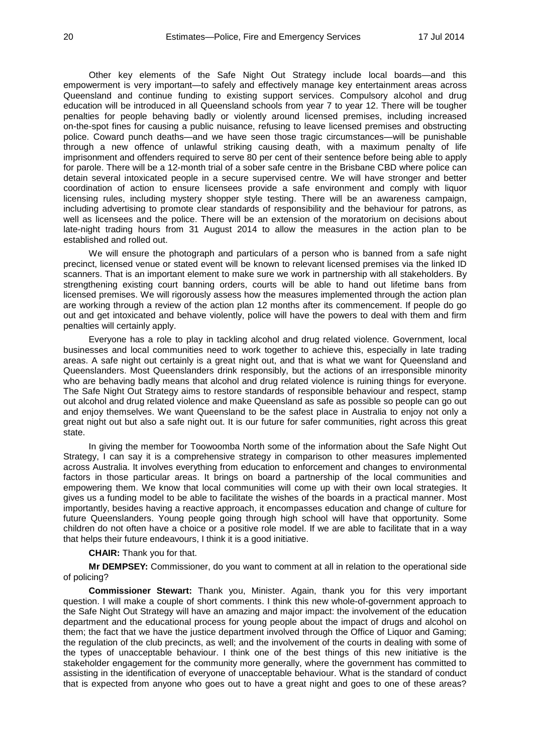Other key elements of the Safe Night Out Strategy include local boards—and this empowerment is very important—to safely and effectively manage key entertainment areas across Queensland and continue funding to existing support services. Compulsory alcohol and drug education will be introduced in all Queensland schools from year 7 to year 12. There will be tougher penalties for people behaving badly or violently around licensed premises, including increased on-the-spot fines for causing a public nuisance, refusing to leave licensed premises and obstructing police. Coward punch deaths—and we have seen those tragic circumstances—will be punishable through a new offence of unlawful striking causing death, with a maximum penalty of life imprisonment and offenders required to serve 80 per cent of their sentence before being able to apply for parole. There will be a 12-month trial of a sober safe centre in the Brisbane CBD where police can detain several intoxicated people in a secure supervised centre. We will have stronger and better coordination of action to ensure licensees provide a safe environment and comply with liquor licensing rules, including mystery shopper style testing. There will be an awareness campaign, including advertising to promote clear standards of responsibility and the behaviour for patrons, as well as licensees and the police. There will be an extension of the moratorium on decisions about late-night trading hours from 31 August 2014 to allow the measures in the action plan to be established and rolled out.

We will ensure the photograph and particulars of a person who is banned from a safe night precinct, licensed venue or stated event will be known to relevant licensed premises via the linked ID scanners. That is an important element to make sure we work in partnership with all stakeholders. By strengthening existing court banning orders, courts will be able to hand out lifetime bans from licensed premises. We will rigorously assess how the measures implemented through the action plan are working through a review of the action plan 12 months after its commencement. If people do go out and get intoxicated and behave violently, police will have the powers to deal with them and firm penalties will certainly apply.

Everyone has a role to play in tackling alcohol and drug related violence. Government, local businesses and local communities need to work together to achieve this, especially in late trading areas. A safe night out certainly is a great night out, and that is what we want for Queensland and Queenslanders. Most Queenslanders drink responsibly, but the actions of an irresponsible minority who are behaving badly means that alcohol and drug related violence is ruining things for everyone. The Safe Night Out Strategy aims to restore standards of responsible behaviour and respect, stamp out alcohol and drug related violence and make Queensland as safe as possible so people can go out and enjoy themselves. We want Queensland to be the safest place in Australia to enjoy not only a great night out but also a safe night out. It is our future for safer communities, right across this great state.

In giving the member for Toowoomba North some of the information about the Safe Night Out Strategy, I can say it is a comprehensive strategy in comparison to other measures implemented across Australia. It involves everything from education to enforcement and changes to environmental factors in those particular areas. It brings on board a partnership of the local communities and empowering them. We know that local communities will come up with their own local strategies. It gives us a funding model to be able to facilitate the wishes of the boards in a practical manner. Most importantly, besides having a reactive approach, it encompasses education and change of culture for future Queenslanders. Young people going through high school will have that opportunity. Some children do not often have a choice or a positive role model. If we are able to facilitate that in a way that helps their future endeavours, I think it is a good initiative.

**CHAIR:** Thank you for that.

**Mr DEMPSEY:** Commissioner, do you want to comment at all in relation to the operational side of policing?

**Commissioner Stewart:** Thank you, Minister. Again, thank you for this very important question. I will make a couple of short comments. I think this new whole-of-government approach to the Safe Night Out Strategy will have an amazing and major impact: the involvement of the education department and the educational process for young people about the impact of drugs and alcohol on them; the fact that we have the justice department involved through the Office of Liquor and Gaming; the regulation of the club precincts, as well; and the involvement of the courts in dealing with some of the types of unacceptable behaviour. I think one of the best things of this new initiative is the stakeholder engagement for the community more generally, where the government has committed to assisting in the identification of everyone of unacceptable behaviour. What is the standard of conduct that is expected from anyone who goes out to have a great night and goes to one of these areas?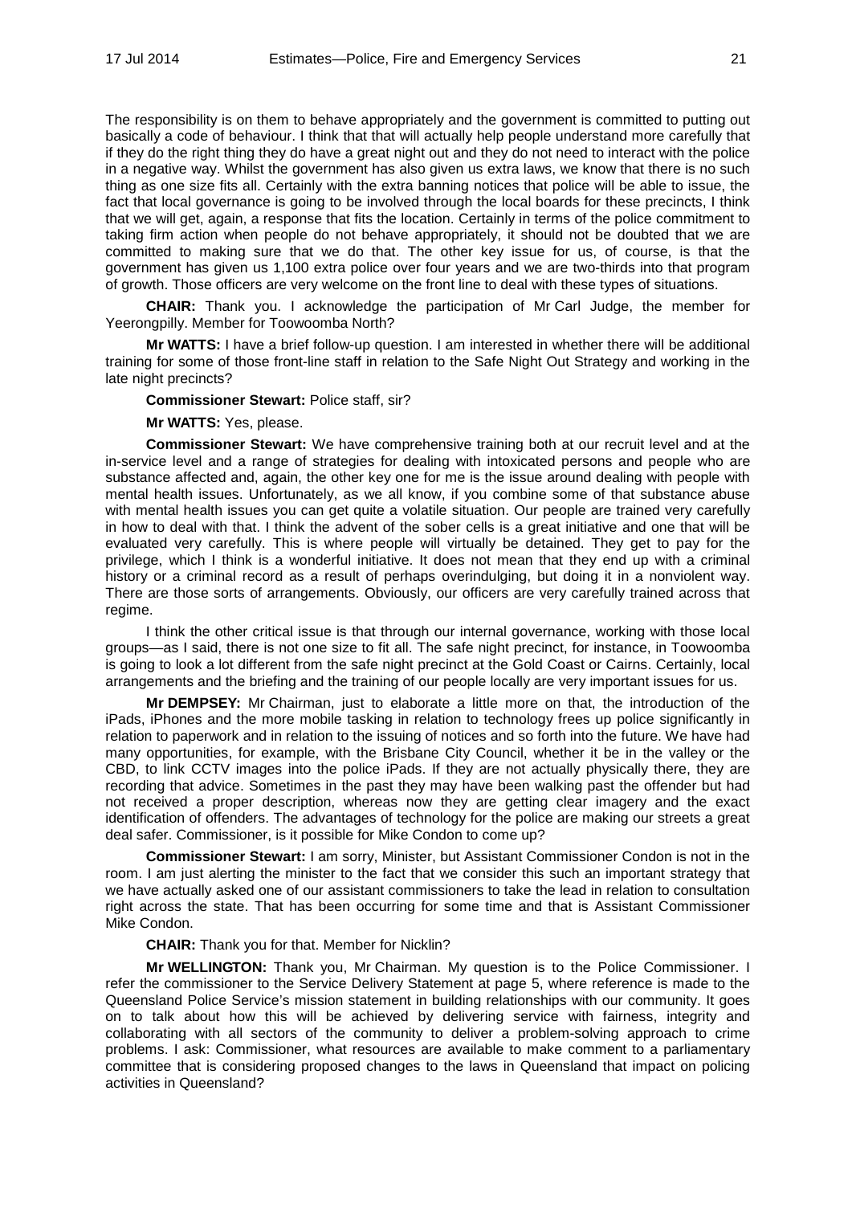The responsibility is on them to behave appropriately and the government is committed to putting out basically a code of behaviour. I think that that will actually help people understand more carefully that if they do the right thing they do have a great night out and they do not need to interact with the police in a negative way. Whilst the government has also given us extra laws, we know that there is no such thing as one size fits all. Certainly with the extra banning notices that police will be able to issue, the fact that local governance is going to be involved through the local boards for these precincts, I think that we will get, again, a response that fits the location. Certainly in terms of the police commitment to taking firm action when people do not behave appropriately, it should not be doubted that we are committed to making sure that we do that. The other key issue for us, of course, is that the government has given us 1,100 extra police over four years and we are two-thirds into that program of growth. Those officers are very welcome on the front line to deal with these types of situations.

**CHAIR:** Thank you. I acknowledge the participation of Mr Carl Judge, the member for Yeerongpilly. Member for Toowoomba North?

**Mr WATTS:** I have a brief follow-up question. I am interested in whether there will be additional training for some of those front-line staff in relation to the Safe Night Out Strategy and working in the late night precincts?

**Commissioner Stewart:** Police staff, sir?

**Mr WATTS:** Yes, please.

**Commissioner Stewart:** We have comprehensive training both at our recruit level and at the in-service level and a range of strategies for dealing with intoxicated persons and people who are substance affected and, again, the other key one for me is the issue around dealing with people with mental health issues. Unfortunately, as we all know, if you combine some of that substance abuse with mental health issues you can get quite a volatile situation. Our people are trained very carefully in how to deal with that. I think the advent of the sober cells is a great initiative and one that will be evaluated very carefully. This is where people will virtually be detained. They get to pay for the privilege, which I think is a wonderful initiative. It does not mean that they end up with a criminal history or a criminal record as a result of perhaps overindulging, but doing it in a nonviolent way. There are those sorts of arrangements. Obviously, our officers are very carefully trained across that regime.

I think the other critical issue is that through our internal governance, working with those local groups—as I said, there is not one size to fit all. The safe night precinct, for instance, in Toowoomba is going to look a lot different from the safe night precinct at the Gold Coast or Cairns. Certainly, local arrangements and the briefing and the training of our people locally are very important issues for us.

**Mr DEMPSEY:** Mr Chairman, just to elaborate a little more on that, the introduction of the iPads, iPhones and the more mobile tasking in relation to technology frees up police significantly in relation to paperwork and in relation to the issuing of notices and so forth into the future. We have had many opportunities, for example, with the Brisbane City Council, whether it be in the valley or the CBD, to link CCTV images into the police iPads. If they are not actually physically there, they are recording that advice. Sometimes in the past they may have been walking past the offender but had not received a proper description, whereas now they are getting clear imagery and the exact identification of offenders. The advantages of technology for the police are making our streets a great deal safer. Commissioner, is it possible for Mike Condon to come up?

**Commissioner Stewart:** I am sorry, Minister, but Assistant Commissioner Condon is not in the room. I am just alerting the minister to the fact that we consider this such an important strategy that we have actually asked one of our assistant commissioners to take the lead in relation to consultation right across the state. That has been occurring for some time and that is Assistant Commissioner Mike Condon.

**CHAIR:** Thank you for that. Member for Nicklin?

**Mr WELLINGTON:** Thank you, Mr Chairman. My question is to the Police Commissioner. I refer the commissioner to the Service Delivery Statement at page 5, where reference is made to the Queensland Police Service's mission statement in building relationships with our community. It goes on to talk about how this will be achieved by delivering service with fairness, integrity and collaborating with all sectors of the community to deliver a problem-solving approach to crime problems. I ask: Commissioner, what resources are available to make comment to a parliamentary committee that is considering proposed changes to the laws in Queensland that impact on policing activities in Queensland?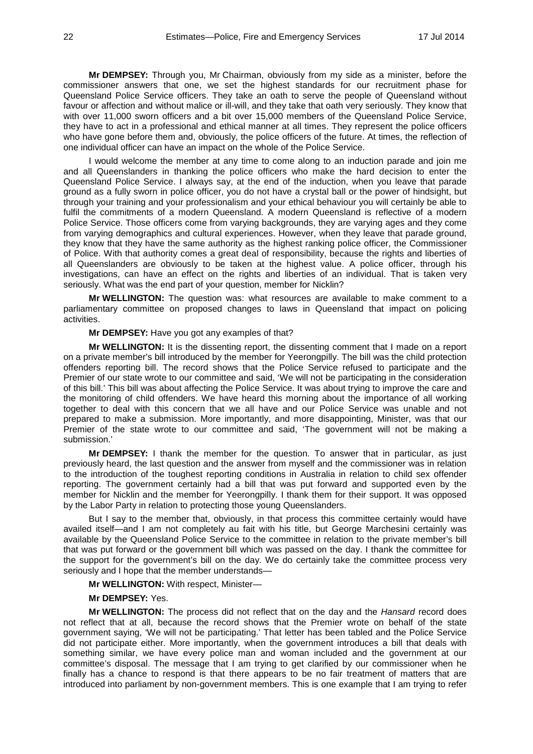**Mr DEMPSEY:** Through you, Mr Chairman, obviously from my side as a minister, before the commissioner answers that one, we set the highest standards for our recruitment phase for Queensland Police Service officers. They take an oath to serve the people of Queensland without favour or affection and without malice or ill-will, and they take that oath very seriously. They know that with over 11,000 sworn officers and a bit over 15,000 members of the Queensland Police Service, they have to act in a professional and ethical manner at all times. They represent the police officers who have gone before them and, obviously, the police officers of the future. At times, the reflection of one individual officer can have an impact on the whole of the Police Service.

I would welcome the member at any time to come along to an induction parade and join me and all Queenslanders in thanking the police officers who make the hard decision to enter the Queensland Police Service. I always say, at the end of the induction, when you leave that parade ground as a fully sworn in police officer, you do not have a crystal ball or the power of hindsight, but through your training and your professionalism and your ethical behaviour you will certainly be able to fulfil the commitments of a modern Queensland. A modern Queensland is reflective of a modern Police Service. Those officers come from varying backgrounds, they are varying ages and they come from varying demographics and cultural experiences. However, when they leave that parade ground, they know that they have the same authority as the highest ranking police officer, the Commissioner of Police. With that authority comes a great deal of responsibility, because the rights and liberties of all Queenslanders are obviously to be taken at the highest value. A police officer, through his investigations, can have an effect on the rights and liberties of an individual. That is taken very seriously. What was the end part of your question, member for Nicklin?

**Mr WELLINGTON:** The question was: what resources are available to make comment to a parliamentary committee on proposed changes to laws in Queensland that impact on policing activities.

**Mr DEMPSEY:** Have you got any examples of that?

**Mr WELLINGTON:** It is the dissenting report, the dissenting comment that I made on a report on a private member's bill introduced by the member for Yeerongpilly. The bill was the child protection offenders reporting bill. The record shows that the Police Service refused to participate and the Premier of our state wrote to our committee and said, 'We will not be participating in the consideration of this bill.' This bill was about affecting the Police Service. It was about trying to improve the care and the monitoring of child offenders. We have heard this morning about the importance of all working together to deal with this concern that we all have and our Police Service was unable and not prepared to make a submission. More importantly, and more disappointing, Minister, was that our Premier of the state wrote to our committee and said, 'The government will not be making a submission.'

**Mr DEMPSEY:** I thank the member for the question. To answer that in particular, as just previously heard, the last question and the answer from myself and the commissioner was in relation to the introduction of the toughest reporting conditions in Australia in relation to child sex offender reporting. The government certainly had a bill that was put forward and supported even by the member for Nicklin and the member for Yeerongpilly. I thank them for their support. It was opposed by the Labor Party in relation to protecting those young Queenslanders.

But I say to the member that, obviously, in that process this committee certainly would have availed itself—and I am not completely au fait with his title, but George Marchesini certainly was available by the Queensland Police Service to the committee in relation to the private member's bill that was put forward or the government bill which was passed on the day. I thank the committee for the support for the government's bill on the day. We do certainly take the committee process very seriously and I hope that the member understands—

**Mr WELLINGTON:** With respect, Minister—

**Mr DEMPSEY:** Yes.

**Mr WELLINGTON:** The process did not reflect that on the day and the *Hansard* record does not reflect that at all, because the record shows that the Premier wrote on behalf of the state government saying, 'We will not be participating.' That letter has been tabled and the Police Service did not participate either. More importantly, when the government introduces a bill that deals with something similar, we have every police man and woman included and the government at our committee's disposal. The message that I am trying to get clarified by our commissioner when he finally has a chance to respond is that there appears to be no fair treatment of matters that are introduced into parliament by non-government members. This is one example that I am trying to refer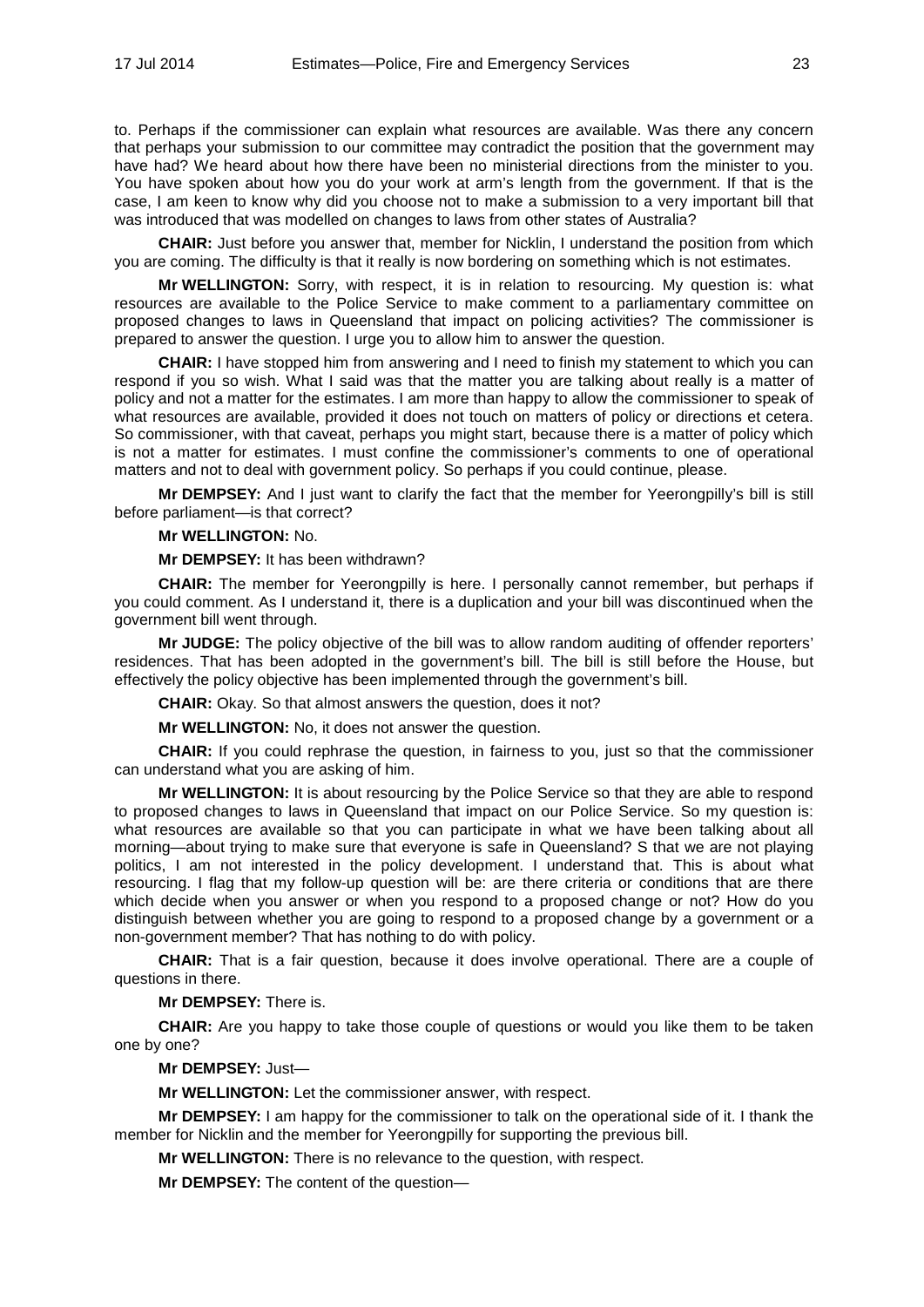to. Perhaps if the commissioner can explain what resources are available. Was there any concern that perhaps your submission to our committee may contradict the position that the government may have had? We heard about how there have been no ministerial directions from the minister to you. You have spoken about how you do your work at arm's length from the government. If that is the case, I am keen to know why did you choose not to make a submission to a very important bill that was introduced that was modelled on changes to laws from other states of Australia?

**CHAIR:** Just before you answer that, member for Nicklin, I understand the position from which you are coming. The difficulty is that it really is now bordering on something which is not estimates.

**Mr WELLINGTON:** Sorry, with respect, it is in relation to resourcing. My question is: what resources are available to the Police Service to make comment to a parliamentary committee on proposed changes to laws in Queensland that impact on policing activities? The commissioner is prepared to answer the question. I urge you to allow him to answer the question.

**CHAIR:** I have stopped him from answering and I need to finish my statement to which you can respond if you so wish. What I said was that the matter you are talking about really is a matter of policy and not a matter for the estimates. I am more than happy to allow the commissioner to speak of what resources are available, provided it does not touch on matters of policy or directions et cetera. So commissioner, with that caveat, perhaps you might start, because there is a matter of policy which is not a matter for estimates. I must confine the commissioner's comments to one of operational matters and not to deal with government policy. So perhaps if you could continue, please.

**Mr DEMPSEY:** And I just want to clarify the fact that the member for Yeerongpilly's bill is still before parliament—is that correct?

**Mr WELLINGTON:** No.

**Mr DEMPSEY:** It has been withdrawn?

**CHAIR:** The member for Yeerongpilly is here. I personally cannot remember, but perhaps if you could comment. As I understand it, there is a duplication and your bill was discontinued when the government bill went through.

**Mr JUDGE:** The policy objective of the bill was to allow random auditing of offender reporters' residences. That has been adopted in the government's bill. The bill is still before the House, but effectively the policy objective has been implemented through the government's bill.

**CHAIR:** Okay. So that almost answers the question, does it not?

**Mr WELLINGTON:** No, it does not answer the question.

**CHAIR:** If you could rephrase the question, in fairness to you, just so that the commissioner can understand what you are asking of him.

**Mr WELLINGTON:** It is about resourcing by the Police Service so that they are able to respond to proposed changes to laws in Queensland that impact on our Police Service. So my question is: what resources are available so that you can participate in what we have been talking about all morning—about trying to make sure that everyone is safe in Queensland? S that we are not playing politics, I am not interested in the policy development. I understand that. This is about what resourcing. I flag that my follow-up question will be: are there criteria or conditions that are there which decide when you answer or when you respond to a proposed change or not? How do you distinguish between whether you are going to respond to a proposed change by a government or a non-government member? That has nothing to do with policy.

**CHAIR:** That is a fair question, because it does involve operational. There are a couple of questions in there.

**Mr DEMPSEY:** There is.

**CHAIR:** Are you happy to take those couple of questions or would you like them to be taken one by one?

**Mr DEMPSEY:** Just—

**Mr WELLINGTON:** Let the commissioner answer, with respect.

**Mr DEMPSEY:** I am happy for the commissioner to talk on the operational side of it. I thank the member for Nicklin and the member for Yeerongpilly for supporting the previous bill.

**Mr WELLINGTON:** There is no relevance to the question, with respect.

**Mr DEMPSEY:** The content of the question—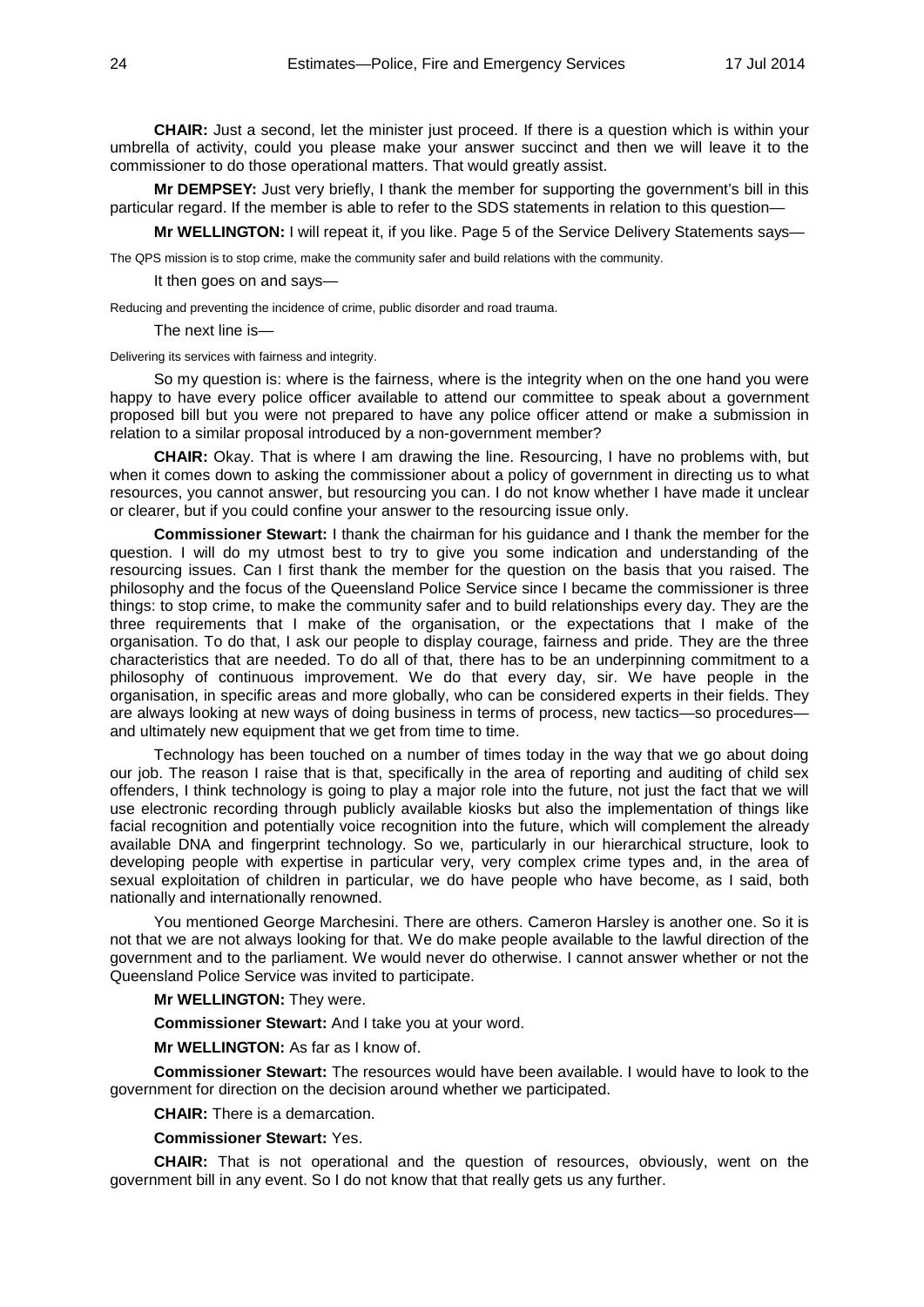**CHAIR:** Just a second, let the minister just proceed. If there is a question which is within your umbrella of activity, could you please make your answer succinct and then we will leave it to the commissioner to do those operational matters. That would greatly assist.

**Mr DEMPSEY:** Just very briefly, I thank the member for supporting the government's bill in this particular regard. If the member is able to refer to the SDS statements in relation to this question—

**Mr WELLINGTON:** I will repeat it, if you like. Page 5 of the Service Delivery Statements says—

The QPS mission is to stop crime, make the community safer and build relations with the community.

It then goes on and says—

Reducing and preventing the incidence of crime, public disorder and road trauma.

The next line is—

Delivering its services with fairness and integrity.

So my question is: where is the fairness, where is the integrity when on the one hand you were happy to have every police officer available to attend our committee to speak about a government proposed bill but you were not prepared to have any police officer attend or make a submission in relation to a similar proposal introduced by a non-government member?

**CHAIR:** Okay. That is where I am drawing the line. Resourcing, I have no problems with, but when it comes down to asking the commissioner about a policy of government in directing us to what resources, you cannot answer, but resourcing you can. I do not know whether I have made it unclear or clearer, but if you could confine your answer to the resourcing issue only.

**Commissioner Stewart:** I thank the chairman for his guidance and I thank the member for the question. I will do my utmost best to try to give you some indication and understanding of the resourcing issues. Can I first thank the member for the question on the basis that you raised. The philosophy and the focus of the Queensland Police Service since I became the commissioner is three things: to stop crime, to make the community safer and to build relationships every day. They are the three requirements that I make of the organisation, or the expectations that I make of the organisation. To do that, I ask our people to display courage, fairness and pride. They are the three characteristics that are needed. To do all of that, there has to be an underpinning commitment to a philosophy of continuous improvement. We do that every day, sir. We have people in the organisation, in specific areas and more globally, who can be considered experts in their fields. They are always looking at new ways of doing business in terms of process, new tactics—so procedures—and ultimately new equipment that we get from time to time.

Technology has been touched on a number of times today in the way that we go about doing our job. The reason I raise that is that, specifically in the area of reporting and auditing of child sex offenders, I think technology is going to play a major role into the future, not just the fact that we will use electronic recording through publicly available kiosks but also the implementation of things like facial recognition and potentially voice recognition into the future, which will complement the already available DNA and fingerprint technology. So we, particularly in our hierarchical structure, look to developing people with expertise in particular very, very complex crime types and, in the area of sexual exploitation of children in particular, we do have people who have become, as I said, both nationally and internationally renowned.

You mentioned George Marchesini. There are others. Cameron Harsley is another one. So it is not that we are not always looking for that. We do make people available to the lawful direction of the government and to the parliament. We would never do otherwise. I cannot answer whether or not the Queensland Police Service was invited to participate.

**Mr WELLINGTON:** They were.

**Commissioner Stewart:** And I take you at your word.

**Mr WELLINGTON:** As far as I know of.

**Commissioner Stewart:** The resources would have been available. I would have to look to the government for direction on the decision around whether we participated.

**CHAIR:** There is a demarcation.

**Commissioner Stewart:** Yes.

**CHAIR:** That is not operational and the question of resources, obviously, went on the government bill in any event. So I do not know that that really gets us any further.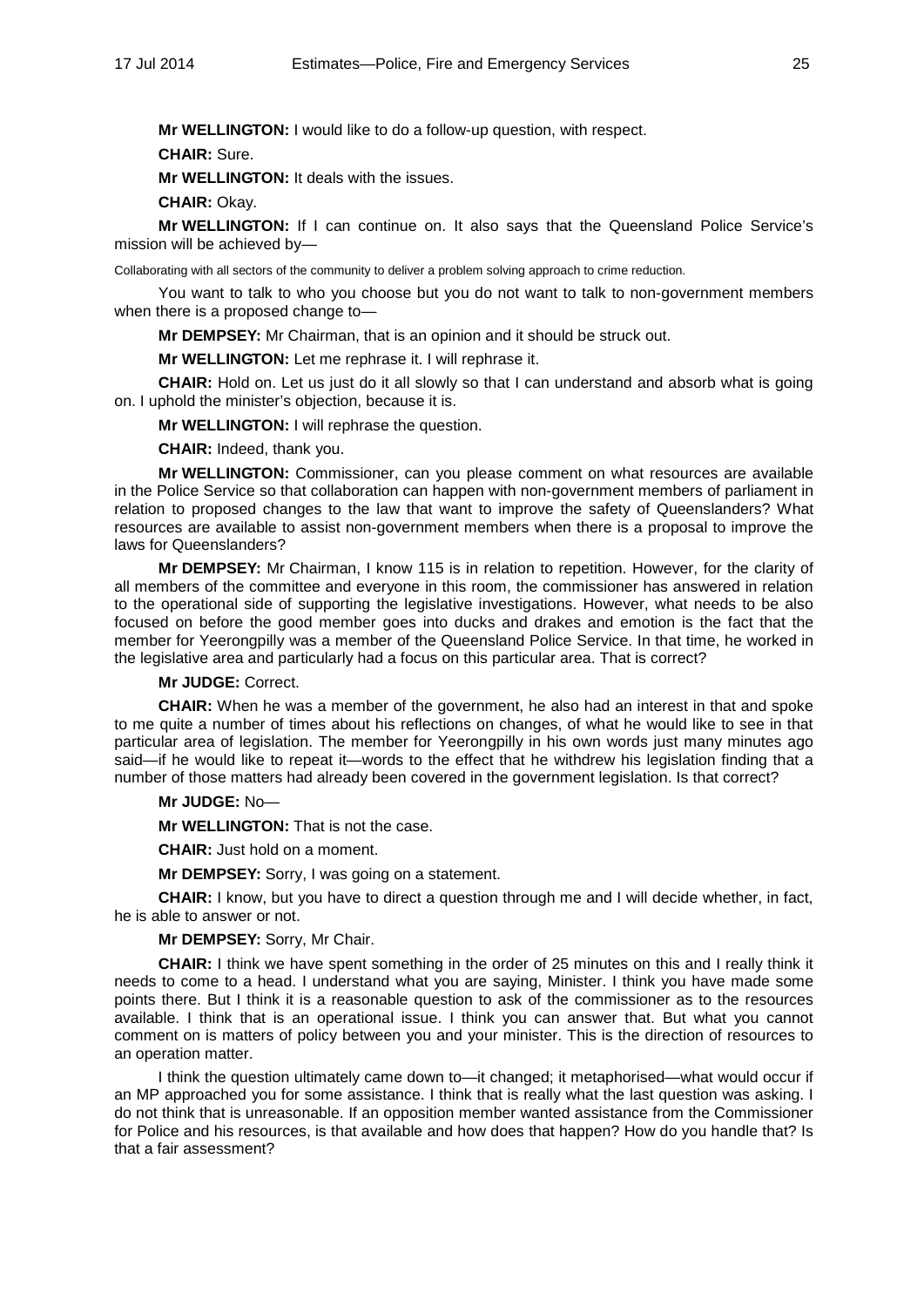**Mr WELLINGTON:** I would like to do a follow-up question, with respect.

**CHAIR:** Sure.

**Mr WELLINGTON:** It deals with the issues.

**CHAIR:** Okay.

**Mr WELLINGTON:** If I can continue on. It also says that the Queensland Police Service's mission will be achieved by—

Collaborating with all sectors of the community to deliver a problem solving approach to crime reduction.

You want to talk to who you choose but you do not want to talk to non-government members when there is a proposed change to—

**Mr DEMPSEY:** Mr Chairman, that is an opinion and it should be struck out.

**Mr WELLINGTON:** Let me rephrase it. I will rephrase it.

**CHAIR:** Hold on. Let us just do it all slowly so that I can understand and absorb what is going on. I uphold the minister's objection, because it is.

**Mr WELLINGTON:** I will rephrase the question.

**CHAIR:** Indeed, thank you.

**Mr WELLINGTON:** Commissioner, can you please comment on what resources are available in the Police Service so that collaboration can happen with non-government members of parliament in relation to proposed changes to the law that want to improve the safety of Queenslanders? What resources are available to assist non-government members when there is a proposal to improve the laws for Queenslanders?

**Mr DEMPSEY:** Mr Chairman, I know 115 is in relation to repetition. However, for the clarity of all members of the committee and everyone in this room, the commissioner has answered in relation to the operational side of supporting the legislative investigations. However, what needs to be also focused on before the good member goes into ducks and drakes and emotion is the fact that the member for Yeerongpilly was a member of the Queensland Police Service. In that time, he worked in the legislative area and particularly had a focus on this particular area. That is correct?

**Mr JUDGE:** Correct.

**CHAIR:** When he was a member of the government, he also had an interest in that and spoke to me quite a number of times about his reflections on changes, of what he would like to see in that particular area of legislation. The member for Yeerongpilly in his own words just many minutes ago said—if he would like to repeat it—words to the effect that he withdrew his legislation finding that a number of those matters had already been covered in the government legislation. Is that correct?

**Mr JUDGE:** No—

**Mr WELLINGTON:** That is not the case.

**CHAIR:** Just hold on a moment.

**Mr DEMPSEY:** Sorry, I was going on a statement.

**CHAIR:** I know, but you have to direct a question through me and I will decide whether, in fact, he is able to answer or not.

**Mr DEMPSEY:** Sorry, Mr Chair.

**CHAIR:** I think we have spent something in the order of 25 minutes on this and I really think it needs to come to a head. I understand what you are saying, Minister. I think you have made some points there. But I think it is a reasonable question to ask of the commissioner as to the resources available. I think that is an operational issue. I think you can answer that. But what you cannot comment on is matters of policy between you and your minister. This is the direction of resources to an operation matter.

I think the question ultimately came down to—it changed; it metaphorised—what would occur if an MP approached you for some assistance. I think that is really what the last question was asking. I do not think that is unreasonable. If an opposition member wanted assistance from the Commissioner for Police and his resources, is that available and how does that happen? How do you handle that? Is that a fair assessment?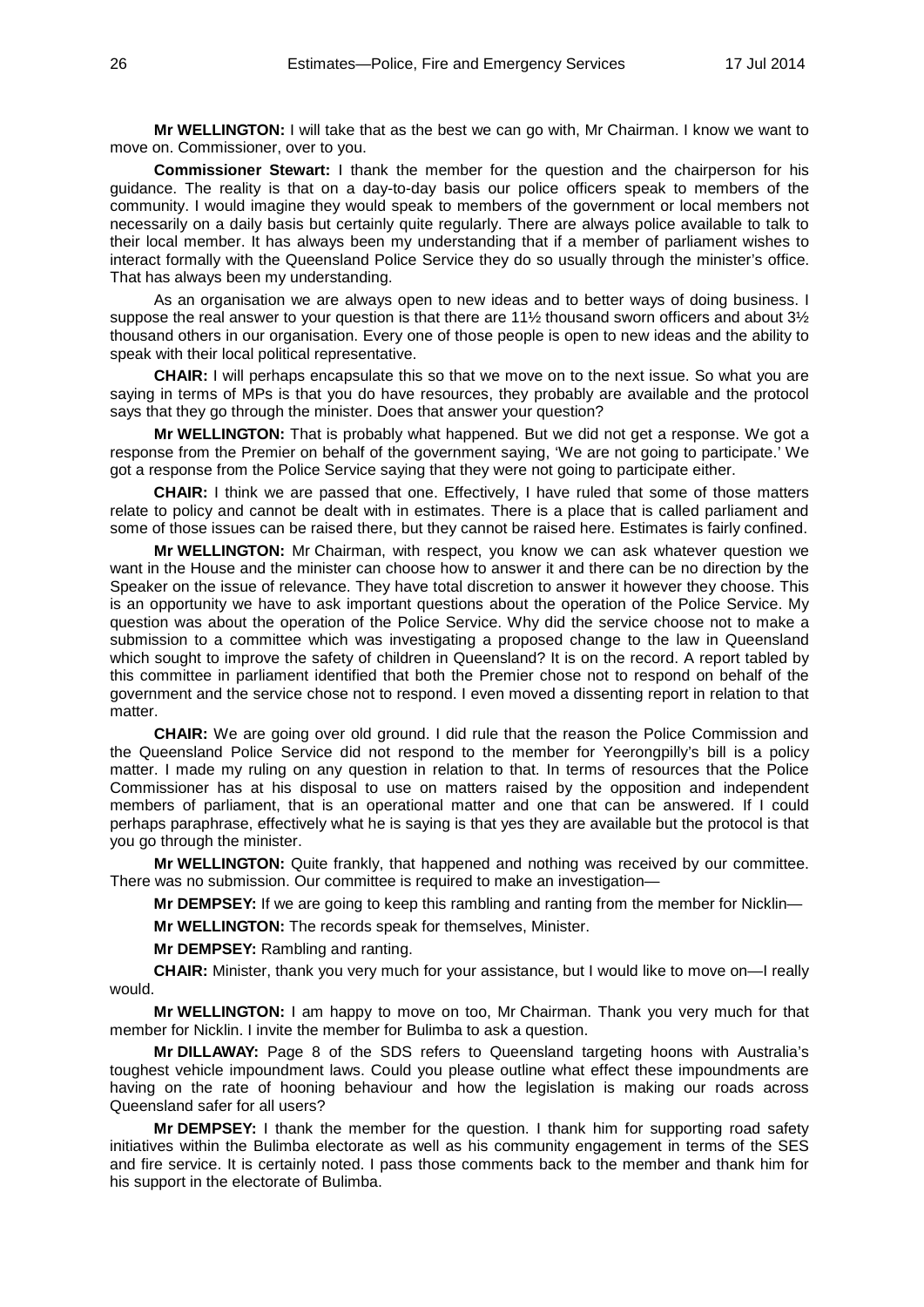**Mr WELLINGTON:** I will take that as the best we can go with, Mr Chairman. I know we want to move on. Commissioner, over to you.

**Commissioner Stewart:** I thank the member for the question and the chairperson for his guidance. The reality is that on a day-to-day basis our police officers speak to members of the community. I would imagine they would speak to members of the government or local members not necessarily on a daily basis but certainly quite regularly. There are always police available to talk to their local member. It has always been my understanding that if a member of parliament wishes to interact formally with the Queensland Police Service they do so usually through the minister's office. That has always been my understanding.

As an organisation we are always open to new ideas and to better ways of doing business. I suppose the real answer to your question is that there are 11½ thousand sworn officers and about 3½ thousand others in our organisation. Every one of those people is open to new ideas and the ability to speak with their local political representative.

**CHAIR:** I will perhaps encapsulate this so that we move on to the next issue. So what you are saying in terms of MPs is that you do have resources, they probably are available and the protocol says that they go through the minister. Does that answer your question?

**Mr WELLINGTON:** That is probably what happened. But we did not get a response. We got a response from the Premier on behalf of the government saying, 'We are not going to participate.' We got a response from the Police Service saying that they were not going to participate either.

**CHAIR:** I think we are passed that one. Effectively, I have ruled that some of those matters relate to policy and cannot be dealt with in estimates. There is a place that is called parliament and some of those issues can be raised there, but they cannot be raised here. Estimates is fairly confined.

**Mr WELLINGTON:** Mr Chairman, with respect, you know we can ask whatever question we want in the House and the minister can choose how to answer it and there can be no direction by the Speaker on the issue of relevance. They have total discretion to answer it however they choose. This is an opportunity we have to ask important questions about the operation of the Police Service. My question was about the operation of the Police Service. Why did the service choose not to make a submission to a committee which was investigating a proposed change to the law in Queensland which sought to improve the safety of children in Queensland? It is on the record. A report tabled by this committee in parliament identified that both the Premier chose not to respond on behalf of the government and the service chose not to respond. I even moved a dissenting report in relation to that matter.

**CHAIR:** We are going over old ground. I did rule that the reason the Police Commission and the Queensland Police Service did not respond to the member for Yeerongpilly's bill is a policy matter. I made my ruling on any question in relation to that. In terms of resources that the Police Commissioner has at his disposal to use on matters raised by the opposition and independent members of parliament, that is an operational matter and one that can be answered. If I could perhaps paraphrase, effectively what he is saying is that yes they are available but the protocol is that you go through the minister.

**Mr WELLINGTON:** Quite frankly, that happened and nothing was received by our committee. There was no submission. Our committee is required to make an investigation—

**Mr DEMPSEY:** If we are going to keep this rambling and ranting from the member for Nicklin—

**Mr WELLINGTON:** The records speak for themselves, Minister.

**Mr DEMPSEY:** Rambling and ranting.

**CHAIR:** Minister, thank you very much for your assistance, but I would like to move on—I really would.

**Mr WELLINGTON:** I am happy to move on too, Mr Chairman. Thank you very much for that member for Nicklin. I invite the member for Bulimba to ask a question.

**Mr DILLAWAY:** Page 8 of the SDS refers to Queensland targeting hoons with Australia's toughest vehicle impoundment laws. Could you please outline what effect these impoundments are having on the rate of hooning behaviour and how the legislation is making our roads across Queensland safer for all users?

**Mr DEMPSEY:** I thank the member for the question. I thank him for supporting road safety initiatives within the Bulimba electorate as well as his community engagement in terms of the SES and fire service. It is certainly noted. I pass those comments back to the member and thank him for his support in the electorate of Bulimba.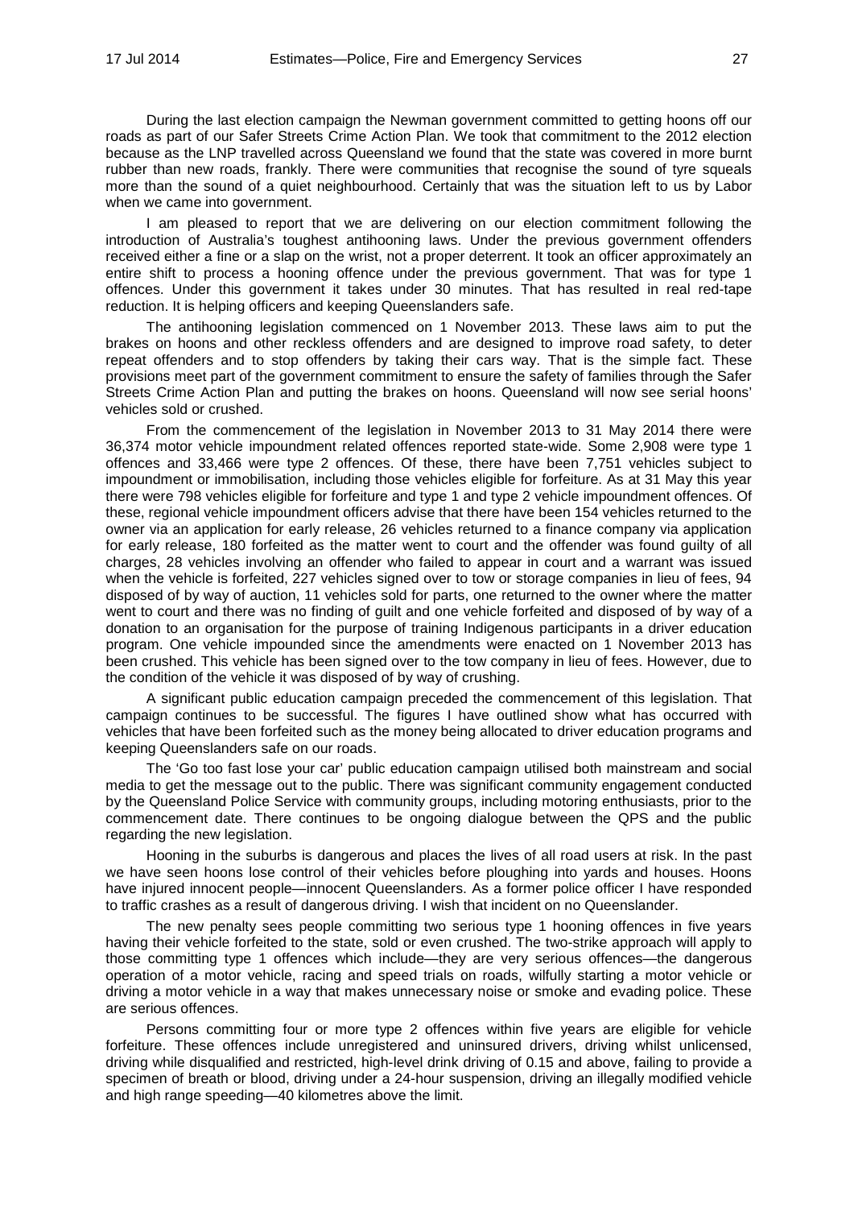During the last election campaign the Newman government committed to getting hoons off our roads as part of our Safer Streets Crime Action Plan. We took that commitment to the 2012 election because as the LNP travelled across Queensland we found that the state was covered in more burnt rubber than new roads, frankly. There were communities that recognise the sound of tyre squeals more than the sound of a quiet neighbourhood. Certainly that was the situation left to us by Labor when we came into government.

I am pleased to report that we are delivering on our election commitment following the introduction of Australia's toughest antihooning laws. Under the previous government offenders received either a fine or a slap on the wrist, not a proper deterrent. It took an officer approximately an entire shift to process a hooning offence under the previous government. That was for type 1 offences. Under this government it takes under 30 minutes. That has resulted in real red-tape reduction. It is helping officers and keeping Queenslanders safe.

The antihooning legislation commenced on 1 November 2013. These laws aim to put the brakes on hoons and other reckless offenders and are designed to improve road safety, to deter repeat offenders and to stop offenders by taking their cars way. That is the simple fact. These provisions meet part of the government commitment to ensure the safety of families through the Safer Streets Crime Action Plan and putting the brakes on hoons. Queensland will now see serial hoons' vehicles sold or crushed.

From the commencement of the legislation in November 2013 to 31 May 2014 there were 36,374 motor vehicle impoundment related offences reported state-wide. Some 2,908 were type 1 offences and 33,466 were type 2 offences. Of these, there have been 7,751 vehicles subject to impoundment or immobilisation, including those vehicles eligible for forfeiture. As at 31 May this year there were 798 vehicles eligible for forfeiture and type 1 and type 2 vehicle impoundment offences. Of these, regional vehicle impoundment officers advise that there have been 154 vehicles returned to the owner via an application for early release, 26 vehicles returned to a finance company via application for early release, 180 forfeited as the matter went to court and the offender was found guilty of all charges, 28 vehicles involving an offender who failed to appear in court and a warrant was issued when the vehicle is forfeited, 227 vehicles signed over to tow or storage companies in lieu of fees, 94 disposed of by way of auction, 11 vehicles sold for parts, one returned to the owner where the matter went to court and there was no finding of guilt and one vehicle forfeited and disposed of by way of a donation to an organisation for the purpose of training Indigenous participants in a driver education program. One vehicle impounded since the amendments were enacted on 1 November 2013 has been crushed. This vehicle has been signed over to the tow company in lieu of fees. However, due to the condition of the vehicle it was disposed of by way of crushing.

A significant public education campaign preceded the commencement of this legislation. That campaign continues to be successful. The figures I have outlined show what has occurred with vehicles that have been forfeited such as the money being allocated to driver education programs and keeping Queenslanders safe on our roads.

The 'Go too fast lose your car' public education campaign utilised both mainstream and social media to get the message out to the public. There was significant community engagement conducted by the Queensland Police Service with community groups, including motoring enthusiasts, prior to the commencement date. There continues to be ongoing dialogue between the QPS and the public regarding the new legislation.

Hooning in the suburbs is dangerous and places the lives of all road users at risk. In the past we have seen hoons lose control of their vehicles before ploughing into yards and houses. Hoons have injured innocent people—innocent Queenslanders. As a former police officer I have responded to traffic crashes as a result of dangerous driving. I wish that incident on no Queenslander.

The new penalty sees people committing two serious type 1 hooning offences in five years having their vehicle forfeited to the state, sold or even crushed. The two-strike approach will apply to those committing type 1 offences which include—they are very serious offences—the dangerous operation of a motor vehicle, racing and speed trials on roads, wilfully starting a motor vehicle or driving a motor vehicle in a way that makes unnecessary noise or smoke and evading police. These are serious offences.

Persons committing four or more type 2 offences within five years are eligible for vehicle forfeiture. These offences include unregistered and uninsured drivers, driving whilst unlicensed, driving while disqualified and restricted, high-level drink driving of 0.15 and above, failing to provide a specimen of breath or blood, driving under a 24-hour suspension, driving an illegally modified vehicle and high range speeding—40 kilometres above the limit.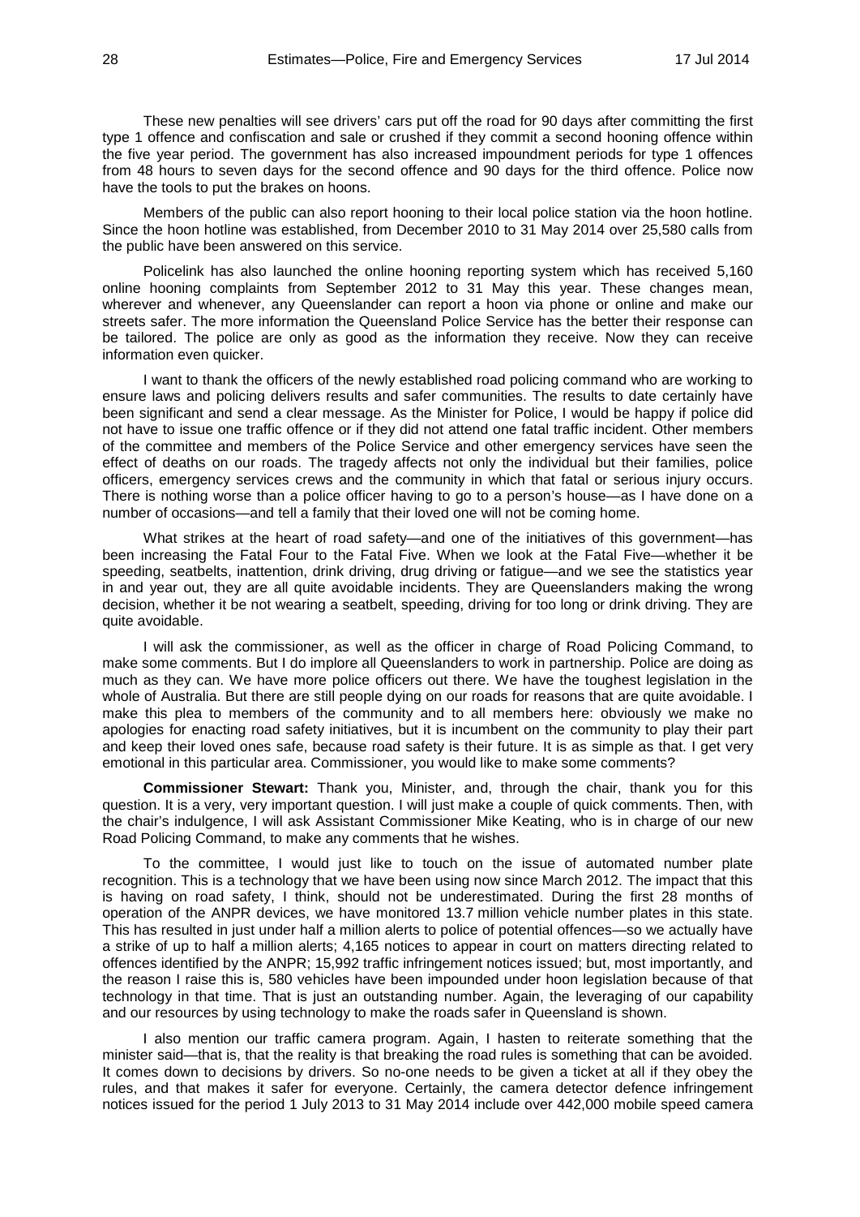These new penalties will see drivers' cars put off the road for 90 days after committing the first type 1 offence and confiscation and sale or crushed if they commit a second hooning offence within the five year period. The government has also increased impoundment periods for type 1 offences from 48 hours to seven days for the second offence and 90 days for the third offence. Police now have the tools to put the brakes on hoons.

Members of the public can also report hooning to their local police station via the hoon hotline. Since the hoon hotline was established, from December 2010 to 31 May 2014 over 25,580 calls from the public have been answered on this service.

Policelink has also launched the online hooning reporting system which has received 5,160 online hooning complaints from September 2012 to 31 May this year. These changes mean, wherever and whenever, any Queenslander can report a hoon via phone or online and make our streets safer. The more information the Queensland Police Service has the better their response can be tailored. The police are only as good as the information they receive. Now they can receive information even quicker.

I want to thank the officers of the newly established road policing command who are working to ensure laws and policing delivers results and safer communities. The results to date certainly have been significant and send a clear message. As the Minister for Police, I would be happy if police did not have to issue one traffic offence or if they did not attend one fatal traffic incident. Other members of the committee and members of the Police Service and other emergency services have seen the effect of deaths on our roads. The tragedy affects not only the individual but their families, police officers, emergency services crews and the community in which that fatal or serious injury occurs. There is nothing worse than a police officer having to go to a person's house—as I have done on a number of occasions—and tell a family that their loved one will not be coming home.

What strikes at the heart of road safety—and one of the initiatives of this government—has been increasing the Fatal Four to the Fatal Five. When we look at the Fatal Five—whether it be speeding, seatbelts, inattention, drink driving, drug driving or fatigue—and we see the statistics year in and year out, they are all quite avoidable incidents. They are Queenslanders making the wrong decision, whether it be not wearing a seatbelt, speeding, driving for too long or drink driving. They are quite avoidable.

I will ask the commissioner, as well as the officer in charge of Road Policing Command, to make some comments. But I do implore all Queenslanders to work in partnership. Police are doing as much as they can. We have more police officers out there. We have the toughest legislation in the whole of Australia. But there are still people dying on our roads for reasons that are quite avoidable. I make this plea to members of the community and to all members here: obviously we make no apologies for enacting road safety initiatives, but it is incumbent on the community to play their part and keep their loved ones safe, because road safety is their future. It is as simple as that. I get very emotional in this particular area. Commissioner, you would like to make some comments?

**Commissioner Stewart:** Thank you, Minister, and, through the chair, thank you for this question. It is a very, very important question. I will just make a couple of quick comments. Then, with the chair's indulgence, I will ask Assistant Commissioner Mike Keating, who is in charge of our new Road Policing Command, to make any comments that he wishes.

To the committee, I would just like to touch on the issue of automated number plate recognition. This is a technology that we have been using now since March 2012. The impact that this is having on road safety, I think, should not be underestimated. During the first 28 months of operation of the ANPR devices, we have monitored 13.7 million vehicle number plates in this state. This has resulted in just under half a million alerts to police of potential offences—so we actually have a strike of up to half a million alerts; 4,165 notices to appear in court on matters directing related to offences identified by the ANPR; 15,992 traffic infringement notices issued; but, most importantly, and the reason I raise this is, 580 vehicles have been impounded under hoon legislation because of that technology in that time. That is just an outstanding number. Again, the leveraging of our capability and our resources by using technology to make the roads safer in Queensland is shown.

I also mention our traffic camera program. Again, I hasten to reiterate something that the minister said—that is, that the reality is that breaking the road rules is something that can be avoided. It comes down to decisions by drivers. So no-one needs to be given a ticket at all if they obey the rules, and that makes it safer for everyone. Certainly, the camera detector defence infringement notices issued for the period 1 July 2013 to 31 May 2014 include over 442,000 mobile speed camera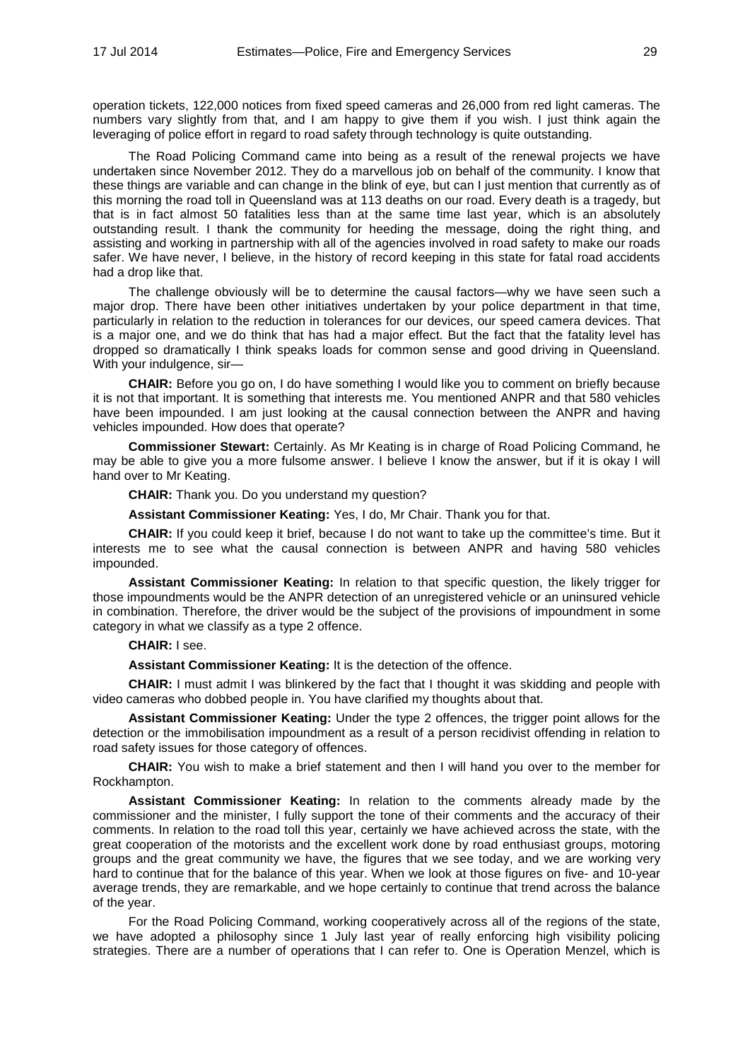operation tickets, 122,000 notices from fixed speed cameras and 26,000 from red light cameras. The numbers vary slightly from that, and I am happy to give them if you wish. I just think again the leveraging of police effort in regard to road safety through technology is quite outstanding.

The Road Policing Command came into being as a result of the renewal projects we have undertaken since November 2012. They do a marvellous job on behalf of the community. I know that these things are variable and can change in the blink of eye, but can I just mention that currently as of this morning the road toll in Queensland was at 113 deaths on our road. Every death is a tragedy, but that is in fact almost 50 fatalities less than at the same time last year, which is an absolutely outstanding result. I thank the community for heeding the message, doing the right thing, and assisting and working in partnership with all of the agencies involved in road safety to make our roads safer. We have never, I believe, in the history of record keeping in this state for fatal road accidents had a drop like that.

The challenge obviously will be to determine the causal factors—why we have seen such a major drop. There have been other initiatives undertaken by your police department in that time, particularly in relation to the reduction in tolerances for our devices, our speed camera devices. That is a major one, and we do think that has had a major effect. But the fact that the fatality level has dropped so dramatically I think speaks loads for common sense and good driving in Queensland. With your indulgence, sir—

**CHAIR:** Before you go on, I do have something I would like you to comment on briefly because it is not that important. It is something that interests me. You mentioned ANPR and that 580 vehicles have been impounded. I am just looking at the causal connection between the ANPR and having vehicles impounded. How does that operate?

**Commissioner Stewart:** Certainly. As Mr Keating is in charge of Road Policing Command, he may be able to give you a more fulsome answer. I believe I know the answer, but if it is okay I will hand over to Mr Keating.

**CHAIR:** Thank you. Do you understand my question?

**Assistant Commissioner Keating:** Yes, I do, Mr Chair. Thank you for that.

**CHAIR:** If you could keep it brief, because I do not want to take up the committee's time. But it interests me to see what the causal connection is between ANPR and having 580 vehicles impounded.

**Assistant Commissioner Keating:** In relation to that specific question, the likely trigger for those impoundments would be the ANPR detection of an unregistered vehicle or an uninsured vehicle in combination. Therefore, the driver would be the subject of the provisions of impoundment in some category in what we classify as a type 2 offence.

**CHAIR:** I see.

**Assistant Commissioner Keating:** It is the detection of the offence.

**CHAIR:** I must admit I was blinkered by the fact that I thought it was skidding and people with video cameras who dobbed people in. You have clarified my thoughts about that.

**Assistant Commissioner Keating:** Under the type 2 offences, the trigger point allows for the detection or the immobilisation impoundment as a result of a person recidivist offending in relation to road safety issues for those category of offences.

**CHAIR:** You wish to make a brief statement and then I will hand you over to the member for Rockhampton.

**Assistant Commissioner Keating:** In relation to the comments already made by the commissioner and the minister, I fully support the tone of their comments and the accuracy of their comments. In relation to the road toll this year, certainly we have achieved across the state, with the great cooperation of the motorists and the excellent work done by road enthusiast groups, motoring groups and the great community we have, the figures that we see today, and we are working very hard to continue that for the balance of this year. When we look at those figures on five- and 10-year average trends, they are remarkable, and we hope certainly to continue that trend across the balance of the year.

For the Road Policing Command, working cooperatively across all of the regions of the state, we have adopted a philosophy since 1 July last year of really enforcing high visibility policing strategies. There are a number of operations that I can refer to. One is Operation Menzel, which is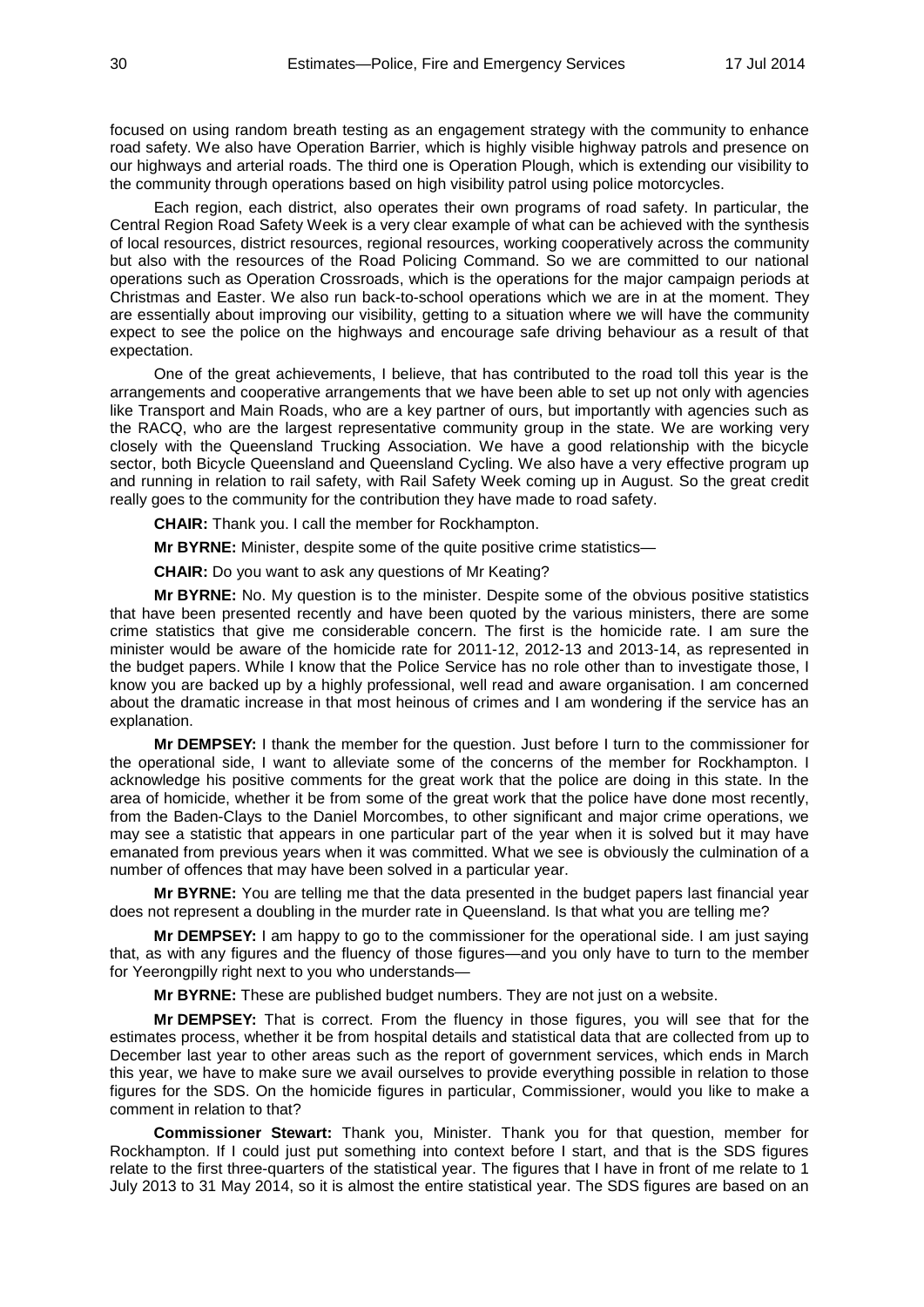focused on using random breath testing as an engagement strategy with the community to enhance road safety. We also have Operation Barrier, which is highly visible highway patrols and presence on our highways and arterial roads. The third one is Operation Plough, which is extending our visibility to the community through operations based on high visibility patrol using police motorcycles.

Each region, each district, also operates their own programs of road safety. In particular, the Central Region Road Safety Week is a very clear example of what can be achieved with the synthesis of local resources, district resources, regional resources, working cooperatively across the community but also with the resources of the Road Policing Command. So we are committed to our national operations such as Operation Crossroads, which is the operations for the major campaign periods at Christmas and Easter. We also run back-to-school operations which we are in at the moment. They are essentially about improving our visibility, getting to a situation where we will have the community expect to see the police on the highways and encourage safe driving behaviour as a result of that expectation.

One of the great achievements, I believe, that has contributed to the road toll this year is the arrangements and cooperative arrangements that we have been able to set up not only with agencies like Transport and Main Roads, who are a key partner of ours, but importantly with agencies such as the RACQ, who are the largest representative community group in the state. We are working very closely with the Queensland Trucking Association. We have a good relationship with the bicycle sector, both Bicycle Queensland and Queensland Cycling. We also have a very effective program up and running in relation to rail safety, with Rail Safety Week coming up in August. So the great credit really goes to the community for the contribution they have made to road safety.

**CHAIR:** Thank you. I call the member for Rockhampton.

**Mr BYRNE:** Minister, despite some of the quite positive crime statistics—

**CHAIR:** Do you want to ask any questions of Mr Keating?

**Mr BYRNE:** No. My question is to the minister. Despite some of the obvious positive statistics that have been presented recently and have been quoted by the various ministers, there are some crime statistics that give me considerable concern. The first is the homicide rate. I am sure the minister would be aware of the homicide rate for 2011-12, 2012-13 and 2013-14, as represented in the budget papers. While I know that the Police Service has no role other than to investigate those, I know you are backed up by a highly professional, well read and aware organisation. I am concerned about the dramatic increase in that most heinous of crimes and I am wondering if the service has an explanation.

**Mr DEMPSEY:** I thank the member for the question. Just before I turn to the commissioner for the operational side, I want to alleviate some of the concerns of the member for Rockhampton. I acknowledge his positive comments for the great work that the police are doing in this state. In the area of homicide, whether it be from some of the great work that the police have done most recently, from the Baden-Clays to the Daniel Morcombes, to other significant and major crime operations, we may see a statistic that appears in one particular part of the year when it is solved but it may have emanated from previous years when it was committed. What we see is obviously the culmination of a number of offences that may have been solved in a particular year.

**Mr BYRNE:** You are telling me that the data presented in the budget papers last financial year does not represent a doubling in the murder rate in Queensland. Is that what you are telling me?

**Mr DEMPSEY:** I am happy to go to the commissioner for the operational side. I am just saying that, as with any figures and the fluency of those figures—and you only have to turn to the member for Yeerongpilly right next to you who understands—

**Mr BYRNE:** These are published budget numbers. They are not just on a website.

**Mr DEMPSEY:** That is correct. From the fluency in those figures, you will see that for the estimates process, whether it be from hospital details and statistical data that are collected from up to December last year to other areas such as the report of government services, which ends in March this year, we have to make sure we avail ourselves to provide everything possible in relation to those figures for the SDS. On the homicide figures in particular, Commissioner, would you like to make a comment in relation to that?

**Commissioner Stewart:** Thank you, Minister. Thank you for that question, member for Rockhampton. If I could just put something into context before I start, and that is the SDS figures relate to the first three-quarters of the statistical year. The figures that I have in front of me relate to 1 July 2013 to 31 May 2014, so it is almost the entire statistical year. The SDS figures are based on an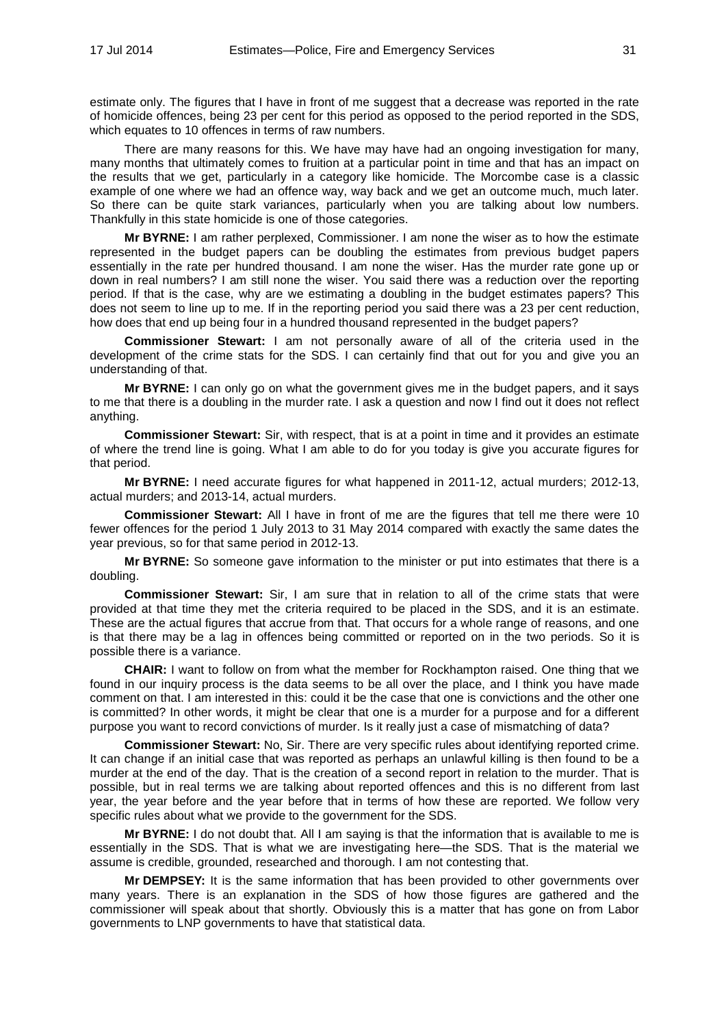estimate only. The figures that I have in front of me suggest that a decrease was reported in the rate of homicide offences, being 23 per cent for this period as opposed to the period reported in the SDS, which equates to 10 offences in terms of raw numbers.

There are many reasons for this. We have may have had an ongoing investigation for many, many months that ultimately comes to fruition at a particular point in time and that has an impact on the results that we get, particularly in a category like homicide. The Morcombe case is a classic example of one where we had an offence way, way back and we get an outcome much, much later. So there can be quite stark variances, particularly when you are talking about low numbers. Thankfully in this state homicide is one of those categories.

**Mr BYRNE:** I am rather perplexed, Commissioner. I am none the wiser as to how the estimate represented in the budget papers can be doubling the estimates from previous budget papers essentially in the rate per hundred thousand. I am none the wiser. Has the murder rate gone up or down in real numbers? I am still none the wiser. You said there was a reduction over the reporting period. If that is the case, why are we estimating a doubling in the budget estimates papers? This does not seem to line up to me. If in the reporting period you said there was a 23 per cent reduction, how does that end up being four in a hundred thousand represented in the budget papers?

**Commissioner Stewart:** I am not personally aware of all of the criteria used in the development of the crime stats for the SDS. I can certainly find that out for you and give you an understanding of that.

**Mr BYRNE:** I can only go on what the government gives me in the budget papers, and it says to me that there is a doubling in the murder rate. I ask a question and now I find out it does not reflect anything.

**Commissioner Stewart:** Sir, with respect, that is at a point in time and it provides an estimate of where the trend line is going. What I am able to do for you today is give you accurate figures for that period.

**Mr BYRNE:** I need accurate figures for what happened in 2011-12, actual murders; 2012-13, actual murders; and 2013-14, actual murders.

**Commissioner Stewart:** All I have in front of me are the figures that tell me there were 10 fewer offences for the period 1 July 2013 to 31 May 2014 compared with exactly the same dates the year previous, so for that same period in 2012-13.

**Mr BYRNE:** So someone gave information to the minister or put into estimates that there is a doubling.

**Commissioner Stewart:** Sir, I am sure that in relation to all of the crime stats that were provided at that time they met the criteria required to be placed in the SDS, and it is an estimate. These are the actual figures that accrue from that. That occurs for a whole range of reasons, and one is that there may be a lag in offences being committed or reported on in the two periods. So it is possible there is a variance.

**CHAIR:** I want to follow on from what the member for Rockhampton raised. One thing that we found in our inquiry process is the data seems to be all over the place, and I think you have made comment on that. I am interested in this: could it be the case that one is convictions and the other one is committed? In other words, it might be clear that one is a murder for a purpose and for a different purpose you want to record convictions of murder. Is it really just a case of mismatching of data?

**Commissioner Stewart:** No, Sir. There are very specific rules about identifying reported crime. It can change if an initial case that was reported as perhaps an unlawful killing is then found to be a murder at the end of the day. That is the creation of a second report in relation to the murder. That is possible, but in real terms we are talking about reported offences and this is no different from last year, the year before and the year before that in terms of how these are reported. We follow very specific rules about what we provide to the government for the SDS.

**Mr BYRNE:** I do not doubt that. All I am saying is that the information that is available to me is essentially in the SDS. That is what we are investigating here—the SDS. That is the material we assume is credible, grounded, researched and thorough. I am not contesting that.

**Mr DEMPSEY:** It is the same information that has been provided to other governments over many years. There is an explanation in the SDS of how those figures are gathered and the commissioner will speak about that shortly. Obviously this is a matter that has gone on from Labor governments to LNP governments to have that statistical data.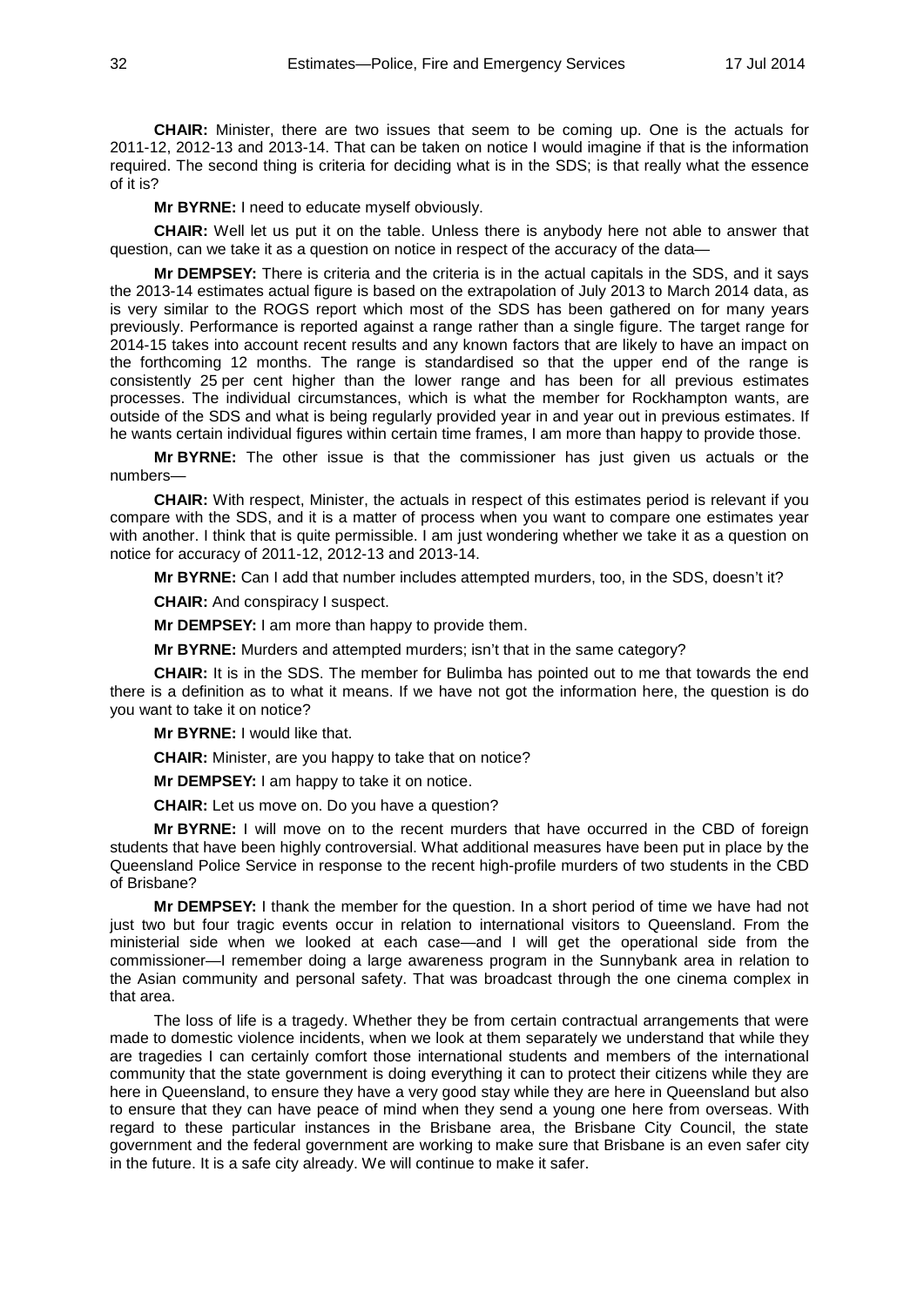**CHAIR:** Minister, there are two issues that seem to be coming up. One is the actuals for 2011-12, 2012-13 and 2013-14. That can be taken on notice I would imagine if that is the information required. The second thing is criteria for deciding what is in the SDS; is that really what the essence of it is?

**Mr BYRNE:** I need to educate myself obviously.

**CHAIR:** Well let us put it on the table. Unless there is anybody here not able to answer that question, can we take it as a question on notice in respect of the accuracy of the data—

**Mr DEMPSEY:** There is criteria and the criteria is in the actual capitals in the SDS, and it says the 2013-14 estimates actual figure is based on the extrapolation of July 2013 to March 2014 data, as is very similar to the ROGS report which most of the SDS has been gathered on for many years previously. Performance is reported against a range rather than a single figure. The target range for 2014-15 takes into account recent results and any known factors that are likely to have an impact on the forthcoming 12 months. The range is standardised so that the upper end of the range is consistently 25 per cent higher than the lower range and has been for all previous estimates processes. The individual circumstances, which is what the member for Rockhampton wants, are outside of the SDS and what is being regularly provided year in and year out in previous estimates. If he wants certain individual figures within certain time frames, I am more than happy to provide those.

**Mr BYRNE:** The other issue is that the commissioner has just given us actuals or the numbers—

**CHAIR:** With respect, Minister, the actuals in respect of this estimates period is relevant if you compare with the SDS, and it is a matter of process when you want to compare one estimates year with another. I think that is quite permissible. I am just wondering whether we take it as a question on notice for accuracy of 2011-12, 2012-13 and 2013-14.

**Mr BYRNE:** Can I add that number includes attempted murders, too, in the SDS, doesn't it?

**CHAIR:** And conspiracy I suspect.

**Mr DEMPSEY:** I am more than happy to provide them.

**Mr BYRNE:** Murders and attempted murders; isn't that in the same category?

**CHAIR:** It is in the SDS. The member for Bulimba has pointed out to me that towards the end there is a definition as to what it means. If we have not got the information here, the question is do you want to take it on notice?

**Mr BYRNE:** I would like that.

**CHAIR:** Minister, are you happy to take that on notice?

**Mr DEMPSEY:** I am happy to take it on notice.

**CHAIR:** Let us move on. Do you have a question?

**Mr BYRNE:** I will move on to the recent murders that have occurred in the CBD of foreign students that have been highly controversial. What additional measures have been put in place by the Queensland Police Service in response to the recent high-profile murders of two students in the CBD of Brisbane?

**Mr DEMPSEY:** I thank the member for the question. In a short period of time we have had not just two but four tragic events occur in relation to international visitors to Queensland. From the ministerial side when we looked at each case—and I will get the operational side from the commissioner—I remember doing a large awareness program in the Sunnybank area in relation to the Asian community and personal safety. That was broadcast through the one cinema complex in that area.

The loss of life is a tragedy. Whether they be from certain contractual arrangements that were made to domestic violence incidents, when we look at them separately we understand that while they are tragedies I can certainly comfort those international students and members of the international community that the state government is doing everything it can to protect their citizens while they are here in Queensland, to ensure they have a very good stay while they are here in Queensland but also to ensure that they can have peace of mind when they send a young one here from overseas. With regard to these particular instances in the Brisbane area, the Brisbane City Council, the state government and the federal government are working to make sure that Brisbane is an even safer city in the future. It is a safe city already. We will continue to make it safer.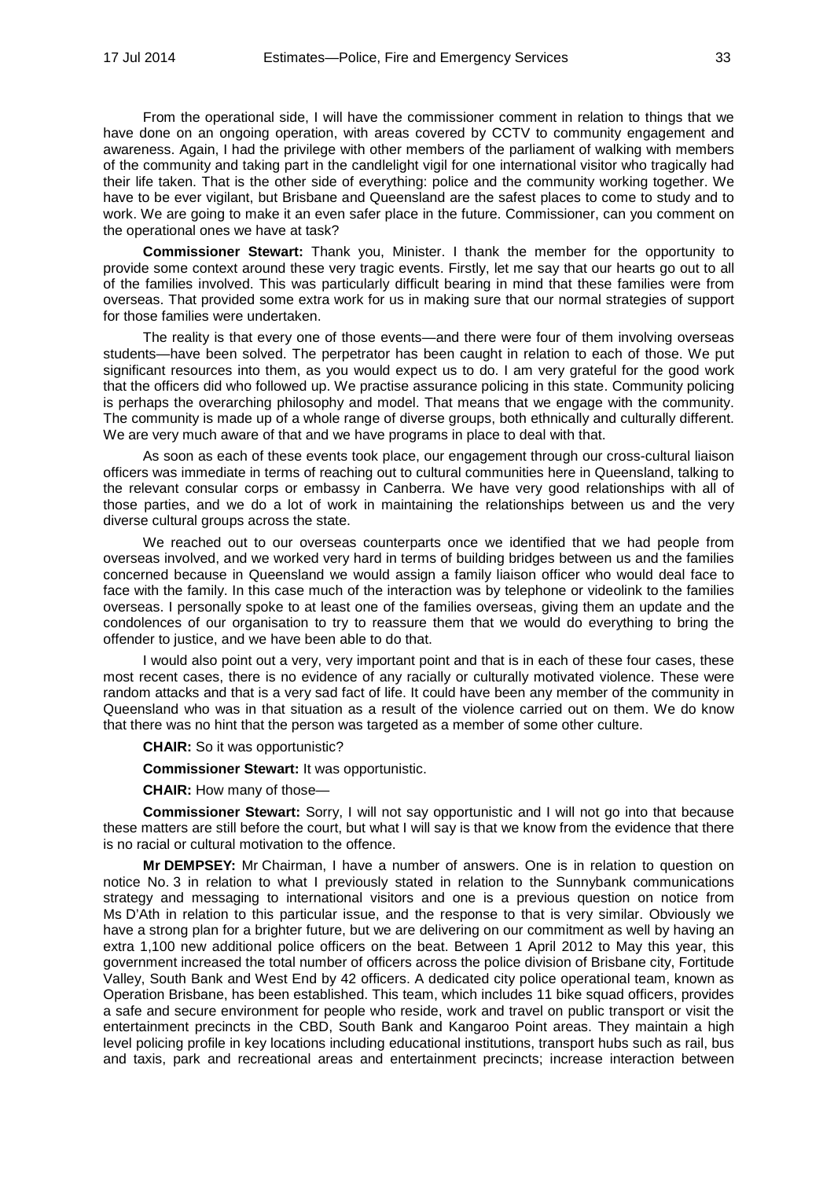From the operational side, I will have the commissioner comment in relation to things that we have done on an ongoing operation, with areas covered by CCTV to community engagement and awareness. Again, I had the privilege with other members of the parliament of walking with members of the community and taking part in the candlelight vigil for one international visitor who tragically had their life taken. That is the other side of everything: police and the community working together. We have to be ever vigilant, but Brisbane and Queensland are the safest places to come to study and to work. We are going to make it an even safer place in the future. Commissioner, can you comment on the operational ones we have at task?

**Commissioner Stewart:** Thank you, Minister. I thank the member for the opportunity to provide some context around these very tragic events. Firstly, let me say that our hearts go out to all of the families involved. This was particularly difficult bearing in mind that these families were from overseas. That provided some extra work for us in making sure that our normal strategies of support for those families were undertaken.

The reality is that every one of those events—and there were four of them involving overseas students—have been solved. The perpetrator has been caught in relation to each of those. We put significant resources into them, as you would expect us to do. I am very grateful for the good work that the officers did who followed up. We practise assurance policing in this state. Community policing is perhaps the overarching philosophy and model. That means that we engage with the community. The community is made up of a whole range of diverse groups, both ethnically and culturally different. We are very much aware of that and we have programs in place to deal with that.

As soon as each of these events took place, our engagement through our cross-cultural liaison officers was immediate in terms of reaching out to cultural communities here in Queensland, talking to the relevant consular corps or embassy in Canberra. We have very good relationships with all of those parties, and we do a lot of work in maintaining the relationships between us and the very diverse cultural groups across the state.

We reached out to our overseas counterparts once we identified that we had people from overseas involved, and we worked very hard in terms of building bridges between us and the families concerned because in Queensland we would assign a family liaison officer who would deal face to face with the family. In this case much of the interaction was by telephone or videolink to the families overseas. I personally spoke to at least one of the families overseas, giving them an update and the condolences of our organisation to try to reassure them that we would do everything to bring the offender to justice, and we have been able to do that.

I would also point out a very, very important point and that is in each of these four cases, these most recent cases, there is no evidence of any racially or culturally motivated violence. These were random attacks and that is a very sad fact of life. It could have been any member of the community in Queensland who was in that situation as a result of the violence carried out on them. We do know that there was no hint that the person was targeted as a member of some other culture.

**CHAIR:** So it was opportunistic?

**Commissioner Stewart:** It was opportunistic.

**CHAIR:** How many of those—

**Commissioner Stewart:** Sorry, I will not say opportunistic and I will not go into that because these matters are still before the court, but what I will say is that we know from the evidence that there is no racial or cultural motivation to the offence.

**Mr DEMPSEY:** Mr Chairman, I have a number of answers. One is in relation to question on notice No. 3 in relation to what I previously stated in relation to the Sunnybank communications strategy and messaging to international visitors and one is a previous question on notice from Ms D'Ath in relation to this particular issue, and the response to that is very similar. Obviously we have a strong plan for a brighter future, but we are delivering on our commitment as well by having an extra 1,100 new additional police officers on the beat. Between 1 April 2012 to May this year, this government increased the total number of officers across the police division of Brisbane city, Fortitude Valley, South Bank and West End by 42 officers. A dedicated city police operational team, known as Operation Brisbane, has been established. This team, which includes 11 bike squad officers, provides a safe and secure environment for people who reside, work and travel on public transport or visit the entertainment precincts in the CBD, South Bank and Kangaroo Point areas. They maintain a high level policing profile in key locations including educational institutions, transport hubs such as rail, bus and taxis, park and recreational areas and entertainment precincts; increase interaction between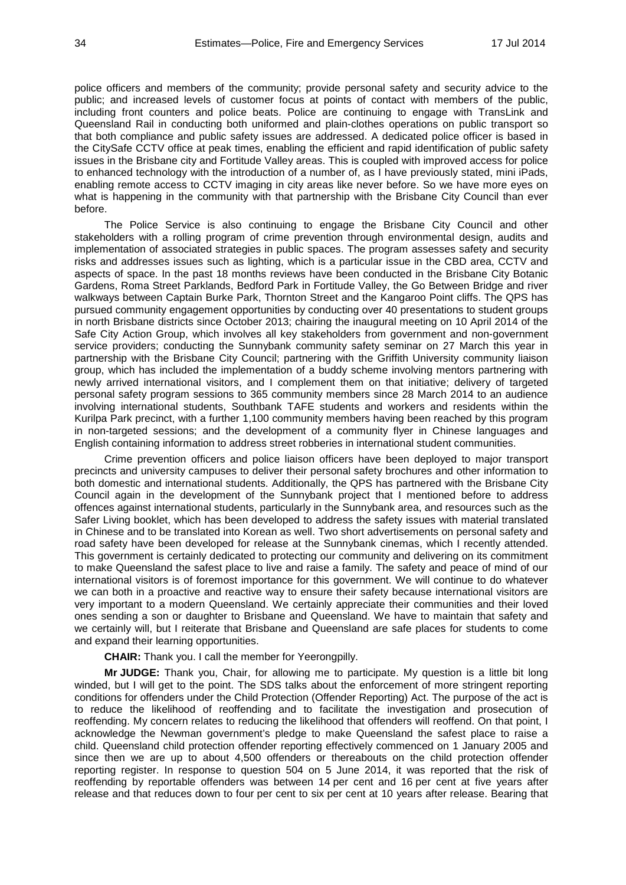police officers and members of the community; provide personal safety and security advice to the public; and increased levels of customer focus at points of contact with members of the public, including front counters and police beats. Police are continuing to engage with TransLink and Queensland Rail in conducting both uniformed and plain-clothes operations on public transport so that both compliance and public safety issues are addressed. A dedicated police officer is based in the CitySafe CCTV office at peak times, enabling the efficient and rapid identification of public safety issues in the Brisbane city and Fortitude Valley areas. This is coupled with improved access for police to enhanced technology with the introduction of a number of, as I have previously stated, mini iPads, enabling remote access to CCTV imaging in city areas like never before. So we have more eyes on what is happening in the community with that partnership with the Brisbane City Council than ever before.

The Police Service is also continuing to engage the Brisbane City Council and other stakeholders with a rolling program of crime prevention through environmental design, audits and implementation of associated strategies in public spaces. The program assesses safety and security risks and addresses issues such as lighting, which is a particular issue in the CBD area, CCTV and aspects of space. In the past 18 months reviews have been conducted in the Brisbane City Botanic Gardens, Roma Street Parklands, Bedford Park in Fortitude Valley, the Go Between Bridge and river walkways between Captain Burke Park, Thornton Street and the Kangaroo Point cliffs. The QPS has pursued community engagement opportunities by conducting over 40 presentations to student groups in north Brisbane districts since October 2013; chairing the inaugural meeting on 10 April 2014 of the Safe City Action Group, which involves all key stakeholders from government and non-government service providers; conducting the Sunnybank community safety seminar on 27 March this year in partnership with the Brisbane City Council; partnering with the Griffith University community liaison group, which has included the implementation of a buddy scheme involving mentors partnering with newly arrived international visitors, and I complement them on that initiative; delivery of targeted personal safety program sessions to 365 community members since 28 March 2014 to an audience involving international students, Southbank TAFE students and workers and residents within the Kurilpa Park precinct, with a further 1,100 community members having been reached by this program in non-targeted sessions; and the development of a community flyer in Chinese languages and English containing information to address street robberies in international student communities.

Crime prevention officers and police liaison officers have been deployed to major transport precincts and university campuses to deliver their personal safety brochures and other information to both domestic and international students. Additionally, the QPS has partnered with the Brisbane City Council again in the development of the Sunnybank project that I mentioned before to address offences against international students, particularly in the Sunnybank area, and resources such as the Safer Living booklet, which has been developed to address the safety issues with material translated in Chinese and to be translated into Korean as well. Two short advertisements on personal safety and road safety have been developed for release at the Sunnybank cinemas, which I recently attended. This government is certainly dedicated to protecting our community and delivering on its commitment to make Queensland the safest place to live and raise a family. The safety and peace of mind of our international visitors is of foremost importance for this government. We will continue to do whatever we can both in a proactive and reactive way to ensure their safety because international visitors are very important to a modern Queensland. We certainly appreciate their communities and their loved ones sending a son or daughter to Brisbane and Queensland. We have to maintain that safety and we certainly will, but I reiterate that Brisbane and Queensland are safe places for students to come and expand their learning opportunities.

**CHAIR:** Thank you. I call the member for Yeerongpilly.

**Mr JUDGE:** Thank you, Chair, for allowing me to participate. My question is a little bit long winded, but I will get to the point. The SDS talks about the enforcement of more stringent reporting conditions for offenders under the Child Protection (Offender Reporting) Act. The purpose of the act is to reduce the likelihood of reoffending and to facilitate the investigation and prosecution of reoffending. My concern relates to reducing the likelihood that offenders will reoffend. On that point, I acknowledge the Newman government's pledge to make Queensland the safest place to raise a child. Queensland child protection offender reporting effectively commenced on 1 January 2005 and since then we are up to about 4,500 offenders or thereabouts on the child protection offender reporting register. In response to question 504 on 5 June 2014, it was reported that the risk of reoffending by reportable offenders was between 14 per cent and 16 per cent at five years after release and that reduces down to four per cent to six per cent at 10 years after release. Bearing that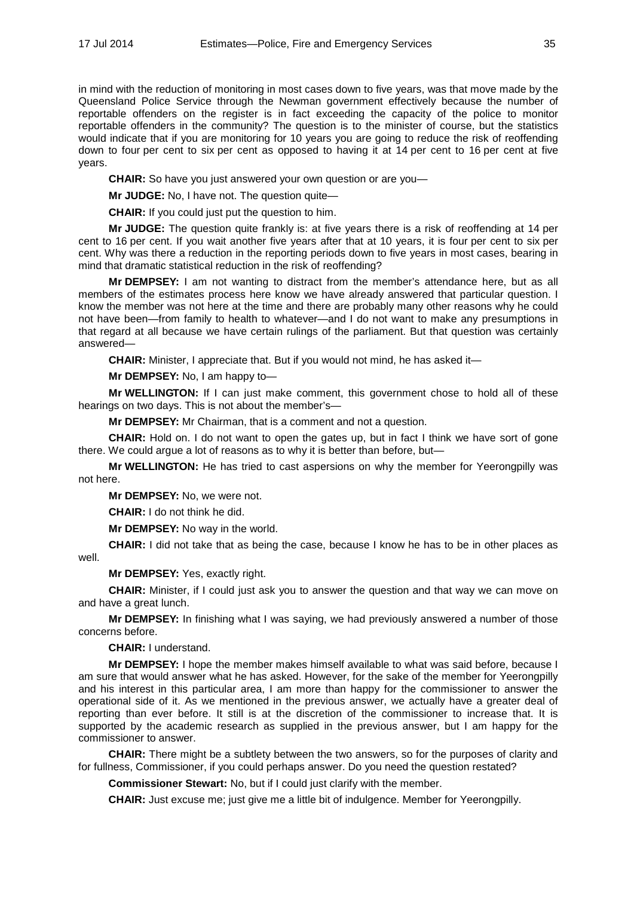in mind with the reduction of monitoring in most cases down to five years, was that move made by the Queensland Police Service through the Newman government effectively because the number of reportable offenders on the register is in fact exceeding the capacity of the police to monitor reportable offenders in the community? The question is to the minister of course, but the statistics would indicate that if you are monitoring for 10 years you are going to reduce the risk of reoffending down to four per cent to six per cent as opposed to having it at 14 per cent to 16 per cent at five years.

**CHAIR:** So have you just answered your own question or are you—

**Mr JUDGE:** No, I have not. The question quite—

**CHAIR:** If you could just put the question to him.

**Mr JUDGE:** The question quite frankly is: at five years there is a risk of reoffending at 14 per cent to 16 per cent. If you wait another five years after that at 10 years, it is four per cent to six per cent. Why was there a reduction in the reporting periods down to five years in most cases, bearing in mind that dramatic statistical reduction in the risk of reoffending?

**Mr DEMPSEY:** I am not wanting to distract from the member's attendance here, but as all members of the estimates process here know we have already answered that particular question. I know the member was not here at the time and there are probably many other reasons why he could not have been—from family to health to whatever—and I do not want to make any presumptions in that regard at all because we have certain rulings of the parliament. But that question was certainly answered—

**CHAIR:** Minister, I appreciate that. But if you would not mind, he has asked it—

**Mr DEMPSEY:** No, I am happy to—

**Mr WELLINGTON:** If I can just make comment, this government chose to hold all of these hearings on two days. This is not about the member's—

**Mr DEMPSEY:** Mr Chairman, that is a comment and not a question.

**CHAIR:** Hold on. I do not want to open the gates up, but in fact I think we have sort of gone there. We could argue a lot of reasons as to why it is better than before, but—

**Mr WELLINGTON:** He has tried to cast aspersions on why the member for Yeerongpilly was not here.

**Mr DEMPSEY:** No, we were not.

**CHAIR:** I do not think he did.

**Mr DEMPSEY:** No way in the world.

**CHAIR:** I did not take that as being the case, because I know he has to be in other places as well.

**Mr DEMPSEY:** Yes, exactly right.

**CHAIR:** Minister, if I could just ask you to answer the question and that way we can move on and have a great lunch.

**Mr DEMPSEY:** In finishing what I was saying, we had previously answered a number of those concerns before.

**CHAIR:** I understand.

**Mr DEMPSEY:** I hope the member makes himself available to what was said before, because I am sure that would answer what he has asked. However, for the sake of the member for Yeerongpilly and his interest in this particular area, I am more than happy for the commissioner to answer the operational side of it. As we mentioned in the previous answer, we actually have a greater deal of reporting than ever before. It still is at the discretion of the commissioner to increase that. It is supported by the academic research as supplied in the previous answer, but I am happy for the commissioner to answer.

**CHAIR:** There might be a subtlety between the two answers, so for the purposes of clarity and for fullness, Commissioner, if you could perhaps answer. Do you need the question restated?

**Commissioner Stewart:** No, but if I could just clarify with the member.

**CHAIR:** Just excuse me; just give me a little bit of indulgence. Member for Yeerongpilly.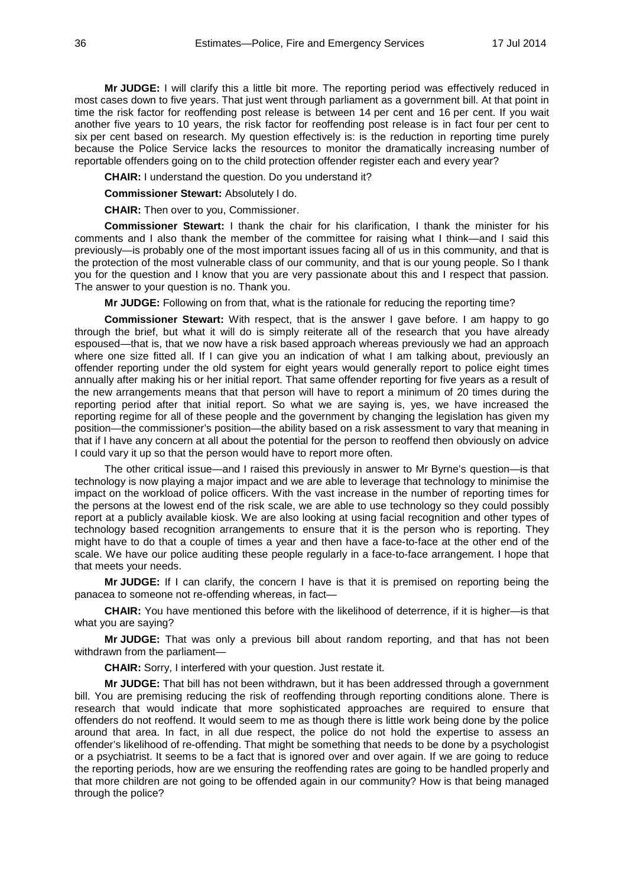**Mr JUDGE:** I will clarify this a little bit more. The reporting period was effectively reduced in most cases down to five years. That just went through parliament as a government bill. At that point in time the risk factor for reoffending post release is between 14 per cent and 16 per cent. If you wait another five years to 10 years, the risk factor for reoffending post release is in fact four per cent to six per cent based on research. My question effectively is: is the reduction in reporting time purely because the Police Service lacks the resources to monitor the dramatically increasing number of reportable offenders going on to the child protection offender register each and every year?

**CHAIR:** I understand the question. Do you understand it?

**Commissioner Stewart:** Absolutely I do.

**CHAIR:** Then over to you, Commissioner.

**Commissioner Stewart:** I thank the chair for his clarification, I thank the minister for his comments and I also thank the member of the committee for raising what I think—and I said this previously—is probably one of the most important issues facing all of us in this community, and that is the protection of the most vulnerable class of our community, and that is our young people. So I thank you for the question and I know that you are very passionate about this and I respect that passion. The answer to your question is no. Thank you.

**Mr JUDGE:** Following on from that, what is the rationale for reducing the reporting time?

**Commissioner Stewart:** With respect, that is the answer I gave before. I am happy to go through the brief, but what it will do is simply reiterate all of the research that you have already espoused—that is, that we now have a risk based approach whereas previously we had an approach where one size fitted all. If I can give you an indication of what I am talking about, previously an offender reporting under the old system for eight years would generally report to police eight times annually after making his or her initial report. That same offender reporting for five years as a result of the new arrangements means that that person will have to report a minimum of 20 times during the reporting period after that initial report. So what we are saying is, yes, we have increased the reporting regime for all of these people and the government by changing the legislation has given my position—the commissioner's position—the ability based on a risk assessment to vary that meaning in that if I have any concern at all about the potential for the person to reoffend then obviously on advice I could vary it up so that the person would have to report more often.

The other critical issue—and I raised this previously in answer to Mr Byrne's question—is that technology is now playing a major impact and we are able to leverage that technology to minimise the impact on the workload of police officers. With the vast increase in the number of reporting times for the persons at the lowest end of the risk scale, we are able to use technology so they could possibly report at a publicly available kiosk. We are also looking at using facial recognition and other types of technology based recognition arrangements to ensure that it is the person who is reporting. They might have to do that a couple of times a year and then have a face-to-face at the other end of the scale. We have our police auditing these people regularly in a face-to-face arrangement. I hope that that meets your needs.

**Mr JUDGE:** If I can clarify, the concern I have is that it is premised on reporting being the panacea to someone not re-offending whereas, in fact—

**CHAIR:** You have mentioned this before with the likelihood of deterrence, if it is higher—is that what you are saying?

**Mr JUDGE:** That was only a previous bill about random reporting, and that has not been withdrawn from the parliament—

**CHAIR:** Sorry, I interfered with your question. Just restate it.

**Mr JUDGE:** That bill has not been withdrawn, but it has been addressed through a government bill. You are premising reducing the risk of reoffending through reporting conditions alone. There is research that would indicate that more sophisticated approaches are required to ensure that offenders do not reoffend. It would seem to me as though there is little work being done by the police around that area. In fact, in all due respect, the police do not hold the expertise to assess an offender's likelihood of re-offending. That might be something that needs to be done by a psychologist or a psychiatrist. It seems to be a fact that is ignored over and over again. If we are going to reduce the reporting periods, how are we ensuring the reoffending rates are going to be handled properly and that more children are not going to be offended again in our community? How is that being managed through the police?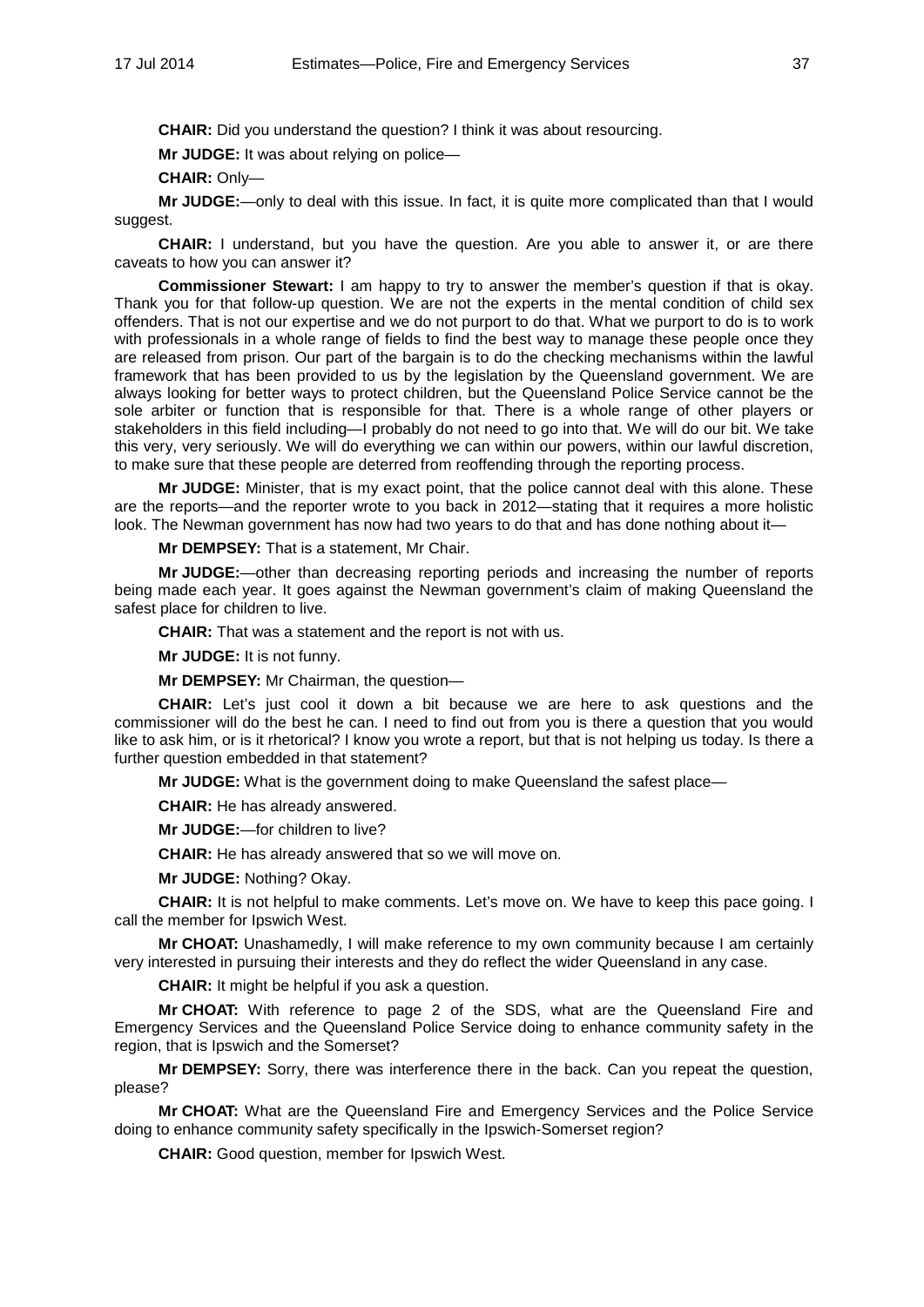**CHAIR:** Did you understand the question? I think it was about resourcing.

**Mr JUDGE:** It was about relying on police—

**CHAIR:** Only—

**Mr JUDGE:**—only to deal with this issue. In fact, it is quite more complicated than that I would suggest.

**CHAIR:** I understand, but you have the question. Are you able to answer it, or are there caveats to how you can answer it?

**Commissioner Stewart:** I am happy to try to answer the member's question if that is okay. Thank you for that follow-up question. We are not the experts in the mental condition of child sex offenders. That is not our expertise and we do not purport to do that. What we purport to do is to work with professionals in a whole range of fields to find the best way to manage these people once they are released from prison. Our part of the bargain is to do the checking mechanisms within the lawful framework that has been provided to us by the legislation by the Queensland government. We are always looking for better ways to protect children, but the Queensland Police Service cannot be the sole arbiter or function that is responsible for that. There is a whole range of other players or stakeholders in this field including—I probably do not need to go into that. We will do our bit. We take this very, very seriously. We will do everything we can within our powers, within our lawful discretion, to make sure that these people are deterred from reoffending through the reporting process.

**Mr JUDGE:** Minister, that is my exact point, that the police cannot deal with this alone. These are the reports—and the reporter wrote to you back in 2012—stating that it requires a more holistic look. The Newman government has now had two years to do that and has done nothing about it—

**Mr DEMPSEY:** That is a statement, Mr Chair.

**Mr JUDGE:**—other than decreasing reporting periods and increasing the number of reports being made each year. It goes against the Newman government's claim of making Queensland the safest place for children to live.

**CHAIR:** That was a statement and the report is not with us.

**Mr JUDGE:** It is not funny.

**Mr DEMPSEY:** Mr Chairman, the question—

**CHAIR:** Let's just cool it down a bit because we are here to ask questions and the commissioner will do the best he can. I need to find out from you is there a question that you would like to ask him, or is it rhetorical? I know you wrote a report, but that is not helping us today. Is there a further question embedded in that statement?

**Mr JUDGE:** What is the government doing to make Queensland the safest place—

**CHAIR:** He has already answered.

**Mr JUDGE:**—for children to live?

**CHAIR:** He has already answered that so we will move on.

**Mr JUDGE:** Nothing? Okay.

**CHAIR:** It is not helpful to make comments. Let's move on. We have to keep this pace going. I call the member for Ipswich West.

**Mr CHOAT:** Unashamedly, I will make reference to my own community because I am certainly very interested in pursuing their interests and they do reflect the wider Queensland in any case.

**CHAIR:** It might be helpful if you ask a question.

**Mr CHOAT:** With reference to page 2 of the SDS, what are the Queensland Fire and Emergency Services and the Queensland Police Service doing to enhance community safety in the region, that is Ipswich and the Somerset?

**Mr DEMPSEY:** Sorry, there was interference there in the back. Can you repeat the question, please?

**Mr CHOAT:** What are the Queensland Fire and Emergency Services and the Police Service doing to enhance community safety specifically in the Ipswich-Somerset region?

**CHAIR:** Good question, member for Ipswich West.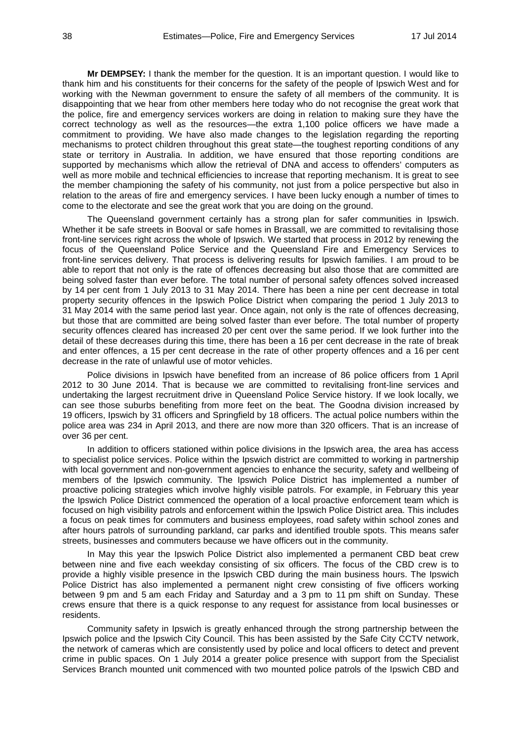**Mr DEMPSEY:** I thank the member for the question. It is an important question. I would like to thank him and his constituents for their concerns for the safety of the people of Ipswich West and for working with the Newman government to ensure the safety of all members of the community. It is disappointing that we hear from other members here today who do not recognise the great work that the police, fire and emergency services workers are doing in relation to making sure they have the correct technology as well as the resources—the extra 1,100 police officers we have made a commitment to providing. We have also made changes to the legislation regarding the reporting mechanisms to protect children throughout this great state—the toughest reporting conditions of any state or territory in Australia. In addition, we have ensured that those reporting conditions are supported by mechanisms which allow the retrieval of DNA and access to offenders' computers as well as more mobile and technical efficiencies to increase that reporting mechanism. It is great to see the member championing the safety of his community, not just from a police perspective but also in relation to the areas of fire and emergency services. I have been lucky enough a number of times to come to the electorate and see the great work that you are doing on the ground.

The Queensland government certainly has a strong plan for safer communities in Ipswich. Whether it be safe streets in Booval or safe homes in Brassall, we are committed to revitalising those front-line services right across the whole of Ipswich. We started that process in 2012 by renewing the focus of the Queensland Police Service and the Queensland Fire and Emergency Services to front-line services delivery. That process is delivering results for Ipswich families. I am proud to be able to report that not only is the rate of offences decreasing but also those that are committed are being solved faster than ever before. The total number of personal safety offences solved increased by 14 per cent from 1 July 2013 to 31 May 2014. There has been a nine per cent decrease in total property security offences in the Ipswich Police District when comparing the period 1 July 2013 to 31 May 2014 with the same period last year. Once again, not only is the rate of offences decreasing, but those that are committed are being solved faster than ever before. The total number of property security offences cleared has increased 20 per cent over the same period. If we look further into the detail of these decreases during this time, there has been a 16 per cent decrease in the rate of break and enter offences, a 15 per cent decrease in the rate of other property offences and a 16 per cent decrease in the rate of unlawful use of motor vehicles.

Police divisions in Ipswich have benefited from an increase of 86 police officers from 1 April 2012 to 30 June 2014. That is because we are committed to revitalising front-line services and undertaking the largest recruitment drive in Queensland Police Service history. If we look locally, we can see those suburbs benefiting from more feet on the beat. The Goodna division increased by 19 officers, Ipswich by 31 officers and Springfield by 18 officers. The actual police numbers within the police area was 234 in April 2013, and there are now more than 320 officers. That is an increase of over 36 per cent.

In addition to officers stationed within police divisions in the Ipswich area, the area has access to specialist police services. Police within the Ipswich district are committed to working in partnership with local government and non-government agencies to enhance the security, safety and wellbeing of members of the Ipswich community. The Ipswich Police District has implemented a number of proactive policing strategies which involve highly visible patrols. For example, in February this year the Ipswich Police District commenced the operation of a local proactive enforcement team which is focused on high visibility patrols and enforcement within the Ipswich Police District area. This includes a focus on peak times for commuters and business employees, road safety within school zones and after hours patrols of surrounding parkland, car parks and identified trouble spots. This means safer streets, businesses and commuters because we have officers out in the community.

In May this year the Ipswich Police District also implemented a permanent CBD beat crew between nine and five each weekday consisting of six officers. The focus of the CBD crew is to provide a highly visible presence in the Ipswich CBD during the main business hours. The Ipswich Police District has also implemented a permanent night crew consisting of five officers working between 9 pm and 5 am each Friday and Saturday and a 3 pm to 11 pm shift on Sunday. These crews ensure that there is a quick response to any request for assistance from local businesses or residents.

Community safety in Ipswich is greatly enhanced through the strong partnership between the Ipswich police and the Ipswich City Council. This has been assisted by the Safe City CCTV network, the network of cameras which are consistently used by police and local officers to detect and prevent crime in public spaces. On 1 July 2014 a greater police presence with support from the Specialist Services Branch mounted unit commenced with two mounted police patrols of the Ipswich CBD and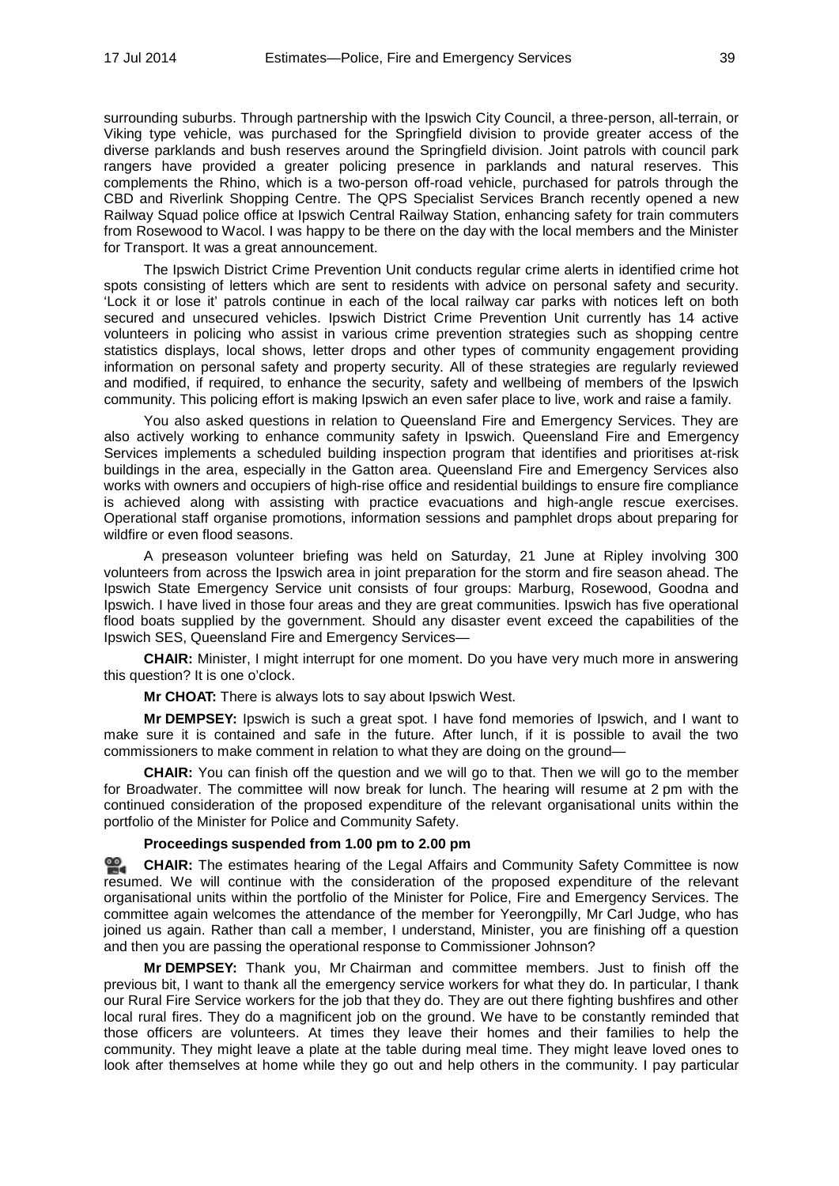surrounding suburbs. Through partnership with the Ipswich City Council, a three-person, all-terrain, or Viking type vehicle, was purchased for the Springfield division to provide greater access of the diverse parklands and bush reserves around the Springfield division. Joint patrols with council park rangers have provided a greater policing presence in parklands and natural reserves. This complements the Rhino, which is a two-person off-road vehicle, purchased for patrols through the CBD and Riverlink Shopping Centre. The QPS Specialist Services Branch recently opened a new Railway Squad police office at Ipswich Central Railway Station, enhancing safety for train commuters from Rosewood to Wacol. I was happy to be there on the day with the local members and the Minister for Transport. It was a great announcement.

The Ipswich District Crime Prevention Unit conducts regular crime alerts in identified crime hot spots consisting of letters which are sent to residents with advice on personal safety and security. 'Lock it or lose it' patrols continue in each of the local railway car parks with notices left on both secured and unsecured vehicles. Ipswich District Crime Prevention Unit currently has 14 active volunteers in policing who assist in various crime prevention strategies such as shopping centre statistics displays, local shows, letter drops and other types of community engagement providing information on personal safety and property security. All of these strategies are regularly reviewed and modified, if required, to enhance the security, safety and wellbeing of members of the Ipswich community. This policing effort is making Ipswich an even safer place to live, work and raise a family.

You also asked questions in relation to Queensland Fire and Emergency Services. They are also actively working to enhance community safety in Ipswich. Queensland Fire and Emergency Services implements a scheduled building inspection program that identifies and prioritises at-risk buildings in the area, especially in the Gatton area. Queensland Fire and Emergency Services also works with owners and occupiers of high-rise office and residential buildings to ensure fire compliance is achieved along with assisting with practice evacuations and high-angle rescue exercises. Operational staff organise promotions, information sessions and pamphlet drops about preparing for wildfire or even flood seasons.

A preseason volunteer briefing was held on Saturday, 21 June at Ripley involving 300 volunteers from across the Ipswich area in joint preparation for the storm and fire season ahead. The Ipswich State Emergency Service unit consists of four groups: Marburg, Rosewood, Goodna and Ipswich. I have lived in those four areas and they are great communities. Ipswich has five operational flood boats supplied by the government. Should any disaster event exceed the capabilities of the Ipswich SES, Queensland Fire and Emergency Services—

**CHAIR:** Minister, I might interrupt for one moment. Do you have very much more in answering this question? It is one o'clock.

**Mr CHOAT:** There is always lots to say about Ipswich West.

**Mr DEMPSEY:** Ipswich is such a great spot. I have fond memories of Ipswich, and I want to make sure it is contained and safe in the future. After lunch, if it is possible to avail the two commissioners to make comment in relation to what they are doing on the ground—

**CHAIR:** You can finish off the question and we will go to that. Then we will go to the member for Broadwater. The committee will now break for lunch. The hearing will resume at 2 pm with the continued consideration of the proposed expenditure of the relevant organisational units within the portfolio of the Minister for Police and Community Safety.

**Proceedings suspended from 1.00 pm to 2.00 pm**

**CHAIR:** The estimates hearing of the Legal Affairs and Community Safety Committee is now resumed. We will continue with the consideration of the proposed expenditure of the relevant organisational units within the portfolio of the Minister for Police, Fire and Emergency Services. The committee again welcomes the attendance of the member for Yeerongpilly, Mr Carl Judge, who has joined us again. Rather than call a member, I understand, Minister, you are finishing off a question and then you are passing the operational response to Commissioner Johnson?

**Mr DEMPSEY:** Thank you, Mr Chairman and committee members. Just to finish off the previous bit, I want to thank all the emergency service workers for what they do. In particular, I thank our Rural Fire Service workers for the job that they do. They are out there fighting bushfires and other local rural fires. They do a magnificent job on the ground. We have to be constantly reminded that those officers are volunteers. At times they leave their homes and their families to help the community. They might leave a plate at the table during meal time. They might leave loved ones to look after themselves at home while they go out and help others in the community. I pay particular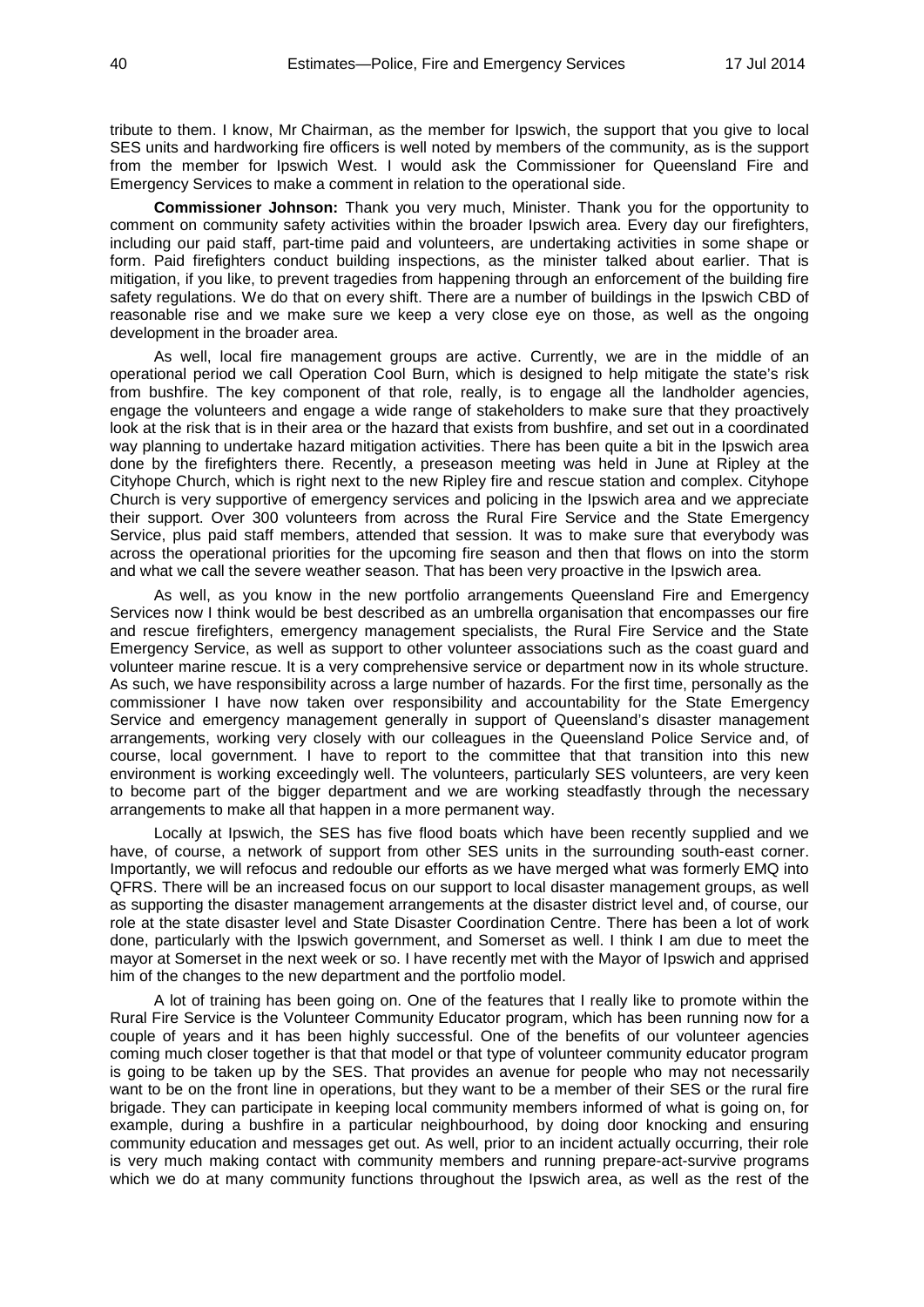tribute to them. I know, Mr Chairman, as the member for Ipswich, the support that you give to local SES units and hardworking fire officers is well noted by members of the community, as is the support from the member for Ipswich West. I would ask the Commissioner for Queensland Fire and Emergency Services to make a comment in relation to the operational side.

**Commissioner Johnson:** Thank you very much, Minister. Thank you for the opportunity to comment on community safety activities within the broader Ipswich area. Every day our firefighters, including our paid staff, part-time paid and volunteers, are undertaking activities in some shape or form. Paid firefighters conduct building inspections, as the minister talked about earlier. That is mitigation, if you like, to prevent tragedies from happening through an enforcement of the building fire safety regulations. We do that on every shift. There are a number of buildings in the Ipswich CBD of reasonable rise and we make sure we keep a very close eye on those, as well as the ongoing development in the broader area.

As well, local fire management groups are active. Currently, we are in the middle of an operational period we call Operation Cool Burn, which is designed to help mitigate the state's risk from bushfire. The key component of that role, really, is to engage all the landholder agencies, engage the volunteers and engage a wide range of stakeholders to make sure that they proactively look at the risk that is in their area or the hazard that exists from bushfire, and set out in a coordinated way planning to undertake hazard mitigation activities. There has been quite a bit in the Ipswich area done by the firefighters there. Recently, a preseason meeting was held in June at Ripley at the Cityhope Church, which is right next to the new Ripley fire and rescue station and complex. Cityhope Church is very supportive of emergency services and policing in the Ipswich area and we appreciate their support. Over 300 volunteers from across the Rural Fire Service and the State Emergency Service, plus paid staff members, attended that session. It was to make sure that everybody was across the operational priorities for the upcoming fire season and then that flows on into the storm and what we call the severe weather season. That has been very proactive in the Ipswich area.

As well, as you know in the new portfolio arrangements Queensland Fire and Emergency Services now I think would be best described as an umbrella organisation that encompasses our fire and rescue firefighters, emergency management specialists, the Rural Fire Service and the State Emergency Service, as well as support to other volunteer associations such as the coast guard and volunteer marine rescue. It is a very comprehensive service or department now in its whole structure. As such, we have responsibility across a large number of hazards. For the first time, personally as the commissioner I have now taken over responsibility and accountability for the State Emergency Service and emergency management generally in support of Queensland's disaster management arrangements, working very closely with our colleagues in the Queensland Police Service and, of course, local government. I have to report to the committee that that transition into this new environment is working exceedingly well. The volunteers, particularly SES volunteers, are very keen to become part of the bigger department and we are working steadfastly through the necessary arrangements to make all that happen in a more permanent way.

Locally at Ipswich, the SES has five flood boats which have been recently supplied and we have, of course, a network of support from other SES units in the surrounding south-east corner. Importantly, we will refocus and redouble our efforts as we have merged what was formerly EMQ into QFRS. There will be an increased focus on our support to local disaster management groups, as well as supporting the disaster management arrangements at the disaster district level and, of course, our role at the state disaster level and State Disaster Coordination Centre. There has been a lot of work done, particularly with the Ipswich government, and Somerset as well. I think I am due to meet the mayor at Somerset in the next week or so. I have recently met with the Mayor of Ipswich and apprised him of the changes to the new department and the portfolio model.

A lot of training has been going on. One of the features that I really like to promote within the Rural Fire Service is the Volunteer Community Educator program, which has been running now for a couple of years and it has been highly successful. One of the benefits of our volunteer agencies coming much closer together is that that model or that type of volunteer community educator program is going to be taken up by the SES. That provides an avenue for people who may not necessarily want to be on the front line in operations, but they want to be a member of their SES or the rural fire brigade. They can participate in keeping local community members informed of what is going on, for example, during a bushfire in a particular neighbourhood, by doing door knocking and ensuring community education and messages get out. As well, prior to an incident actually occurring, their role is very much making contact with community members and running prepare-act-survive programs which we do at many community functions throughout the Ipswich area, as well as the rest of the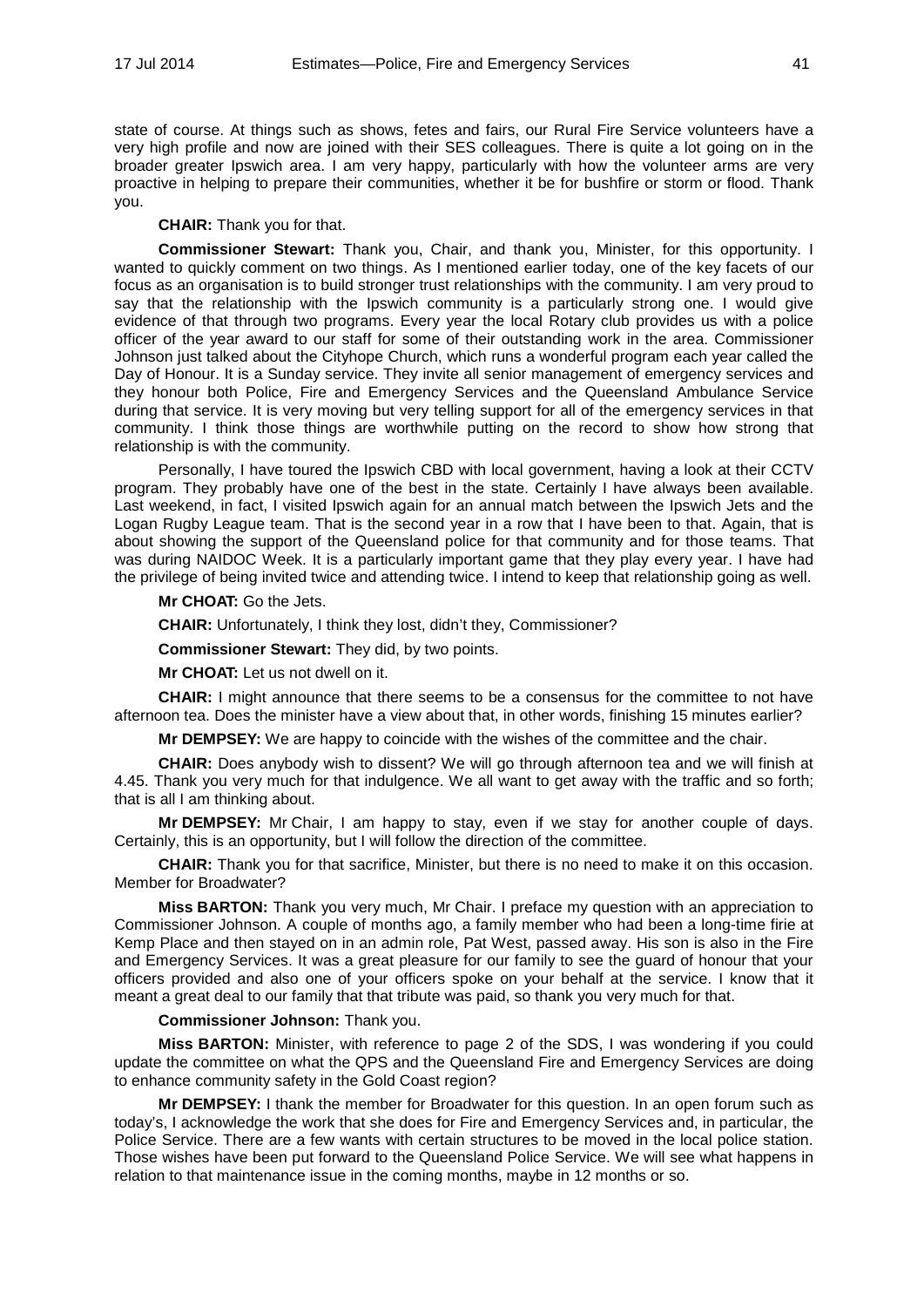state of course. At things such as shows, fetes and fairs, our Rural Fire Service volunteers have a very high profile and now are joined with their SES colleagues. There is quite a lot going on in the broader greater Ipswich area. I am very happy, particularly with how the volunteer arms are very proactive in helping to prepare their communities, whether it be for bushfire or storm or flood. Thank you.

**CHAIR:** Thank you for that.

**Commissioner Stewart:** Thank you, Chair, and thank you, Minister, for this opportunity. I wanted to quickly comment on two things. As I mentioned earlier today, one of the key facets of our focus as an organisation is to build stronger trust relationships with the community. I am very proud to say that the relationship with the Ipswich community is a particularly strong one. I would give evidence of that through two programs. Every year the local Rotary club provides us with a police officer of the year award to our staff for some of their outstanding work in the area. Commissioner Johnson just talked about the Cityhope Church, which runs a wonderful program each year called the Day of Honour. It is a Sunday service. They invite all senior management of emergency services and they honour both Police, Fire and Emergency Services and the Queensland Ambulance Service during that service. It is very moving but very telling support for all of the emergency services in that community. I think those things are worthwhile putting on the record to show how strong that relationship is with the community.

Personally, I have toured the Ipswich CBD with local government, having a look at their CCTV program. They probably have one of the best in the state. Certainly I have always been available. Last weekend, in fact, I visited Ipswich again for an annual match between the Ipswich Jets and the Logan Rugby League team. That is the second year in a row that I have been to that. Again, that is about showing the support of the Queensland police for that community and for those teams. That was during NAIDOC Week. It is a particularly important game that they play every year. I have had the privilege of being invited twice and attending twice. I intend to keep that relationship going as well.

**Mr CHOAT:** Go the Jets.

**CHAIR:** Unfortunately, I think they lost, didn't they, Commissioner?

**Commissioner Stewart:** They did, by two points.

**Mr CHOAT:** Let us not dwell on it.

**CHAIR:** I might announce that there seems to be a consensus for the committee to not have afternoon tea. Does the minister have a view about that, in other words, finishing 15 minutes earlier?

**Mr DEMPSEY:** We are happy to coincide with the wishes of the committee and the chair.

**CHAIR:** Does anybody wish to dissent? We will go through afternoon tea and we will finish at 4.45. Thank you very much for that indulgence. We all want to get away with the traffic and so forth; that is all I am thinking about.

**Mr DEMPSEY:** Mr Chair, I am happy to stay, even if we stay for another couple of days. Certainly, this is an opportunity, but I will follow the direction of the committee.

**CHAIR:** Thank you for that sacrifice, Minister, but there is no need to make it on this occasion. Member for Broadwater?

**Miss BARTON:** Thank you very much, Mr Chair. I preface my question with an appreciation to Commissioner Johnson. A couple of months ago, a family member who had been a long-time firie at Kemp Place and then stayed on in an admin role, Pat West, passed away. His son is also in the Fire and Emergency Services. It was a great pleasure for our family to see the guard of honour that your officers provided and also one of your officers spoke on your behalf at the service. I know that it meant a great deal to our family that that tribute was paid, so thank you very much for that.

**Commissioner Johnson:** Thank you.

**Miss BARTON:** Minister, with reference to page 2 of the SDS, I was wondering if you could update the committee on what the QPS and the Queensland Fire and Emergency Services are doing to enhance community safety in the Gold Coast region?

**Mr DEMPSEY:** I thank the member for Broadwater for this question. In an open forum such as today's, I acknowledge the work that she does for Fire and Emergency Services and, in particular, the Police Service. There are a few wants with certain structures to be moved in the local police station. Those wishes have been put forward to the Queensland Police Service. We will see what happens in relation to that maintenance issue in the coming months, maybe in 12 months or so.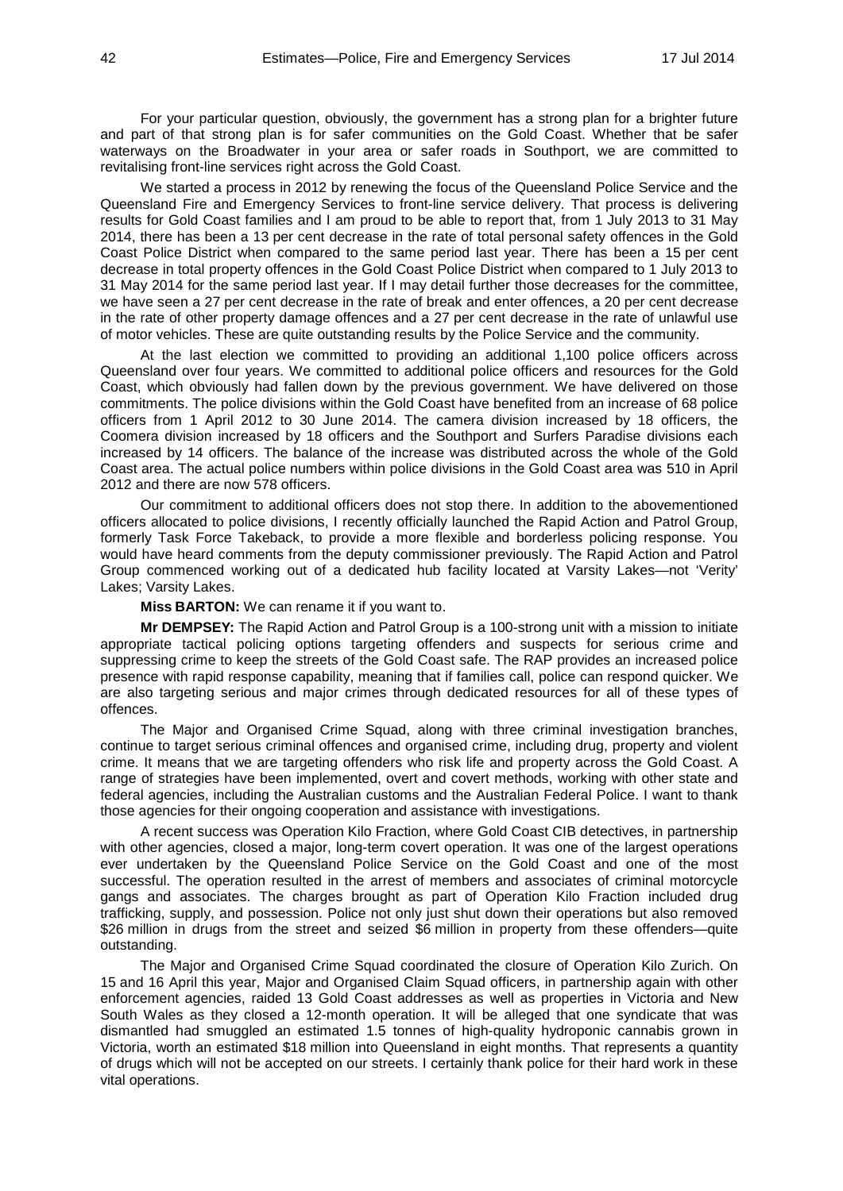For your particular question, obviously, the government has a strong plan for a brighter future and part of that strong plan is for safer communities on the Gold Coast. Whether that be safer waterways on the Broadwater in your area or safer roads in Southport, we are committed to revitalising front-line services right across the Gold Coast.

We started a process in 2012 by renewing the focus of the Queensland Police Service and the Queensland Fire and Emergency Services to front-line service delivery. That process is delivering results for Gold Coast families and I am proud to be able to report that, from 1 July 2013 to 31 May 2014, there has been a 13 per cent decrease in the rate of total personal safety offences in the Gold Coast Police District when compared to the same period last year. There has been a 15 per cent decrease in total property offences in the Gold Coast Police District when compared to 1 July 2013 to 31 May 2014 for the same period last year. If I may detail further those decreases for the committee, we have seen a 27 per cent decrease in the rate of break and enter offences, a 20 per cent decrease in the rate of other property damage offences and a 27 per cent decrease in the rate of unlawful use of motor vehicles. These are quite outstanding results by the Police Service and the community.

At the last election we committed to providing an additional 1,100 police officers across Queensland over four years. We committed to additional police officers and resources for the Gold Coast, which obviously had fallen down by the previous government. We have delivered on those commitments. The police divisions within the Gold Coast have benefited from an increase of 68 police officers from 1 April 2012 to 30 June 2014. The camera division increased by 18 officers, the Coomera division increased by 18 officers and the Southport and Surfers Paradise divisions each increased by 14 officers. The balance of the increase was distributed across the whole of the Gold Coast area. The actual police numbers within police divisions in the Gold Coast area was 510 in April 2012 and there are now 578 officers.

Our commitment to additional officers does not stop there. In addition to the abovementioned officers allocated to police divisions, I recently officially launched the Rapid Action and Patrol Group, formerly Task Force Takeback, to provide a more flexible and borderless policing response. You would have heard comments from the deputy commissioner previously. The Rapid Action and Patrol Group commenced working out of a dedicated hub facility located at Varsity Lakes—not 'Verity' Lakes; Varsity Lakes.

**Miss BARTON:** We can rename it if you want to.

**Mr DEMPSEY:** The Rapid Action and Patrol Group is a 100-strong unit with a mission to initiate appropriate tactical policing options targeting offenders and suspects for serious crime and suppressing crime to keep the streets of the Gold Coast safe. The RAP provides an increased police presence with rapid response capability, meaning that if families call, police can respond quicker. We are also targeting serious and major crimes through dedicated resources for all of these types of offences.

The Major and Organised Crime Squad, along with three criminal investigation branches, continue to target serious criminal offences and organised crime, including drug, property and violent crime. It means that we are targeting offenders who risk life and property across the Gold Coast. A range of strategies have been implemented, overt and covert methods, working with other state and federal agencies, including the Australian customs and the Australian Federal Police. I want to thank those agencies for their ongoing cooperation and assistance with investigations.

A recent success was Operation Kilo Fraction, where Gold Coast CIB detectives, in partnership with other agencies, closed a major, long-term covert operation. It was one of the largest operations ever undertaken by the Queensland Police Service on the Gold Coast and one of the most successful. The operation resulted in the arrest of members and associates of criminal motorcycle gangs and associates. The charges brought as part of Operation Kilo Fraction included drug trafficking, supply, and possession. Police not only just shut down their operations but also removed $26 million in drugs from the street and seized $6 million in property from these offenders—quite outstanding.

The Major and Organised Crime Squad coordinated the closure of Operation Kilo Zurich. On 15 and 16 April this year, Major and Organised Claim Squad officers, in partnership again with other enforcement agencies, raided 13 Gold Coast addresses as well as properties in Victoria and New South Wales as they closed a 12-month operation. It will be alleged that one syndicate that was dismantled had smuggled an estimated 1.5 tonnes of high-quality hydroponic cannabis grown in Victoria, worth an estimated $18 million into Queensland in eight months. That represents a quantity of drugs which will not be accepted on our streets. I certainly thank police for their hard work in these vital operations.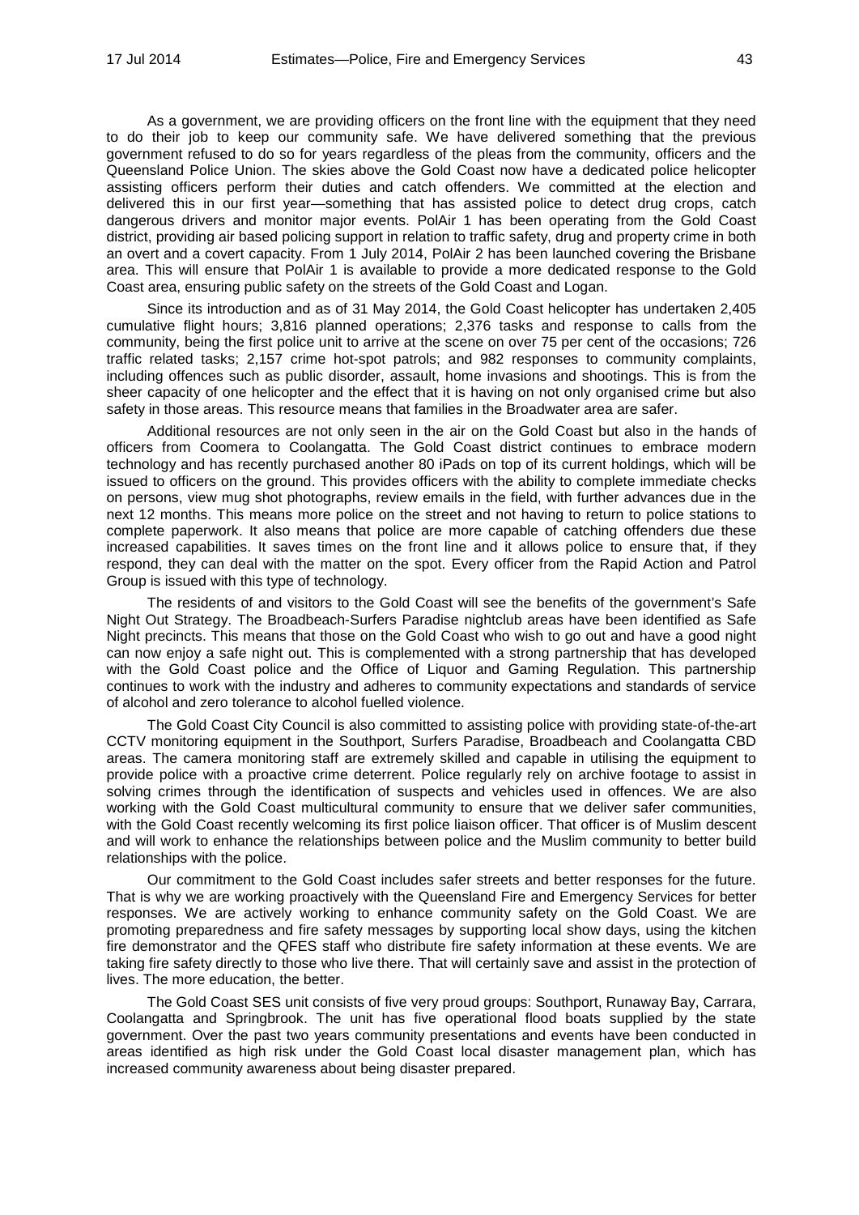As a government, we are providing officers on the front line with the equipment that they need to do their job to keep our community safe. We have delivered something that the previous government refused to do so for years regardless of the pleas from the community, officers and the Queensland Police Union. The skies above the Gold Coast now have a dedicated police helicopter assisting officers perform their duties and catch offenders. We committed at the election and delivered this in our first year—something that has assisted police to detect drug crops, catch dangerous drivers and monitor major events. PolAir 1 has been operating from the Gold Coast district, providing air based policing support in relation to traffic safety, drug and property crime in both an overt and a covert capacity. From 1 July 2014, PolAir 2 has been launched covering the Brisbane area. This will ensure that PolAir 1 is available to provide a more dedicated response to the Gold Coast area, ensuring public safety on the streets of the Gold Coast and Logan.

Since its introduction and as of 31 May 2014, the Gold Coast helicopter has undertaken 2,405 cumulative flight hours; 3,816 planned operations; 2,376 tasks and response to calls from the community, being the first police unit to arrive at the scene on over 75 per cent of the occasions; 726 traffic related tasks; 2,157 crime hot-spot patrols; and 982 responses to community complaints, including offences such as public disorder, assault, home invasions and shootings. This is from the sheer capacity of one helicopter and the effect that it is having on not only organised crime but also safety in those areas. This resource means that families in the Broadwater area are safer.

Additional resources are not only seen in the air on the Gold Coast but also in the hands of officers from Coomera to Coolangatta. The Gold Coast district continues to embrace modern technology and has recently purchased another 80 iPads on top of its current holdings, which will be issued to officers on the ground. This provides officers with the ability to complete immediate checks on persons, view mug shot photographs, review emails in the field, with further advances due in the next 12 months. This means more police on the street and not having to return to police stations to complete paperwork. It also means that police are more capable of catching offenders due these increased capabilities. It saves times on the front line and it allows police to ensure that, if they respond, they can deal with the matter on the spot. Every officer from the Rapid Action and Patrol Group is issued with this type of technology.

The residents of and visitors to the Gold Coast will see the benefits of the government's Safe Night Out Strategy. The Broadbeach-Surfers Paradise nightclub areas have been identified as Safe Night precincts. This means that those on the Gold Coast who wish to go out and have a good night can now enjoy a safe night out. This is complemented with a strong partnership that has developed with the Gold Coast police and the Office of Liquor and Gaming Regulation. This partnership continues to work with the industry and adheres to community expectations and standards of service of alcohol and zero tolerance to alcohol fuelled violence.

The Gold Coast City Council is also committed to assisting police with providing state-of-the-art CCTV monitoring equipment in the Southport, Surfers Paradise, Broadbeach and Coolangatta CBD areas. The camera monitoring staff are extremely skilled and capable in utilising the equipment to provide police with a proactive crime deterrent. Police regularly rely on archive footage to assist in solving crimes through the identification of suspects and vehicles used in offences. We are also working with the Gold Coast multicultural community to ensure that we deliver safer communities, with the Gold Coast recently welcoming its first police liaison officer. That officer is of Muslim descent and will work to enhance the relationships between police and the Muslim community to better build relationships with the police.

Our commitment to the Gold Coast includes safer streets and better responses for the future. That is why we are working proactively with the Queensland Fire and Emergency Services for better responses. We are actively working to enhance community safety on the Gold Coast. We are promoting preparedness and fire safety messages by supporting local show days, using the kitchen fire demonstrator and the QFES staff who distribute fire safety information at these events. We are taking fire safety directly to those who live there. That will certainly save and assist in the protection of lives. The more education, the better.

The Gold Coast SES unit consists of five very proud groups: Southport, Runaway Bay, Carrara, Coolangatta and Springbrook. The unit has five operational flood boats supplied by the state government. Over the past two years community presentations and events have been conducted in areas identified as high risk under the Gold Coast local disaster management plan, which has increased community awareness about being disaster prepared.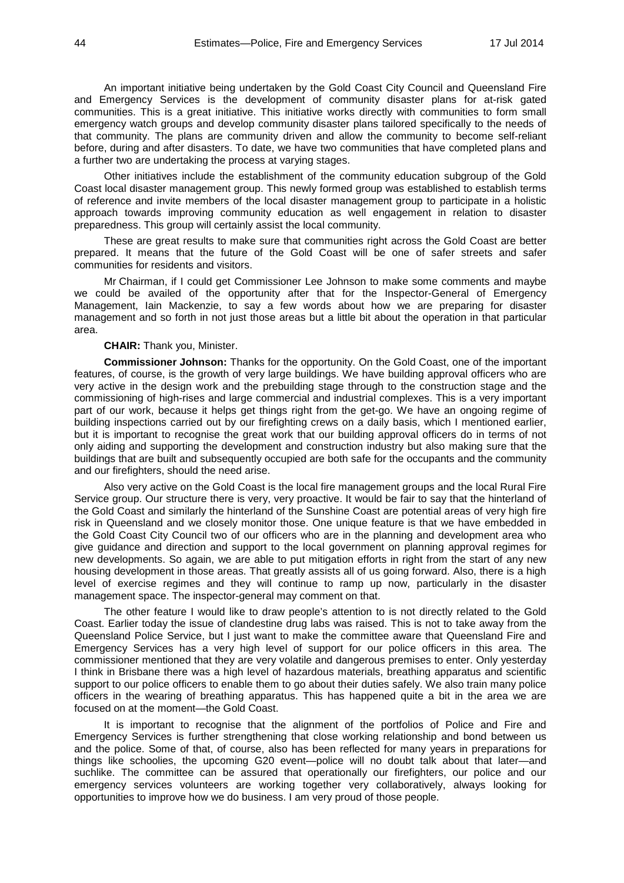An important initiative being undertaken by the Gold Coast City Council and Queensland Fire and Emergency Services is the development of community disaster plans for at-risk gated communities. This is a great initiative. This initiative works directly with communities to form small emergency watch groups and develop community driven disaster plans tailored specifically to the needs of that community. The plans are community driven and allow the community to become self-reliant before, during and after disasters. To date, we have two communities that have completed plans and a further two are undertaking the process at varying stages.

Other initiatives include the establishment of the community education subgroup of the Gold Coast local disaster management group. This newly formed group was established to establish terms of reference and invite members of the local disaster management group to participate in a holistic approach towards improving community education as well engagement in relation to disaster preparedness. This group will certainly assist the local community.

These are great results to make sure that communities right across the Gold Coast are better prepared. It means that the future of the Gold Coast will be one of safer streets and safer communities for residents and visitors.

Mr Chairman, if I could get Commissioner Lee Johnson to make some comments and maybe we could be availed of the opportunity after that for the Inspector-General of Emergency Management, Iain Mackenzie, to say a few words about how we are preparing for disaster management and so forth in not just those areas but a little bit about the operation in that particular area.

**CHAIR:** Thank you, Minister.

**Commissioner Johnson:** Thanks for the opportunity. On the Gold Coast, one of the important features, of course, is the growth of very large buildings. We have building approval officers who are very active in the design work and the prebuilding stage through to the construction stage and the commissioning of high-rises and large commercial and industrial complexes. This is a very important part of our work, because it helps get things right from the get-go. We have an ongoing regime of building inspections carried out by our firefighting crews on a daily basis, which I mentioned earlier, but it is important to recognise the great work that our building approval officers do in terms of not only aiding and supporting the development and construction industry but also making sure that the buildings that are built and subsequently occupied are both safe for the occupants and the community and our firefighters, should the need arise.

Also very active on the Gold Coast is the local fire management groups and the local Rural Fire Service group. Our structure there is very, very proactive. It would be fair to say that the hinterland of the Gold Coast and similarly the hinterland of the Sunshine Coast are potential areas of very high fire risk in Queensland and we closely monitor those. One unique feature is that we have embedded in the Gold Coast City Council two of our officers who are in the planning and development area who give guidance and direction and support to the local government on planning approval regimes for new developments. So again, we are able to put mitigation efforts in right from the start of any new housing development in those areas. That greatly assists all of us going forward. Also, there is a high level of exercise regimes and they will continue to ramp up now, particularly in the disaster management space. The inspector-general may comment on that.

The other feature I would like to draw people's attention to is not directly related to the Gold Coast. Earlier today the issue of clandestine drug labs was raised. This is not to take away from the Queensland Police Service, but I just want to make the committee aware that Queensland Fire and Emergency Services has a very high level of support for our police officers in this area. The commissioner mentioned that they are very volatile and dangerous premises to enter. Only yesterday I think in Brisbane there was a high level of hazardous materials, breathing apparatus and scientific support to our police officers to enable them to go about their duties safely. We also train many police officers in the wearing of breathing apparatus. This has happened quite a bit in the area we are focused on at the moment—the Gold Coast.

It is important to recognise that the alignment of the portfolios of Police and Fire and Emergency Services is further strengthening that close working relationship and bond between us and the police. Some of that, of course, also has been reflected for many years in preparations for things like schoolies, the upcoming G20 event—police will no doubt talk about that later—and suchlike. The committee can be assured that operationally our firefighters, our police and our emergency services volunteers are working together very collaboratively, always looking for opportunities to improve how we do business. I am very proud of those people.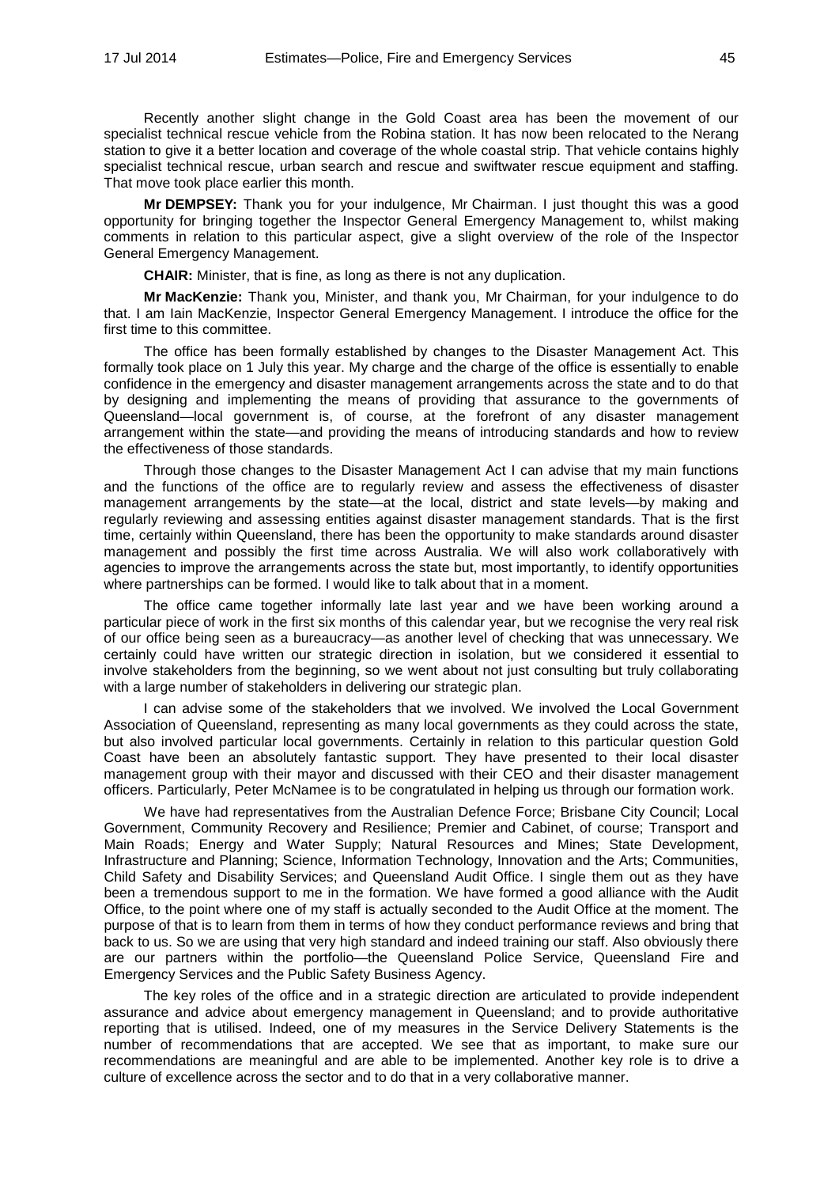Recently another slight change in the Gold Coast area has been the movement of our specialist technical rescue vehicle from the Robina station. It has now been relocated to the Nerang station to give it a better location and coverage of the whole coastal strip. That vehicle contains highly specialist technical rescue, urban search and rescue and swiftwater rescue equipment and staffing. That move took place earlier this month.

**Mr DEMPSEY:** Thank you for your indulgence, Mr Chairman. I just thought this was a good opportunity for bringing together the Inspector General Emergency Management to, whilst making comments in relation to this particular aspect, give a slight overview of the role of the Inspector General Emergency Management.

**CHAIR:** Minister, that is fine, as long as there is not any duplication.

**Mr MacKenzie:** Thank you, Minister, and thank you, Mr Chairman, for your indulgence to do that. I am Iain MacKenzie, Inspector General Emergency Management. I introduce the office for the first time to this committee.

The office has been formally established by changes to the Disaster Management Act. This formally took place on 1 July this year. My charge and the charge of the office is essentially to enable confidence in the emergency and disaster management arrangements across the state and to do that by designing and implementing the means of providing that assurance to the governments of Queensland—local government is, of course, at the forefront of any disaster management arrangement within the state—and providing the means of introducing standards and how to review the effectiveness of those standards.

Through those changes to the Disaster Management Act I can advise that my main functions and the functions of the office are to regularly review and assess the effectiveness of disaster management arrangements by the state—at the local, district and state levels—by making and regularly reviewing and assessing entities against disaster management standards. That is the first time, certainly within Queensland, there has been the opportunity to make standards around disaster management and possibly the first time across Australia. We will also work collaboratively with agencies to improve the arrangements across the state but, most importantly, to identify opportunities where partnerships can be formed. I would like to talk about that in a moment.

The office came together informally late last year and we have been working around a particular piece of work in the first six months of this calendar year, but we recognise the very real risk of our office being seen as a bureaucracy—as another level of checking that was unnecessary. We certainly could have written our strategic direction in isolation, but we considered it essential to involve stakeholders from the beginning, so we went about not just consulting but truly collaborating with a large number of stakeholders in delivering our strategic plan.

I can advise some of the stakeholders that we involved. We involved the Local Government Association of Queensland, representing as many local governments as they could across the state, but also involved particular local governments. Certainly in relation to this particular question Gold Coast have been an absolutely fantastic support. They have presented to their local disaster management group with their mayor and discussed with their CEO and their disaster management officers. Particularly, Peter McNamee is to be congratulated in helping us through our formation work.

We have had representatives from the Australian Defence Force; Brisbane City Council; Local Government, Community Recovery and Resilience; Premier and Cabinet, of course; Transport and Main Roads; Energy and Water Supply; Natural Resources and Mines; State Development, Infrastructure and Planning; Science, Information Technology, Innovation and the Arts; Communities, Child Safety and Disability Services; and Queensland Audit Office. I single them out as they have been a tremendous support to me in the formation. We have formed a good alliance with the Audit Office, to the point where one of my staff is actually seconded to the Audit Office at the moment. The purpose of that is to learn from them in terms of how they conduct performance reviews and bring that back to us. So we are using that very high standard and indeed training our staff. Also obviously there are our partners within the portfolio—the Queensland Police Service, Queensland Fire and Emergency Services and the Public Safety Business Agency.

The key roles of the office and in a strategic direction are articulated to provide independent assurance and advice about emergency management in Queensland; and to provide authoritative reporting that is utilised. Indeed, one of my measures in the Service Delivery Statements is the number of recommendations that are accepted. We see that as important, to make sure our recommendations are meaningful and are able to be implemented. Another key role is to drive a culture of excellence across the sector and to do that in a very collaborative manner.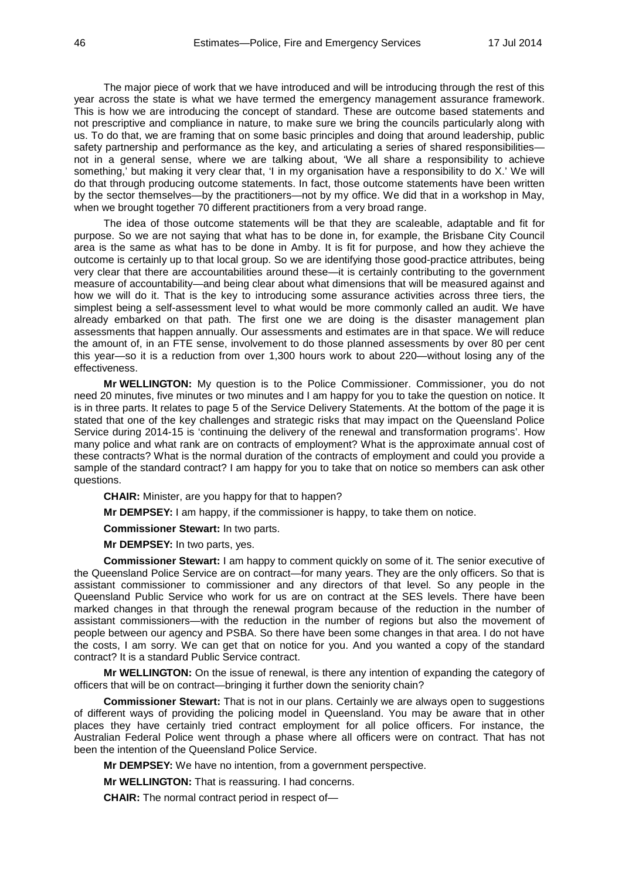The major piece of work that we have introduced and will be introducing through the rest of this year across the state is what we have termed the emergency management assurance framework. This is how we are introducing the concept of standard. These are outcome based statements and not prescriptive and compliance in nature, to make sure we bring the councils particularly along with us. To do that, we are framing that on some basic principles and doing that around leadership, public safety partnership and performance as the key, and articulating a series of shared responsibilities—not in a general sense, where we are talking about, 'We all share a responsibility to achieve something,' but making it very clear that, 'I in my organisation have a responsibility to do X.' We will do that through producing outcome statements. In fact, those outcome statements have been written by the sector themselves—by the practitioners—not by my office. We did that in a workshop in May, when we brought together 70 different practitioners from a very broad range.

The idea of those outcome statements will be that they are scaleable, adaptable and fit for purpose. So we are not saying that what has to be done in, for example, the Brisbane City Council area is the same as what has to be done in Amby. It is fit for purpose, and how they achieve the outcome is certainly up to that local group. So we are identifying those good-practice attributes, being very clear that there are accountabilities around these—it is certainly contributing to the government measure of accountability—and being clear about what dimensions that will be measured against and how we will do it. That is the key to introducing some assurance activities across three tiers, the simplest being a self-assessment level to what would be more commonly called an audit. We have already embarked on that path. The first one we are doing is the disaster management plan assessments that happen annually. Our assessments and estimates are in that space. We will reduce the amount of, in an FTE sense, involvement to do those planned assessments by over 80 per cent this year—so it is a reduction from over 1,300 hours work to about 220—without losing any of the effectiveness.

**Mr WELLINGTON:** My question is to the Police Commissioner. Commissioner, you do not need 20 minutes, five minutes or two minutes and I am happy for you to take the question on notice. It is in three parts. It relates to page 5 of the Service Delivery Statements. At the bottom of the page it is stated that one of the key challenges and strategic risks that may impact on the Queensland Police Service during 2014-15 is 'continuing the delivery of the renewal and transformation programs'. How many police and what rank are on contracts of employment? What is the approximate annual cost of these contracts? What is the normal duration of the contracts of employment and could you provide a sample of the standard contract? I am happy for you to take that on notice so members can ask other questions.

**CHAIR:** Minister, are you happy for that to happen?

**Mr DEMPSEY:** I am happy, if the commissioner is happy, to take them on notice.

**Commissioner Stewart:** In two parts.

**Mr DEMPSEY:** In two parts, yes.

**Commissioner Stewart:** I am happy to comment quickly on some of it. The senior executive of the Queensland Police Service are on contract—for many years. They are the only officers. So that is assistant commissioner to commissioner and any directors of that level. So any people in the Queensland Public Service who work for us are on contract at the SES levels. There have been marked changes in that through the renewal program because of the reduction in the number of assistant commissioners—with the reduction in the number of regions but also the movement of people between our agency and PSBA. So there have been some changes in that area. I do not have the costs, I am sorry. We can get that on notice for you. And you wanted a copy of the standard contract? It is a standard Public Service contract.

**Mr WELLINGTON:** On the issue of renewal, is there any intention of expanding the category of officers that will be on contract—bringing it further down the seniority chain?

**Commissioner Stewart:** That is not in our plans. Certainly we are always open to suggestions of different ways of providing the policing model in Queensland. You may be aware that in other places they have certainly tried contract employment for all police officers. For instance, the Australian Federal Police went through a phase where all officers were on contract. That has not been the intention of the Queensland Police Service.

**Mr DEMPSEY:** We have no intention, from a government perspective.

**Mr WELLINGTON:** That is reassuring. I had concerns.

**CHAIR:** The normal contract period in respect of—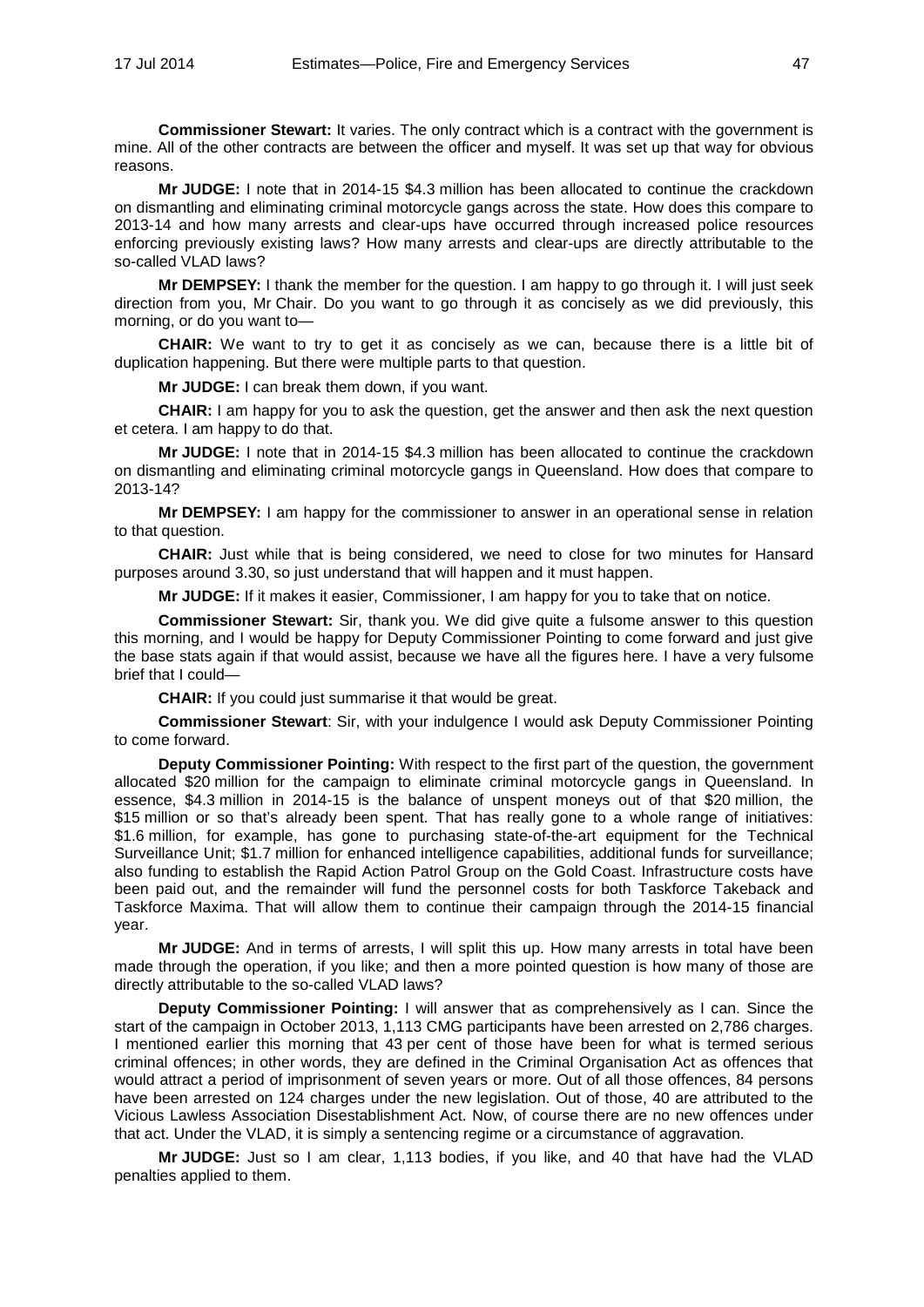**Commissioner Stewart:** It varies. The only contract which is a contract with the government is mine. All of the other contracts are between the officer and myself. It was set up that way for obvious reasons.

**Mr JUDGE:** I note that in 2014-15 $4.3 million has been allocated to continue the crackdown on dismantling and eliminating criminal motorcycle gangs across the state. How does this compare to 2013-14 and how many arrests and clear-ups have occurred through increased police resources enforcing previously existing laws? How many arrests and clear-ups are directly attributable to the so-called VLAD laws?

**Mr DEMPSEY:** I thank the member for the question. I am happy to go through it. I will just seek direction from you, Mr Chair. Do you want to go through it as concisely as we did previously, this morning, or do you want to—

**CHAIR:** We want to try to get it as concisely as we can, because there is a little bit of duplication happening. But there were multiple parts to that question.

**Mr JUDGE:** I can break them down, if you want.

**CHAIR:** I am happy for you to ask the question, get the answer and then ask the next question et cetera. I am happy to do that.

**Mr JUDGE:** I note that in 2014-15 $4.3 million has been allocated to continue the crackdown on dismantling and eliminating criminal motorcycle gangs in Queensland. How does that compare to 2013-14?

**Mr DEMPSEY:** I am happy for the commissioner to answer in an operational sense in relation to that question.

**CHAIR:** Just while that is being considered, we need to close for two minutes for Hansard purposes around 3.30, so just understand that will happen and it must happen.

**Mr JUDGE:** If it makes it easier, Commissioner, I am happy for you to take that on notice.

**Commissioner Stewart:** Sir, thank you. We did give quite a fulsome answer to this question this morning, and I would be happy for Deputy Commissioner Pointing to come forward and just give the base stats again if that would assist, because we have all the figures here. I have a very fulsome brief that I could—

**CHAIR:** If you could just summarise it that would be great.

**Commissioner Stewart**: Sir, with your indulgence I would ask Deputy Commissioner Pointing to come forward.

**Deputy Commissioner Pointing:** With respect to the first part of the question, the government allocated $20 million for the campaign to eliminate criminal motorcycle gangs in Queensland. In essence, $4.3 million in 2014-15 is the balance of unspent moneys out of that $20 million, the $15 million or so that's already been spent. That has really gone to a whole range of initiatives: $1.6 million, for example, has gone to purchasing state-of-the-art equipment for the Technical Surveillance Unit; $1.7 million for enhanced intelligence capabilities, additional funds for surveillance; also funding to establish the Rapid Action Patrol Group on the Gold Coast. Infrastructure costs have been paid out, and the remainder will fund the personnel costs for both Taskforce Takeback and Taskforce Maxima. That will allow them to continue their campaign through the 2014-15 financial year.

**Mr JUDGE:** And in terms of arrests, I will split this up. How many arrests in total have been made through the operation, if you like; and then a more pointed question is how many of those are directly attributable to the so-called VLAD laws?

**Deputy Commissioner Pointing:** I will answer that as comprehensively as I can. Since the start of the campaign in October 2013, 1,113 CMG participants have been arrested on 2,786 charges. I mentioned earlier this morning that 43 per cent of those have been for what is termed serious criminal offences; in other words, they are defined in the Criminal Organisation Act as offences that would attract a period of imprisonment of seven years or more. Out of all those offences, 84 persons have been arrested on 124 charges under the new legislation. Out of those, 40 are attributed to the Vicious Lawless Association Disestablishment Act. Now, of course there are no new offences under that act. Under the VLAD, it is simply a sentencing regime or a circumstance of aggravation.

**Mr JUDGE:** Just so I am clear, 1,113 bodies, if you like, and 40 that have had the VLAD penalties applied to them.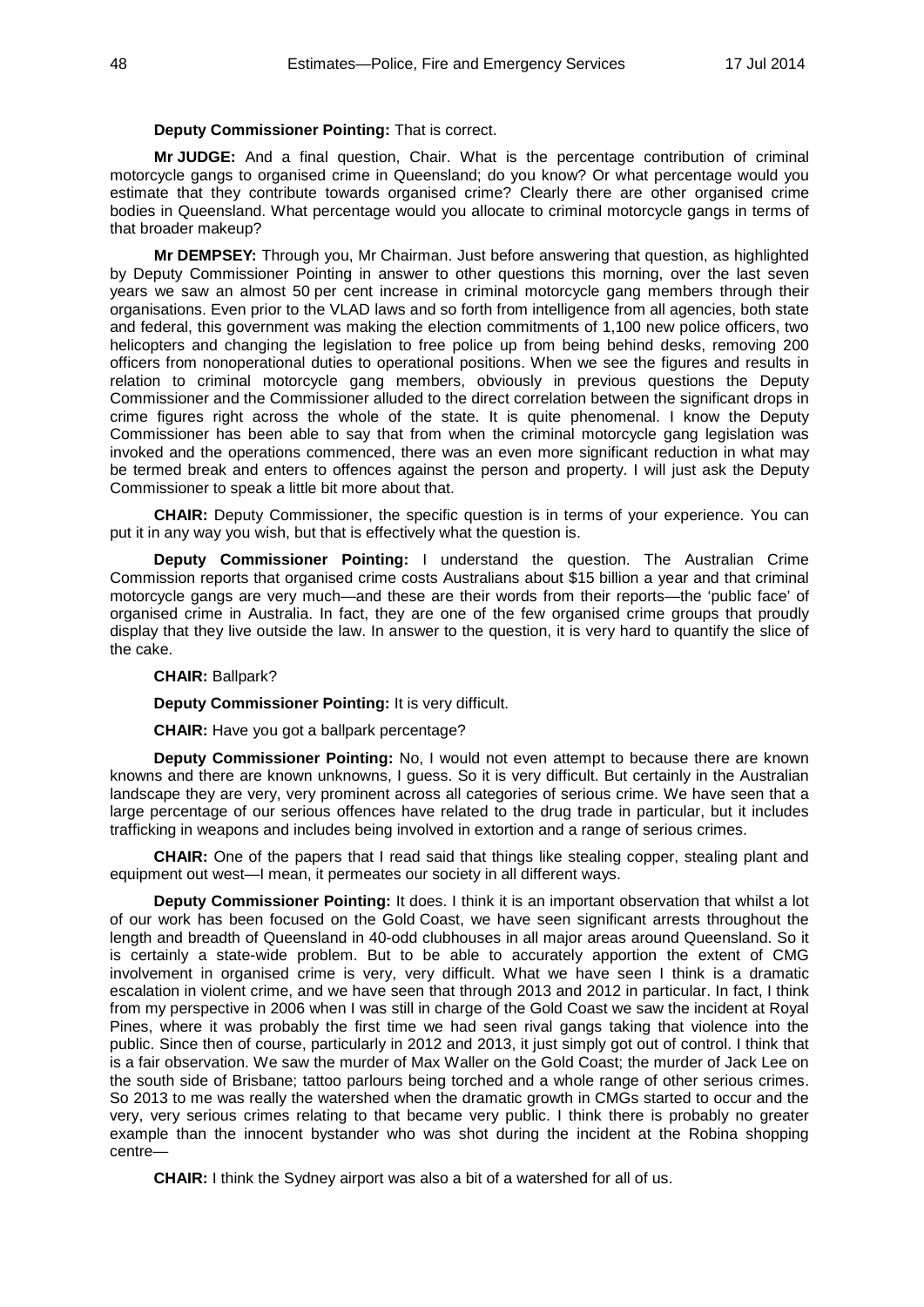**Deputy Commissioner Pointing:** That is correct.

**Mr JUDGE:** And a final question, Chair. What is the percentage contribution of criminal motorcycle gangs to organised crime in Queensland; do you know? Or what percentage would you estimate that they contribute towards organised crime? Clearly there are other organised crime bodies in Queensland. What percentage would you allocate to criminal motorcycle gangs in terms of that broader makeup?

**Mr DEMPSEY:** Through you, Mr Chairman. Just before answering that question, as highlighted by Deputy Commissioner Pointing in answer to other questions this morning, over the last seven years we saw an almost 50 per cent increase in criminal motorcycle gang members through their organisations. Even prior to the VLAD laws and so forth from intelligence from all agencies, both state and federal, this government was making the election commitments of 1,100 new police officers, two helicopters and changing the legislation to free police up from being behind desks, removing 200 officers from nonoperational duties to operational positions. When we see the figures and results in relation to criminal motorcycle gang members, obviously in previous questions the Deputy Commissioner and the Commissioner alluded to the direct correlation between the significant drops in crime figures right across the whole of the state. It is quite phenomenal. I know the Deputy Commissioner has been able to say that from when the criminal motorcycle gang legislation was invoked and the operations commenced, there was an even more significant reduction in what may be termed break and enters to offences against the person and property. I will just ask the Deputy Commissioner to speak a little bit more about that.

**CHAIR:** Deputy Commissioner, the specific question is in terms of your experience. You can put it in any way you wish, but that is effectively what the question is.

**Deputy Commissioner Pointing:** I understand the question. The Australian Crime Commission reports that organised crime costs Australians about $15 billion a year and that criminal motorcycle gangs are very much—and these are their words from their reports—the 'public face' of organised crime in Australia. In fact, they are one of the few organised crime groups that proudly display that they live outside the law. In answer to the question, it is very hard to quantify the slice of the cake.

**CHAIR:** Ballpark?

**Deputy Commissioner Pointing:** It is very difficult.

**CHAIR:** Have you got a ballpark percentage?

**Deputy Commissioner Pointing:** No, I would not even attempt to because there are known knowns and there are known unknowns, I guess. So it is very difficult. But certainly in the Australian landscape they are very, very prominent across all categories of serious crime. We have seen that a large percentage of our serious offences have related to the drug trade in particular, but it includes trafficking in weapons and includes being involved in extortion and a range of serious crimes.

**CHAIR:** One of the papers that I read said that things like stealing copper, stealing plant and equipment out west—I mean, it permeates our society in all different ways.

**Deputy Commissioner Pointing:** It does. I think it is an important observation that whilst a lot of our work has been focused on the Gold Coast, we have seen significant arrests throughout the length and breadth of Queensland in 40-odd clubhouses in all major areas around Queensland. So it is certainly a state-wide problem. But to be able to accurately apportion the extent of CMG involvement in organised crime is very, very difficult. What we have seen I think is a dramatic escalation in violent crime, and we have seen that through 2013 and 2012 in particular. In fact, I think from my perspective in 2006 when I was still in charge of the Gold Coast we saw the incident at Royal Pines, where it was probably the first time we had seen rival gangs taking that violence into the public. Since then of course, particularly in 2012 and 2013, it just simply got out of control. I think that is a fair observation. We saw the murder of Max Waller on the Gold Coast; the murder of Jack Lee on the south side of Brisbane; tattoo parlours being torched and a whole range of other serious crimes. So 2013 to me was really the watershed when the dramatic growth in CMGs started to occur and the very, very serious crimes relating to that became very public. I think there is probably no greater example than the innocent bystander who was shot during the incident at the Robina shopping centre—

**CHAIR:** I think the Sydney airport was also a bit of a watershed for all of us.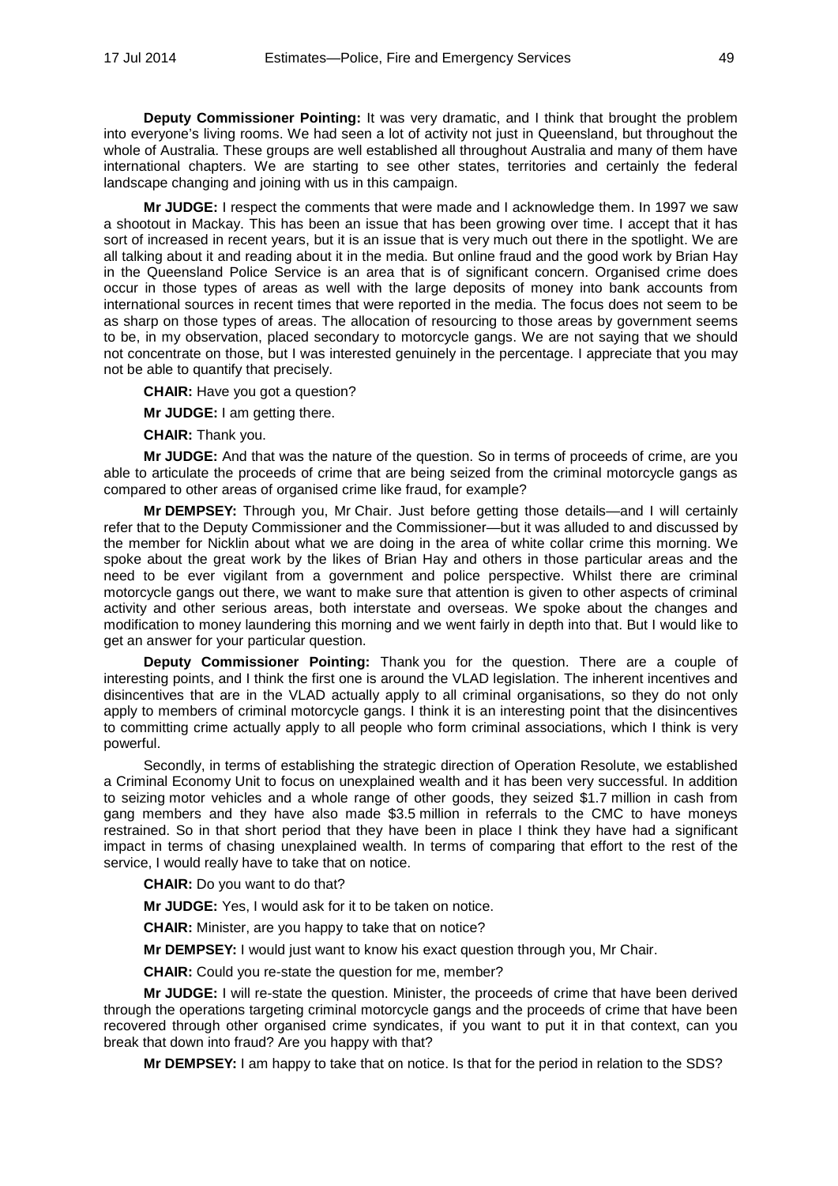**Deputy Commissioner Pointing:** It was very dramatic, and I think that brought the problem into everyone's living rooms. We had seen a lot of activity not just in Queensland, but throughout the whole of Australia. These groups are well established all throughout Australia and many of them have international chapters. We are starting to see other states, territories and certainly the federal landscape changing and joining with us in this campaign.

**Mr JUDGE:** I respect the comments that were made and I acknowledge them. In 1997 we saw a shootout in Mackay. This has been an issue that has been growing over time. I accept that it has sort of increased in recent years, but it is an issue that is very much out there in the spotlight. We are all talking about it and reading about it in the media. But online fraud and the good work by Brian Hay in the Queensland Police Service is an area that is of significant concern. Organised crime does occur in those types of areas as well with the large deposits of money into bank accounts from international sources in recent times that were reported in the media. The focus does not seem to be as sharp on those types of areas. The allocation of resourcing to those areas by government seems to be, in my observation, placed secondary to motorcycle gangs. We are not saying that we should not concentrate on those, but I was interested genuinely in the percentage. I appreciate that you may not be able to quantify that precisely.

**CHAIR:** Have you got a question?

**Mr JUDGE:** I am getting there.

**CHAIR:** Thank you.

**Mr JUDGE:** And that was the nature of the question. So in terms of proceeds of crime, are you able to articulate the proceeds of crime that are being seized from the criminal motorcycle gangs as compared to other areas of organised crime like fraud, for example?

**Mr DEMPSEY:** Through you, Mr Chair. Just before getting those details—and I will certainly refer that to the Deputy Commissioner and the Commissioner—but it was alluded to and discussed by the member for Nicklin about what we are doing in the area of white collar crime this morning. We spoke about the great work by the likes of Brian Hay and others in those particular areas and the need to be ever vigilant from a government and police perspective. Whilst there are criminal motorcycle gangs out there, we want to make sure that attention is given to other aspects of criminal activity and other serious areas, both interstate and overseas. We spoke about the changes and modification to money laundering this morning and we went fairly in depth into that. But I would like to get an answer for your particular question.

**Deputy Commissioner Pointing:** Thank you for the question. There are a couple of interesting points, and I think the first one is around the VLAD legislation. The inherent incentives and disincentives that are in the VLAD actually apply to all criminal organisations, so they do not only apply to members of criminal motorcycle gangs. I think it is an interesting point that the disincentives to committing crime actually apply to all people who form criminal associations, which I think is very powerful.

Secondly, in terms of establishing the strategic direction of Operation Resolute, we established a Criminal Economy Unit to focus on unexplained wealth and it has been very successful. In addition to seizing motor vehicles and a whole range of other goods, they seized $1.7 million in cash from gang members and they have also made $3.5 million in referrals to the CMC to have moneys restrained. So in that short period that they have been in place I think they have had a significant impact in terms of chasing unexplained wealth. In terms of comparing that effort to the rest of the service, I would really have to take that on notice.

**CHAIR:** Do you want to do that?

**Mr JUDGE:** Yes, I would ask for it to be taken on notice.

**CHAIR:** Minister, are you happy to take that on notice?

**Mr DEMPSEY:** I would just want to know his exact question through you, Mr Chair.

**CHAIR:** Could you re-state the question for me, member?

**Mr JUDGE:** I will re-state the question. Minister, the proceeds of crime that have been derived through the operations targeting criminal motorcycle gangs and the proceeds of crime that have been recovered through other organised crime syndicates, if you want to put it in that context, can you break that down into fraud? Are you happy with that?

**Mr DEMPSEY:** I am happy to take that on notice. Is that for the period in relation to the SDS?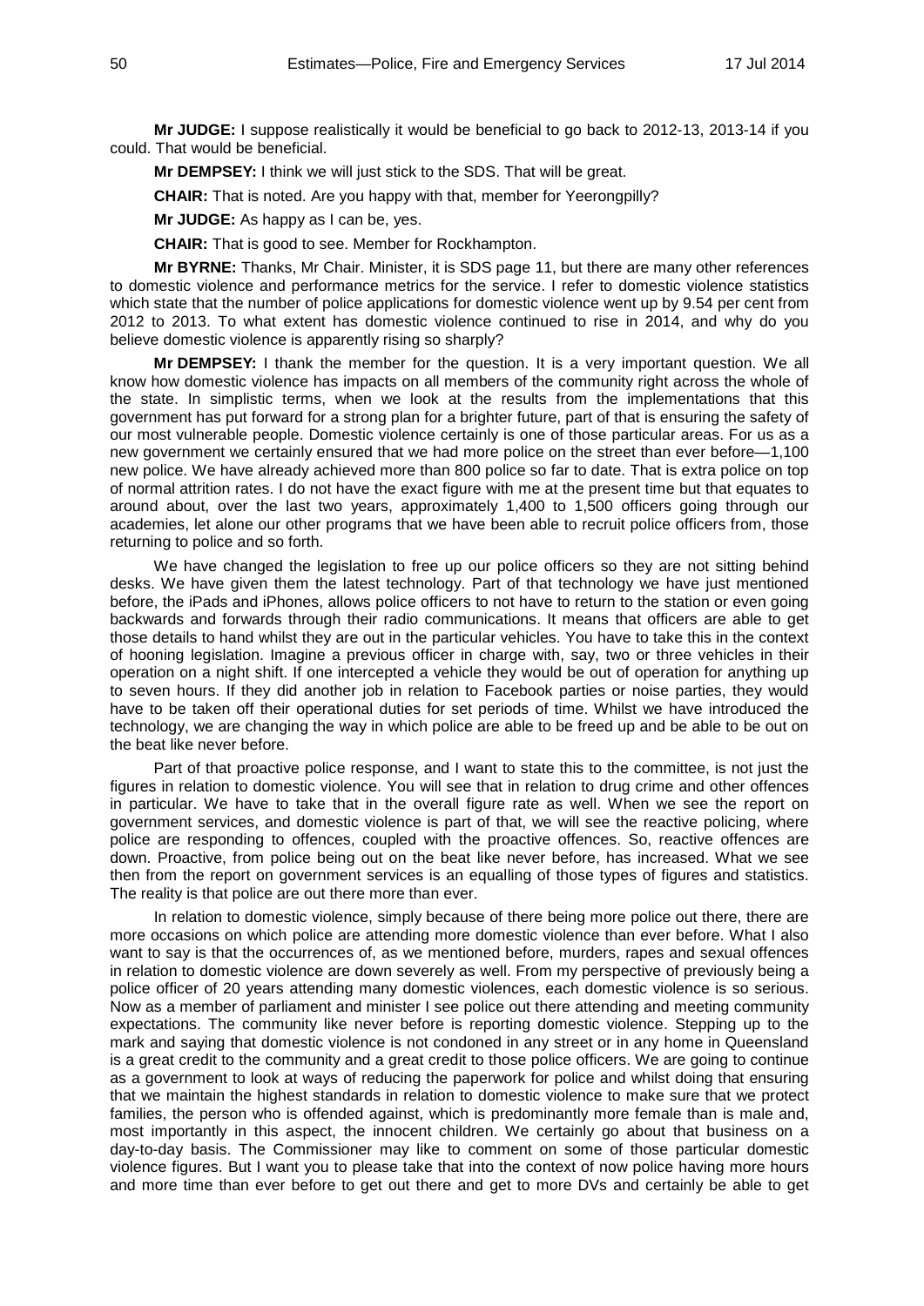**Mr JUDGE:** I suppose realistically it would be beneficial to go back to 2012-13, 2013-14 if you could. That would be beneficial.

**Mr DEMPSEY:** I think we will just stick to the SDS. That will be great.

**CHAIR:** That is noted. Are you happy with that, member for Yeerongpilly?

**Mr JUDGE:** As happy as I can be, yes.

**CHAIR:** That is good to see. Member for Rockhampton.

**Mr BYRNE:** Thanks, Mr Chair. Minister, it is SDS page 11, but there are many other references to domestic violence and performance metrics for the service. I refer to domestic violence statistics which state that the number of police applications for domestic violence went up by 9.54 per cent from 2012 to 2013. To what extent has domestic violence continued to rise in 2014, and why do you believe domestic violence is apparently rising so sharply?

**Mr DEMPSEY:** I thank the member for the question. It is a very important question. We all know how domestic violence has impacts on all members of the community right across the whole of the state. In simplistic terms, when we look at the results from the implementations that this government has put forward for a strong plan for a brighter future, part of that is ensuring the safety of our most vulnerable people. Domestic violence certainly is one of those particular areas. For us as a new government we certainly ensured that we had more police on the street than ever before—1,100 new police. We have already achieved more than 800 police so far to date. That is extra police on top of normal attrition rates. I do not have the exact figure with me at the present time but that equates to around about, over the last two years, approximately 1,400 to 1,500 officers going through our academies, let alone our other programs that we have been able to recruit police officers from, those returning to police and so forth.

We have changed the legislation to free up our police officers so they are not sitting behind desks. We have given them the latest technology. Part of that technology we have just mentioned before, the iPads and iPhones, allows police officers to not have to return to the station or even going backwards and forwards through their radio communications. It means that officers are able to get those details to hand whilst they are out in the particular vehicles. You have to take this in the context of hooning legislation. Imagine a previous officer in charge with, say, two or three vehicles in their operation on a night shift. If one intercepted a vehicle they would be out of operation for anything up to seven hours. If they did another job in relation to Facebook parties or noise parties, they would have to be taken off their operational duties for set periods of time. Whilst we have introduced the technology, we are changing the way in which police are able to be freed up and be able to be out on the beat like never before.

Part of that proactive police response, and I want to state this to the committee, is not just the figures in relation to domestic violence. You will see that in relation to drug crime and other offences in particular. We have to take that in the overall figure rate as well. When we see the report on government services, and domestic violence is part of that, we will see the reactive policing, where police are responding to offences, coupled with the proactive offences. So, reactive offences are down. Proactive, from police being out on the beat like never before, has increased. What we see then from the report on government services is an equalling of those types of figures and statistics. The reality is that police are out there more than ever.

In relation to domestic violence, simply because of there being more police out there, there are more occasions on which police are attending more domestic violence than ever before. What I also want to say is that the occurrences of, as we mentioned before, murders, rapes and sexual offences in relation to domestic violence are down severely as well. From my perspective of previously being a police officer of 20 years attending many domestic violences, each domestic violence is so serious. Now as a member of parliament and minister I see police out there attending and meeting community expectations. The community like never before is reporting domestic violence. Stepping up to the mark and saying that domestic violence is not condoned in any street or in any home in Queensland is a great credit to the community and a great credit to those police officers. We are going to continue as a government to look at ways of reducing the paperwork for police and whilst doing that ensuring that we maintain the highest standards in relation to domestic violence to make sure that we protect families, the person who is offended against, which is predominantly more female than is male and, most importantly in this aspect, the innocent children. We certainly go about that business on a day-to-day basis. The Commissioner may like to comment on some of those particular domestic violence figures. But I want you to please take that into the context of now police having more hours and more time than ever before to get out there and get to more DVs and certainly be able to get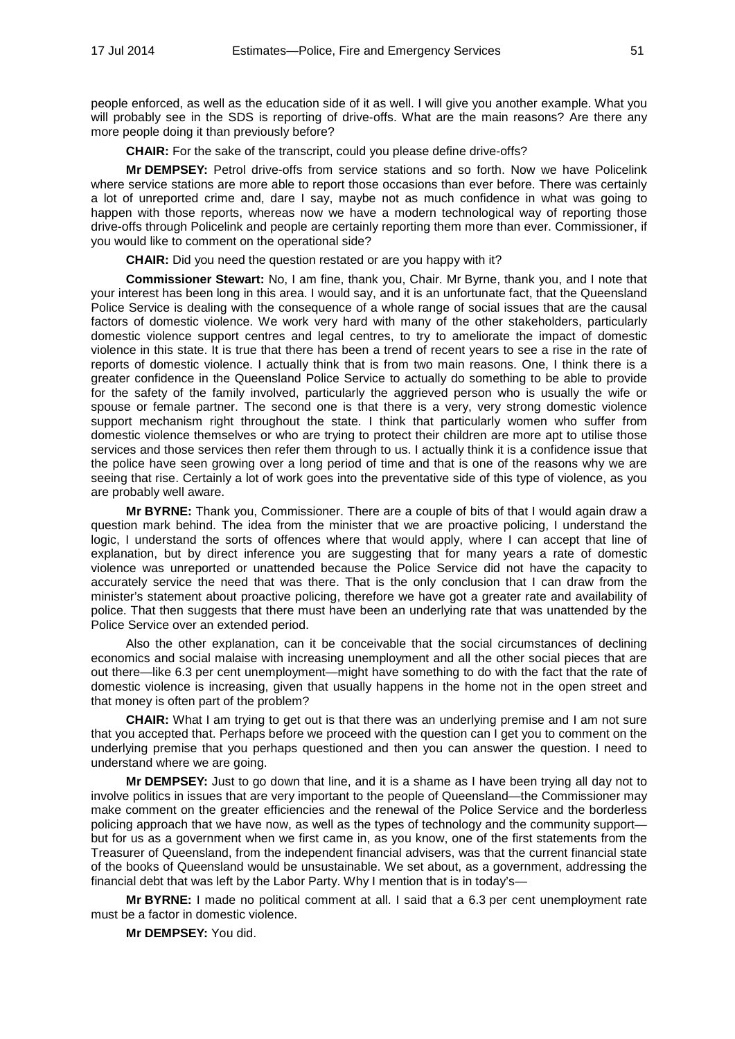people enforced, as well as the education side of it as well. I will give you another example. What you will probably see in the SDS is reporting of drive-offs. What are the main reasons? Are there any more people doing it than previously before?

**CHAIR:** For the sake of the transcript, could you please define drive-offs?

**Mr DEMPSEY:** Petrol drive-offs from service stations and so forth. Now we have Policelink where service stations are more able to report those occasions than ever before. There was certainly a lot of unreported crime and, dare I say, maybe not as much confidence in what was going to happen with those reports, whereas now we have a modern technological way of reporting those drive-offs through Policelink and people are certainly reporting them more than ever. Commissioner, if you would like to comment on the operational side?

**CHAIR:** Did you need the question restated or are you happy with it?

**Commissioner Stewart:** No, I am fine, thank you, Chair. Mr Byrne, thank you, and I note that your interest has been long in this area. I would say, and it is an unfortunate fact, that the Queensland Police Service is dealing with the consequence of a whole range of social issues that are the causal factors of domestic violence. We work very hard with many of the other stakeholders, particularly domestic violence support centres and legal centres, to try to ameliorate the impact of domestic violence in this state. It is true that there has been a trend of recent years to see a rise in the rate of reports of domestic violence. I actually think that is from two main reasons. One, I think there is a greater confidence in the Queensland Police Service to actually do something to be able to provide for the safety of the family involved, particularly the aggrieved person who is usually the wife or spouse or female partner. The second one is that there is a very, very strong domestic violence support mechanism right throughout the state. I think that particularly women who suffer from domestic violence themselves or who are trying to protect their children are more apt to utilise those services and those services then refer them through to us. I actually think it is a confidence issue that the police have seen growing over a long period of time and that is one of the reasons why we are seeing that rise. Certainly a lot of work goes into the preventative side of this type of violence, as you are probably well aware.

**Mr BYRNE:** Thank you, Commissioner. There are a couple of bits of that I would again draw a question mark behind. The idea from the minister that we are proactive policing, I understand the logic, I understand the sorts of offences where that would apply, where I can accept that line of explanation, but by direct inference you are suggesting that for many years a rate of domestic violence was unreported or unattended because the Police Service did not have the capacity to accurately service the need that was there. That is the only conclusion that I can draw from the minister's statement about proactive policing, therefore we have got a greater rate and availability of police. That then suggests that there must have been an underlying rate that was unattended by the Police Service over an extended period.

Also the other explanation, can it be conceivable that the social circumstances of declining economics and social malaise with increasing unemployment and all the other social pieces that are out there—like 6.3 per cent unemployment—might have something to do with the fact that the rate of domestic violence is increasing, given that usually happens in the home not in the open street and that money is often part of the problem?

**CHAIR:** What I am trying to get out is that there was an underlying premise and I am not sure that you accepted that. Perhaps before we proceed with the question can I get you to comment on the underlying premise that you perhaps questioned and then you can answer the question. I need to understand where we are going.

**Mr DEMPSEY:** Just to go down that line, and it is a shame as I have been trying all day not to involve politics in issues that are very important to the people of Queensland—the Commissioner may make comment on the greater efficiencies and the renewal of the Police Service and the borderless policing approach that we have now, as well as the types of technology and the community support—but for us as a government when we first came in, as you know, one of the first statements from the Treasurer of Queensland, from the independent financial advisers, was that the current financial state of the books of Queensland would be unsustainable. We set about, as a government, addressing the financial debt that was left by the Labor Party. Why I mention that is in today's—

**Mr BYRNE:** I made no political comment at all. I said that a 6.3 per cent unemployment rate must be a factor in domestic violence.

**Mr DEMPSEY:** You did.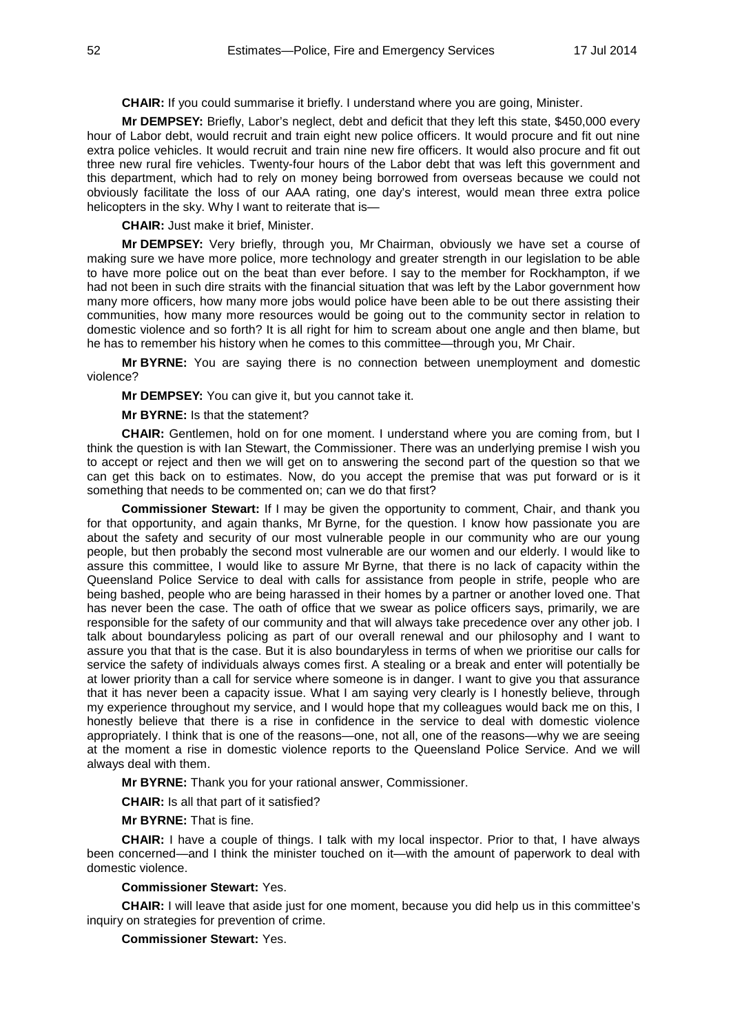**CHAIR:** If you could summarise it briefly. I understand where you are going, Minister.

**Mr DEMPSEY:** Briefly, Labor's neglect, debt and deficit that they left this state, $450,000 every hour of Labor debt, would recruit and train eight new police officers. It would procure and fit out nine extra police vehicles. It would recruit and train nine new fire officers. It would also procure and fit out three new rural fire vehicles. Twenty-four hours of the Labor debt that was left this government and this department, which had to rely on money being borrowed from overseas because we could not obviously facilitate the loss of our AAA rating, one day's interest, would mean three extra police helicopters in the sky. Why I want to reiterate that is—

**CHAIR:** Just make it brief, Minister.

**Mr DEMPSEY:** Very briefly, through you, Mr Chairman, obviously we have set a course of making sure we have more police, more technology and greater strength in our legislation to be able to have more police out on the beat than ever before. I say to the member for Rockhampton, if we had not been in such dire straits with the financial situation that was left by the Labor government how many more officers, how many more jobs would police have been able to be out there assisting their communities, how many more resources would be going out to the community sector in relation to domestic violence and so forth? It is all right for him to scream about one angle and then blame, but he has to remember his history when he comes to this committee—through you, Mr Chair.

**Mr BYRNE:** You are saying there is no connection between unemployment and domestic violence?

**Mr DEMPSEY:** You can give it, but you cannot take it.

**Mr BYRNE:** Is that the statement?

**CHAIR:** Gentlemen, hold on for one moment. I understand where you are coming from, but I think the question is with Ian Stewart, the Commissioner. There was an underlying premise I wish you to accept or reject and then we will get on to answering the second part of the question so that we can get this back on to estimates. Now, do you accept the premise that was put forward or is it something that needs to be commented on; can we do that first?

**Commissioner Stewart:** If I may be given the opportunity to comment, Chair, and thank you for that opportunity, and again thanks, Mr Byrne, for the question. I know how passionate you are about the safety and security of our most vulnerable people in our community who are our young people, but then probably the second most vulnerable are our women and our elderly. I would like to assure this committee, I would like to assure Mr Byrne, that there is no lack of capacity within the Queensland Police Service to deal with calls for assistance from people in strife, people who are being bashed, people who are being harassed in their homes by a partner or another loved one. That has never been the case. The oath of office that we swear as police officers says, primarily, we are responsible for the safety of our community and that will always take precedence over any other job. I talk about boundaryless policing as part of our overall renewal and our philosophy and I want to assure you that that is the case. But it is also boundaryless in terms of when we prioritise our calls for service the safety of individuals always comes first. A stealing or a break and enter will potentially be at lower priority than a call for service where someone is in danger. I want to give you that assurance that it has never been a capacity issue. What I am saying very clearly is I honestly believe, through my experience throughout my service, and I would hope that my colleagues would back me on this, I honestly believe that there is a rise in confidence in the service to deal with domestic violence appropriately. I think that is one of the reasons—one, not all, one of the reasons—why we are seeing at the moment a rise in domestic violence reports to the Queensland Police Service. And we will always deal with them.

**Mr BYRNE:** Thank you for your rational answer, Commissioner.

**CHAIR:** Is all that part of it satisfied?

**Mr BYRNE:** That is fine.

**CHAIR:** I have a couple of things. I talk with my local inspector. Prior to that, I have always been concerned—and I think the minister touched on it—with the amount of paperwork to deal with domestic violence.

**Commissioner Stewart:** Yes.

**CHAIR:** I will leave that aside just for one moment, because you did help us in this committee's inquiry on strategies for prevention of crime.

**Commissioner Stewart:** Yes.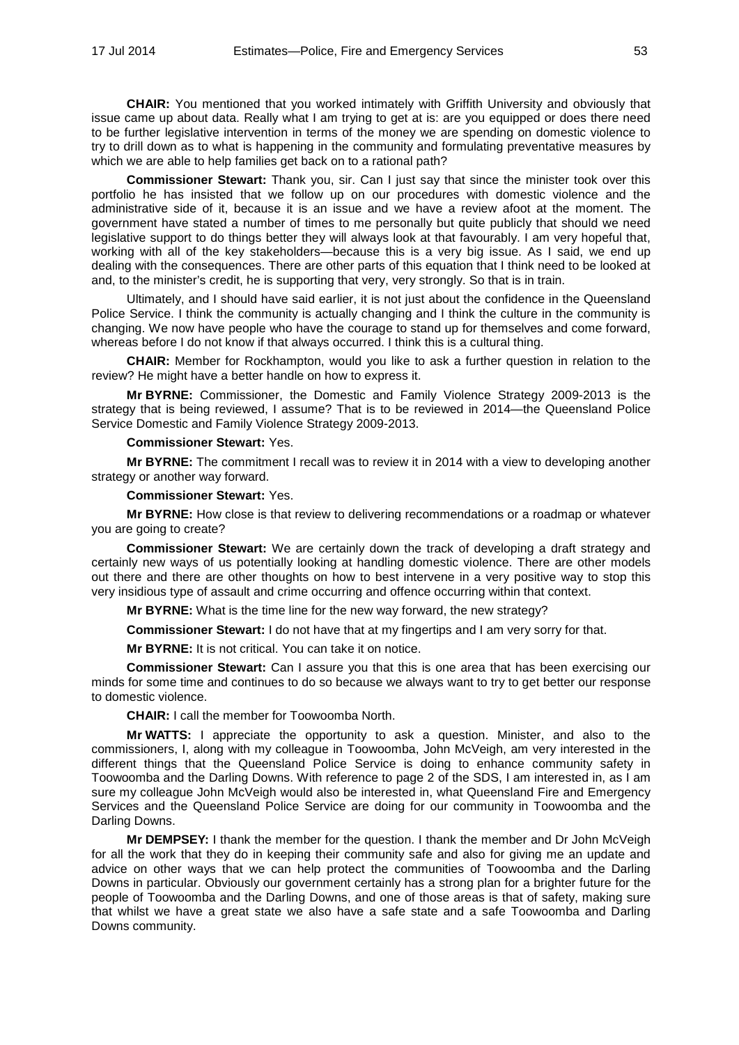**CHAIR:** You mentioned that you worked intimately with Griffith University and obviously that issue came up about data. Really what I am trying to get at is: are you equipped or does there need to be further legislative intervention in terms of the money we are spending on domestic violence to try to drill down as to what is happening in the community and formulating preventative measures by which we are able to help families get back on to a rational path?

**Commissioner Stewart:** Thank you, sir. Can I just say that since the minister took over this portfolio he has insisted that we follow up on our procedures with domestic violence and the administrative side of it, because it is an issue and we have a review afoot at the moment. The government have stated a number of times to me personally but quite publicly that should we need legislative support to do things better they will always look at that favourably. I am very hopeful that, working with all of the key stakeholders—because this is a very big issue. As I said, we end up dealing with the consequences. There are other parts of this equation that I think need to be looked at and, to the minister's credit, he is supporting that very, very strongly. So that is in train.

Ultimately, and I should have said earlier, it is not just about the confidence in the Queensland Police Service. I think the community is actually changing and I think the culture in the community is changing. We now have people who have the courage to stand up for themselves and come forward, whereas before I do not know if that always occurred. I think this is a cultural thing.

**CHAIR:** Member for Rockhampton, would you like to ask a further question in relation to the review? He might have a better handle on how to express it.

**Mr BYRNE:** Commissioner, the Domestic and Family Violence Strategy 2009-2013 is the strategy that is being reviewed, I assume? That is to be reviewed in 2014—the Queensland Police Service Domestic and Family Violence Strategy 2009-2013.

**Commissioner Stewart:** Yes.

**Mr BYRNE:** The commitment I recall was to review it in 2014 with a view to developing another strategy or another way forward.

**Commissioner Stewart:** Yes.

**Mr BYRNE:** How close is that review to delivering recommendations or a roadmap or whatever you are going to create?

**Commissioner Stewart:** We are certainly down the track of developing a draft strategy and certainly new ways of us potentially looking at handling domestic violence. There are other models out there and there are other thoughts on how to best intervene in a very positive way to stop this very insidious type of assault and crime occurring and offence occurring within that context.

**Mr BYRNE:** What is the time line for the new way forward, the new strategy?

**Commissioner Stewart:** I do not have that at my fingertips and I am very sorry for that.

**Mr BYRNE:** It is not critical. You can take it on notice.

**Commissioner Stewart:** Can I assure you that this is one area that has been exercising our minds for some time and continues to do so because we always want to try to get better our response to domestic violence.

**CHAIR:** I call the member for Toowoomba North.

**Mr WATTS:** I appreciate the opportunity to ask a question. Minister, and also to the commissioners, I, along with my colleague in Toowoomba, John McVeigh, am very interested in the different things that the Queensland Police Service is doing to enhance community safety in Toowoomba and the Darling Downs. With reference to page 2 of the SDS, I am interested in, as I am sure my colleague John McVeigh would also be interested in, what Queensland Fire and Emergency Services and the Queensland Police Service are doing for our community in Toowoomba and the Darling Downs.

**Mr DEMPSEY:** I thank the member for the question. I thank the member and Dr John McVeigh for all the work that they do in keeping their community safe and also for giving me an update and advice on other ways that we can help protect the communities of Toowoomba and the Darling Downs in particular. Obviously our government certainly has a strong plan for a brighter future for the people of Toowoomba and the Darling Downs, and one of those areas is that of safety, making sure that whilst we have a great state we also have a safe state and a safe Toowoomba and Darling Downs community.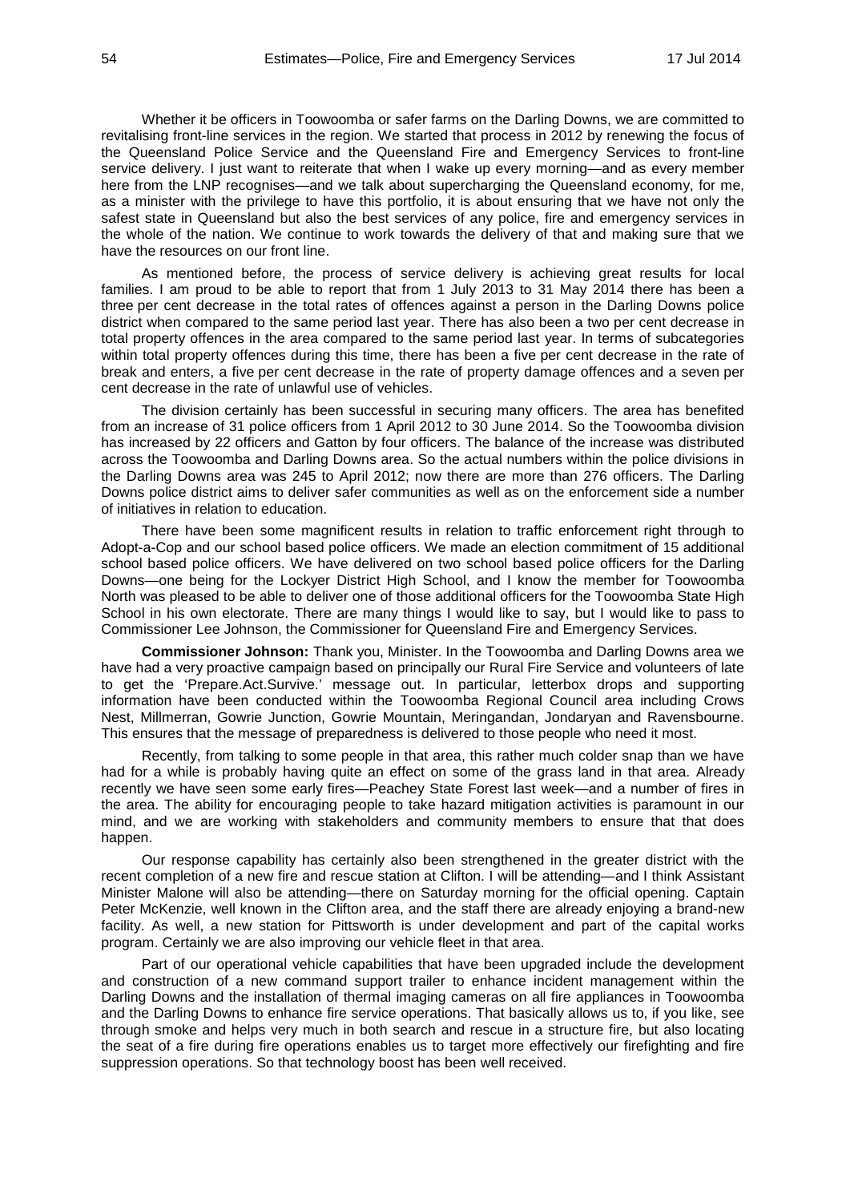Whether it be officers in Toowoomba or safer farms on the Darling Downs, we are committed to revitalising front-line services in the region. We started that process in 2012 by renewing the focus of the Queensland Police Service and the Queensland Fire and Emergency Services to front-line service delivery. I just want to reiterate that when I wake up every morning—and as every member here from the LNP recognises—and we talk about supercharging the Queensland economy, for me, as a minister with the privilege to have this portfolio, it is about ensuring that we have not only the safest state in Queensland but also the best services of any police, fire and emergency services in the whole of the nation. We continue to work towards the delivery of that and making sure that we have the resources on our front line.

As mentioned before, the process of service delivery is achieving great results for local families. I am proud to be able to report that from 1 July 2013 to 31 May 2014 there has been a three per cent decrease in the total rates of offences against a person in the Darling Downs police district when compared to the same period last year. There has also been a two per cent decrease in total property offences in the area compared to the same period last year. In terms of subcategories within total property offences during this time, there has been a five per cent decrease in the rate of break and enters, a five per cent decrease in the rate of property damage offences and a seven per cent decrease in the rate of unlawful use of vehicles.

The division certainly has been successful in securing many officers. The area has benefited from an increase of 31 police officers from 1 April 2012 to 30 June 2014. So the Toowoomba division has increased by 22 officers and Gatton by four officers. The balance of the increase was distributed across the Toowoomba and Darling Downs area. So the actual numbers within the police divisions in the Darling Downs area was 245 to April 2012; now there are more than 276 officers. The Darling Downs police district aims to deliver safer communities as well as on the enforcement side a number of initiatives in relation to education.

There have been some magnificent results in relation to traffic enforcement right through to Adopt-a-Cop and our school based police officers. We made an election commitment of 15 additional school based police officers. We have delivered on two school based police officers for the Darling Downs—one being for the Lockyer District High School, and I know the member for Toowoomba North was pleased to be able to deliver one of those additional officers for the Toowoomba State High School in his own electorate. There are many things I would like to say, but I would like to pass to Commissioner Lee Johnson, the Commissioner for Queensland Fire and Emergency Services.

**Commissioner Johnson:** Thank you, Minister. In the Toowoomba and Darling Downs area we have had a very proactive campaign based on principally our Rural Fire Service and volunteers of late to get the 'Prepare.Act.Survive.' message out. In particular, letterbox drops and supporting information have been conducted within the Toowoomba Regional Council area including Crows Nest, Millmerran, Gowrie Junction, Gowrie Mountain, Meringandan, Jondaryan and Ravensbourne. This ensures that the message of preparedness is delivered to those people who need it most.

Recently, from talking to some people in that area, this rather much colder snap than we have had for a while is probably having quite an effect on some of the grass land in that area. Already recently we have seen some early fires—Peachey State Forest last week—and a number of fires in the area. The ability for encouraging people to take hazard mitigation activities is paramount in our mind, and we are working with stakeholders and community members to ensure that that does happen.

Our response capability has certainly also been strengthened in the greater district with the recent completion of a new fire and rescue station at Clifton. I will be attending—and I think Assistant Minister Malone will also be attending—there on Saturday morning for the official opening. Captain Peter McKenzie, well known in the Clifton area, and the staff there are already enjoying a brand-new facility. As well, a new station for Pittsworth is under development and part of the capital works program. Certainly we are also improving our vehicle fleet in that area.

Part of our operational vehicle capabilities that have been upgraded include the development and construction of a new command support trailer to enhance incident management within the Darling Downs and the installation of thermal imaging cameras on all fire appliances in Toowoomba and the Darling Downs to enhance fire service operations. That basically allows us to, if you like, see through smoke and helps very much in both search and rescue in a structure fire, but also locating the seat of a fire during fire operations enables us to target more effectively our firefighting and fire suppression operations. So that technology boost has been well received.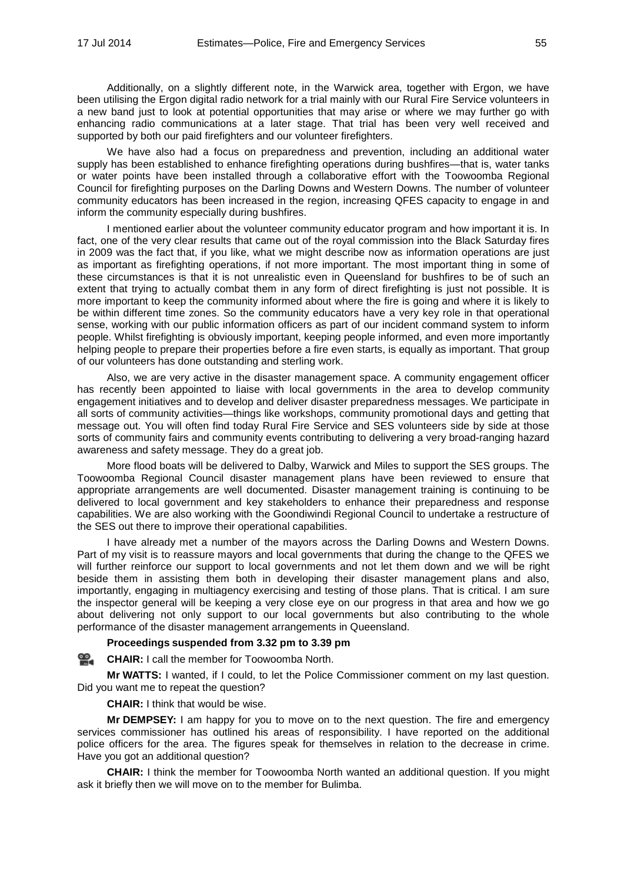Additionally, on a slightly different note, in the Warwick area, together with Ergon, we have been utilising the Ergon digital radio network for a trial mainly with our Rural Fire Service volunteers in a new band just to look at potential opportunities that may arise or where we may further go with enhancing radio communications at a later stage. That trial has been very well received and supported by both our paid firefighters and our volunteer firefighters.

We have also had a focus on preparedness and prevention, including an additional water supply has been established to enhance firefighting operations during bushfires—that is, water tanks or water points have been installed through a collaborative effort with the Toowoomba Regional Council for firefighting purposes on the Darling Downs and Western Downs. The number of volunteer community educators has been increased in the region, increasing QFES capacity to engage in and inform the community especially during bushfires.

I mentioned earlier about the volunteer community educator program and how important it is. In fact, one of the very clear results that came out of the royal commission into the Black Saturday fires in 2009 was the fact that, if you like, what we might describe now as information operations are just as important as firefighting operations, if not more important. The most important thing in some of these circumstances is that it is not unrealistic even in Queensland for bushfires to be of such an extent that trying to actually combat them in any form of direct firefighting is just not possible. It is more important to keep the community informed about where the fire is going and where it is likely to be within different time zones. So the community educators have a very key role in that operational sense, working with our public information officers as part of our incident command system to inform people. Whilst firefighting is obviously important, keeping people informed, and even more importantly helping people to prepare their properties before a fire even starts, is equally as important. That group of our volunteers has done outstanding and sterling work.

Also, we are very active in the disaster management space. A community engagement officer has recently been appointed to liaise with local governments in the area to develop community engagement initiatives and to develop and deliver disaster preparedness messages. We participate in all sorts of community activities—things like workshops, community promotional days and getting that message out. You will often find today Rural Fire Service and SES volunteers side by side at those sorts of community fairs and community events contributing to delivering a very broad-ranging hazard awareness and safety message. They do a great job.

More flood boats will be delivered to Dalby, Warwick and Miles to support the SES groups. The Toowoomba Regional Council disaster management plans have been reviewed to ensure that appropriate arrangements are well documented. Disaster management training is continuing to be delivered to local government and key stakeholders to enhance their preparedness and response capabilities. We are also working with the Goondiwindi Regional Council to undertake a restructure of the SES out there to improve their operational capabilities.

I have already met a number of the mayors across the Darling Downs and Western Downs. Part of my visit is to reassure mayors and local governments that during the change to the QFES we will further reinforce our support to local governments and not let them down and we will be right beside them in assisting them both in developing their disaster management plans and also, importantly, engaging in multiagency exercising and testing of those plans. That is critical. I am sure the inspector general will be keeping a very close eye on our progress in that area and how we go about delivering not only support to our local governments but also contributing to the whole performance of the disaster management arrangements in Queensland.

**Proceedings suspended from 3.32 pm to 3.39 pm**

**CHAIR:** I call the member for Toowoomba North.

**Mr WATTS:** I wanted, if I could, to let the Police Commissioner comment on my last question. Did you want me to repeat the question?

**CHAIR:** I think that would be wise.

**Mr DEMPSEY:** I am happy for you to move on to the next question. The fire and emergency services commissioner has outlined his areas of responsibility. I have reported on the additional police officers for the area. The figures speak for themselves in relation to the decrease in crime. Have you got an additional question?

**CHAIR:** I think the member for Toowoomba North wanted an additional question. If you might ask it briefly then we will move on to the member for Bulimba.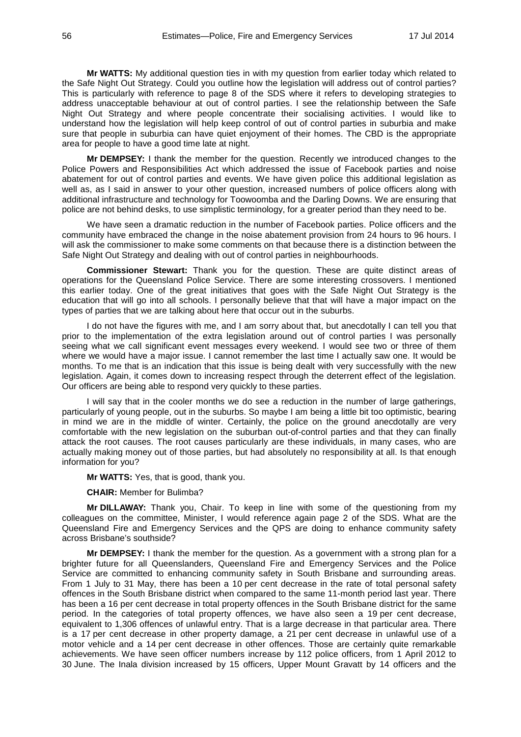**Mr WATTS:** My additional question ties in with my question from earlier today which related to the Safe Night Out Strategy. Could you outline how the legislation will address out of control parties? This is particularly with reference to page 8 of the SDS where it refers to developing strategies to address unacceptable behaviour at out of control parties. I see the relationship between the Safe Night Out Strategy and where people concentrate their socialising activities. I would like to understand how the legislation will help keep control of out of control parties in suburbia and make sure that people in suburbia can have quiet enjoyment of their homes. The CBD is the appropriate area for people to have a good time late at night.

**Mr DEMPSEY:** I thank the member for the question. Recently we introduced changes to the Police Powers and Responsibilities Act which addressed the issue of Facebook parties and noise abatement for out of control parties and events. We have given police this additional legislation as well as, as I said in answer to your other question, increased numbers of police officers along with additional infrastructure and technology for Toowoomba and the Darling Downs. We are ensuring that police are not behind desks, to use simplistic terminology, for a greater period than they need to be.

We have seen a dramatic reduction in the number of Facebook parties. Police officers and the community have embraced the change in the noise abatement provision from 24 hours to 96 hours. I will ask the commissioner to make some comments on that because there is a distinction between the Safe Night Out Strategy and dealing with out of control parties in neighbourhoods.

**Commissioner Stewart:** Thank you for the question. These are quite distinct areas of operations for the Queensland Police Service. There are some interesting crossovers. I mentioned this earlier today. One of the great initiatives that goes with the Safe Night Out Strategy is the education that will go into all schools. I personally believe that that will have a major impact on the types of parties that we are talking about here that occur out in the suburbs.

I do not have the figures with me, and I am sorry about that, but anecdotally I can tell you that prior to the implementation of the extra legislation around out of control parties I was personally seeing what we call significant event messages every weekend. I would see two or three of them where we would have a major issue. I cannot remember the last time I actually saw one. It would be months. To me that is an indication that this issue is being dealt with very successfully with the new legislation. Again, it comes down to increasing respect through the deterrent effect of the legislation. Our officers are being able to respond very quickly to these parties.

I will say that in the cooler months we do see a reduction in the number of large gatherings, particularly of young people, out in the suburbs. So maybe I am being a little bit too optimistic, bearing in mind we are in the middle of winter. Certainly, the police on the ground anecdotally are very comfortable with the new legislation on the suburban out-of-control parties and that they can finally attack the root causes. The root causes particularly are these individuals, in many cases, who are actually making money out of those parties, but had absolutely no responsibility at all. Is that enough information for you?

**Mr WATTS:** Yes, that is good, thank you.

**CHAIR:** Member for Bulimba?

**Mr DILLAWAY:** Thank you, Chair. To keep in line with some of the questioning from my colleagues on the committee, Minister, I would reference again page 2 of the SDS. What are the Queensland Fire and Emergency Services and the QPS are doing to enhance community safety across Brisbane's southside?

**Mr DEMPSEY:** I thank the member for the question. As a government with a strong plan for a brighter future for all Queenslanders, Queensland Fire and Emergency Services and the Police Service are committed to enhancing community safety in South Brisbane and surrounding areas. From 1 July to 31 May, there has been a 10 per cent decrease in the rate of total personal safety offences in the South Brisbane district when compared to the same 11-month period last year. There has been a 16 per cent decrease in total property offences in the South Brisbane district for the same period. In the categories of total property offences, we have also seen a 19 per cent decrease, equivalent to 1,306 offences of unlawful entry. That is a large decrease in that particular area. There is a 17 per cent decrease in other property damage, a 21 per cent decrease in unlawful use of a motor vehicle and a 14 per cent decrease in other offences. Those are certainly quite remarkable achievements. We have seen officer numbers increase by 112 police officers, from 1 April 2012 to 30 June. The Inala division increased by 15 officers, Upper Mount Gravatt by 14 officers and the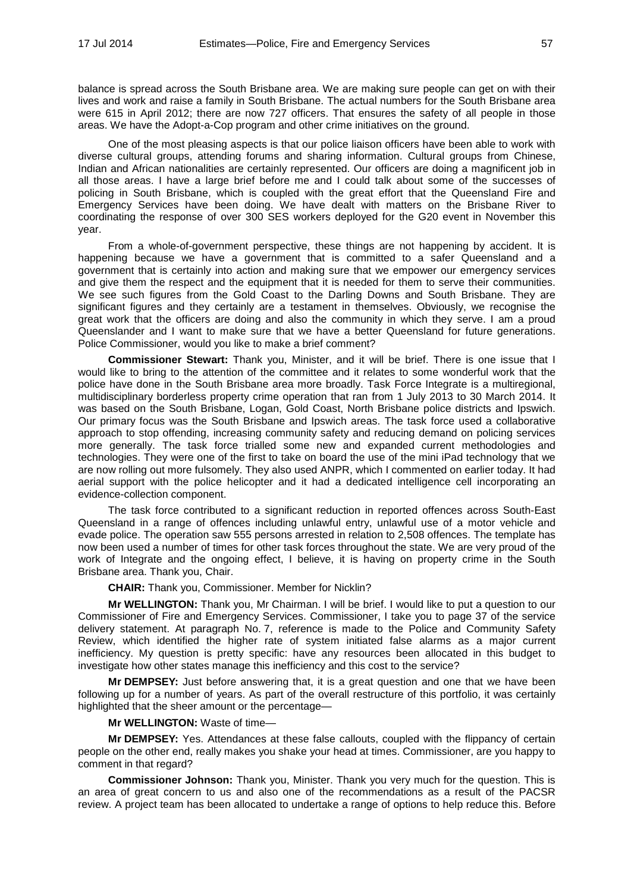balance is spread across the South Brisbane area. We are making sure people can get on with their lives and work and raise a family in South Brisbane. The actual numbers for the South Brisbane area were 615 in April 2012; there are now 727 officers. That ensures the safety of all people in those areas. We have the Adopt-a-Cop program and other crime initiatives on the ground.

One of the most pleasing aspects is that our police liaison officers have been able to work with diverse cultural groups, attending forums and sharing information. Cultural groups from Chinese, Indian and African nationalities are certainly represented. Our officers are doing a magnificent job in all those areas. I have a large brief before me and I could talk about some of the successes of policing in South Brisbane, which is coupled with the great effort that the Queensland Fire and Emergency Services have been doing. We have dealt with matters on the Brisbane River to coordinating the response of over 300 SES workers deployed for the G20 event in November this year.

From a whole-of-government perspective, these things are not happening by accident. It is happening because we have a government that is committed to a safer Queensland and a government that is certainly into action and making sure that we empower our emergency services and give them the respect and the equipment that it is needed for them to serve their communities. We see such figures from the Gold Coast to the Darling Downs and South Brisbane. They are significant figures and they certainly are a testament in themselves. Obviously, we recognise the great work that the officers are doing and also the community in which they serve. I am a proud Queenslander and I want to make sure that we have a better Queensland for future generations. Police Commissioner, would you like to make a brief comment?

**Commissioner Stewart:** Thank you, Minister, and it will be brief. There is one issue that I would like to bring to the attention of the committee and it relates to some wonderful work that the police have done in the South Brisbane area more broadly. Task Force Integrate is a multiregional, multidisciplinary borderless property crime operation that ran from 1 July 2013 to 30 March 2014. It was based on the South Brisbane, Logan, Gold Coast, North Brisbane police districts and Ipswich. Our primary focus was the South Brisbane and Ipswich areas. The task force used a collaborative approach to stop offending, increasing community safety and reducing demand on policing services more generally. The task force trialled some new and expanded current methodologies and technologies. They were one of the first to take on board the use of the mini iPad technology that we are now rolling out more fulsomely. They also used ANPR, which I commented on earlier today. It had aerial support with the police helicopter and it had a dedicated intelligence cell incorporating an evidence-collection component.

The task force contributed to a significant reduction in reported offences across South-East Queensland in a range of offences including unlawful entry, unlawful use of a motor vehicle and evade police. The operation saw 555 persons arrested in relation to 2,508 offences. The template has now been used a number of times for other task forces throughout the state. We are very proud of the work of Integrate and the ongoing effect, I believe, it is having on property crime in the South Brisbane area. Thank you, Chair.

**CHAIR:** Thank you, Commissioner. Member for Nicklin?

**Mr WELLINGTON:** Thank you, Mr Chairman. I will be brief. I would like to put a question to our Commissioner of Fire and Emergency Services. Commissioner, I take you to page 37 of the service delivery statement. At paragraph No. 7, reference is made to the Police and Community Safety Review, which identified the higher rate of system initiated false alarms as a major current inefficiency. My question is pretty specific: have any resources been allocated in this budget to investigate how other states manage this inefficiency and this cost to the service?

**Mr DEMPSEY:** Just before answering that, it is a great question and one that we have been following up for a number of years. As part of the overall restructure of this portfolio, it was certainly highlighted that the sheer amount or the percentage—

**Mr WELLINGTON:** Waste of time—

**Mr DEMPSEY:** Yes. Attendances at these false callouts, coupled with the flippancy of certain people on the other end, really makes you shake your head at times. Commissioner, are you happy to comment in that regard?

**Commissioner Johnson:** Thank you, Minister. Thank you very much for the question. This is an area of great concern to us and also one of the recommendations as a result of the PACSR review. A project team has been allocated to undertake a range of options to help reduce this. Before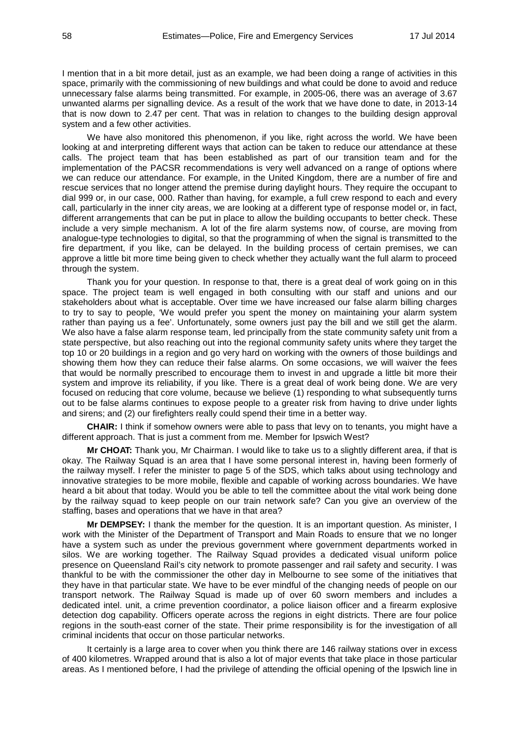I mention that in a bit more detail, just as an example, we had been doing a range of activities in this space, primarily with the commissioning of new buildings and what could be done to avoid and reduce unnecessary false alarms being transmitted. For example, in 2005-06, there was an average of 3.67 unwanted alarms per signalling device. As a result of the work that we have done to date, in 2013-14 that is now down to 2.47 per cent. That was in relation to changes to the building design approval system and a few other activities.

We have also monitored this phenomenon, if you like, right across the world. We have been looking at and interpreting different ways that action can be taken to reduce our attendance at these calls. The project team that has been established as part of our transition team and for the implementation of the PACSR recommendations is very well advanced on a range of options where we can reduce our attendance. For example, in the United Kingdom, there are a number of fire and rescue services that no longer attend the premise during daylight hours. They require the occupant to dial 999 or, in our case, 000. Rather than having, for example, a full crew respond to each and every call, particularly in the inner city areas, we are looking at a different type of response model or, in fact, different arrangements that can be put in place to allow the building occupants to better check. These include a very simple mechanism. A lot of the fire alarm systems now, of course, are moving from analogue-type technologies to digital, so that the programming of when the signal is transmitted to the fire department, if you like, can be delayed. In the building process of certain premises, we can approve a little bit more time being given to check whether they actually want the full alarm to proceed through the system.

Thank you for your question. In response to that, there is a great deal of work going on in this space. The project team is well engaged in both consulting with our staff and unions and our stakeholders about what is acceptable. Over time we have increased our false alarm billing charges to try to say to people, 'We would prefer you spent the money on maintaining your alarm system rather than paying us a fee'. Unfortunately, some owners just pay the bill and we still get the alarm. We also have a false alarm response team, led principally from the state community safety unit from a state perspective, but also reaching out into the regional community safety units where they target the top 10 or 20 buildings in a region and go very hard on working with the owners of those buildings and showing them how they can reduce their false alarms. On some occasions, we will waiver the fees that would be normally prescribed to encourage them to invest in and upgrade a little bit more their system and improve its reliability, if you like. There is a great deal of work being done. We are very focused on reducing that core volume, because we believe (1) responding to what subsequently turns out to be false alarms continues to expose people to a greater risk from having to drive under lights and sirens; and (2) our firefighters really could spend their time in a better way.

**CHAIR:** I think if somehow owners were able to pass that levy on to tenants, you might have a different approach. That is just a comment from me. Member for Ipswich West?

**Mr CHOAT:** Thank you, Mr Chairman. I would like to take us to a slightly different area, if that is okay. The Railway Squad is an area that I have some personal interest in, having been formerly of the railway myself. I refer the minister to page 5 of the SDS, which talks about using technology and innovative strategies to be more mobile, flexible and capable of working across boundaries. We have heard a bit about that today. Would you be able to tell the committee about the vital work being done by the railway squad to keep people on our train network safe? Can you give an overview of the staffing, bases and operations that we have in that area?

**Mr DEMPSEY:** I thank the member for the question. It is an important question. As minister, I work with the Minister of the Department of Transport and Main Roads to ensure that we no longer have a system such as under the previous government where government departments worked in silos. We are working together. The Railway Squad provides a dedicated visual uniform police presence on Queensland Rail's city network to promote passenger and rail safety and security. I was thankful to be with the commissioner the other day in Melbourne to see some of the initiatives that they have in that particular state. We have to be ever mindful of the changing needs of people on our transport network. The Railway Squad is made up of over 60 sworn members and includes a dedicated intel. unit, a crime prevention coordinator, a police liaison officer and a firearm explosive detection dog capability. Officers operate across the regions in eight districts. There are four police regions in the south-east corner of the state. Their prime responsibility is for the investigation of all criminal incidents that occur on those particular networks.

It certainly is a large area to cover when you think there are 146 railway stations over in excess of 400 kilometres. Wrapped around that is also a lot of major events that take place in those particular areas. As I mentioned before, I had the privilege of attending the official opening of the Ipswich line in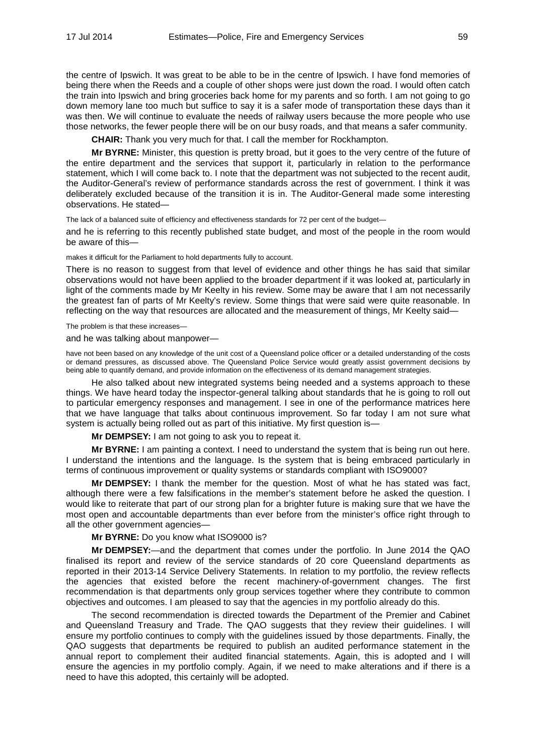the centre of Ipswich. It was great to be able to be in the centre of Ipswich. I have fond memories of being there when the Reeds and a couple of other shops were just down the road. I would often catch the train into Ipswich and bring groceries back home for my parents and so forth. I am not going to go down memory lane too much but suffice to say it is a safer mode of transportation these days than it was then. We will continue to evaluate the needs of railway users because the more people who use those networks, the fewer people there will be on our busy roads, and that means a safer community.

**CHAIR:** Thank you very much for that. I call the member for Rockhampton.

**Mr BYRNE:** Minister, this question is pretty broad, but it goes to the very centre of the future of the entire department and the services that support it, particularly in relation to the performance statement, which I will come back to. I note that the department was not subjected to the recent audit, the Auditor-General's review of performance standards across the rest of government. I think it was deliberately excluded because of the transition it is in. The Auditor-General made some interesting observations. He stated—

The lack of a balanced suite of efficiency and effectiveness standards for 72 per cent of the budget—

and he is referring to this recently published state budget, and most of the people in the room would be aware of this—

makes it difficult for the Parliament to hold departments fully to account.

There is no reason to suggest from that level of evidence and other things he has said that similar observations would not have been applied to the broader department if it was looked at, particularly in light of the comments made by Mr Keelty in his review. Some may be aware that I am not necessarily the greatest fan of parts of Mr Keelty's review. Some things that were said were quite reasonable. In reflecting on the way that resources are allocated and the measurement of things, Mr Keelty said—

The problem is that these increases—

and he was talking about manpower—

have not been based on any knowledge of the unit cost of a Queensland police officer or a detailed understanding of the costs or demand pressures, as discussed above. The Queensland Police Service would greatly assist government decisions by being able to quantify demand, and provide information on the effectiveness of its demand management strategies.

He also talked about new integrated systems being needed and a systems approach to these things. We have heard today the inspector-general talking about standards that he is going to roll out to particular emergency responses and management. I see in one of the performance matrices here that we have language that talks about continuous improvement. So far today I am not sure what system is actually being rolled out as part of this initiative. My first question is—

**Mr DEMPSEY:** I am not going to ask you to repeat it.

**Mr BYRNE:** I am painting a context. I need to understand the system that is being run out here. I understand the intentions and the language. Is the system that is being embraced particularly in terms of continuous improvement or quality systems or standards compliant with ISO9000?

**Mr DEMPSEY:** I thank the member for the question. Most of what he has stated was fact, although there were a few falsifications in the member's statement before he asked the question. I would like to reiterate that part of our strong plan for a brighter future is making sure that we have the most open and accountable departments than ever before from the minister's office right through to all the other government agencies—

**Mr BYRNE:** Do you know what ISO9000 is?

**Mr DEMPSEY:**—and the department that comes under the portfolio. In June 2014 the QAO finalised its report and review of the service standards of 20 core Queensland departments as reported in their 2013-14 Service Delivery Statements. In relation to my portfolio, the review reflects the agencies that existed before the recent machinery-of-government changes. The first recommendation is that departments only group services together where they contribute to common objectives and outcomes. I am pleased to say that the agencies in my portfolio already do this.

The second recommendation is directed towards the Department of the Premier and Cabinet and Queensland Treasury and Trade. The QAO suggests that they review their guidelines. I will ensure my portfolio continues to comply with the guidelines issued by those departments. Finally, the QAO suggests that departments be required to publish an audited performance statement in the annual report to complement their audited financial statements. Again, this is adopted and I will ensure the agencies in my portfolio comply. Again, if we need to make alterations and if there is a need to have this adopted, this certainly will be adopted.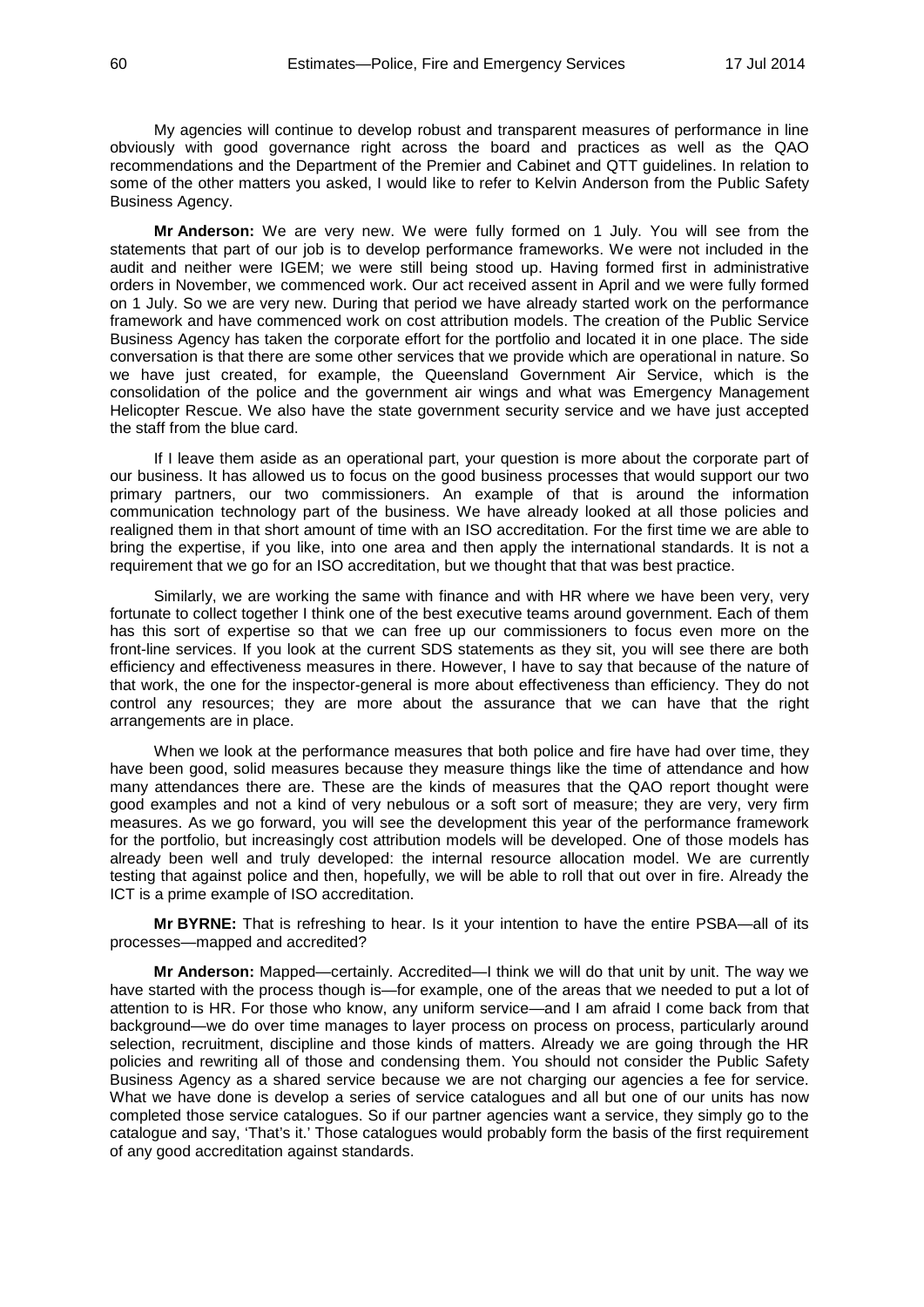My agencies will continue to develop robust and transparent measures of performance in line obviously with good governance right across the board and practices as well as the QAO recommendations and the Department of the Premier and Cabinet and QTT guidelines. In relation to some of the other matters you asked, I would like to refer to Kelvin Anderson from the Public Safety Business Agency.

**Mr Anderson:** We are very new. We were fully formed on 1 July. You will see from the statements that part of our job is to develop performance frameworks. We were not included in the audit and neither were IGEM; we were still being stood up. Having formed first in administrative orders in November, we commenced work. Our act received assent in April and we were fully formed on 1 July. So we are very new. During that period we have already started work on the performance framework and have commenced work on cost attribution models. The creation of the Public Service Business Agency has taken the corporate effort for the portfolio and located it in one place. The side conversation is that there are some other services that we provide which are operational in nature. So we have just created, for example, the Queensland Government Air Service, which is the consolidation of the police and the government air wings and what was Emergency Management Helicopter Rescue. We also have the state government security service and we have just accepted the staff from the blue card.

If I leave them aside as an operational part, your question is more about the corporate part of our business. It has allowed us to focus on the good business processes that would support our two primary partners, our two commissioners. An example of that is around the information communication technology part of the business. We have already looked at all those policies and realigned them in that short amount of time with an ISO accreditation. For the first time we are able to bring the expertise, if you like, into one area and then apply the international standards. It is not a requirement that we go for an ISO accreditation, but we thought that that was best practice.

Similarly, we are working the same with finance and with HR where we have been very, very fortunate to collect together I think one of the best executive teams around government. Each of them has this sort of expertise so that we can free up our commissioners to focus even more on the front-line services. If you look at the current SDS statements as they sit, you will see there are both efficiency and effectiveness measures in there. However, I have to say that because of the nature of that work, the one for the inspector-general is more about effectiveness than efficiency. They do not control any resources; they are more about the assurance that we can have that the right arrangements are in place.

When we look at the performance measures that both police and fire have had over time, they have been good, solid measures because they measure things like the time of attendance and how many attendances there are. These are the kinds of measures that the QAO report thought were good examples and not a kind of very nebulous or a soft sort of measure; they are very, very firm measures. As we go forward, you will see the development this year of the performance framework for the portfolio, but increasingly cost attribution models will be developed. One of those models has already been well and truly developed: the internal resource allocation model. We are currently testing that against police and then, hopefully, we will be able to roll that out over in fire. Already the ICT is a prime example of ISO accreditation.

**Mr BYRNE:** That is refreshing to hear. Is it your intention to have the entire PSBA—all of its processes—mapped and accredited?

**Mr Anderson:** Mapped—certainly. Accredited—I think we will do that unit by unit. The way we have started with the process though is—for example, one of the areas that we needed to put a lot of attention to is HR. For those who know, any uniform service—and I am afraid I come back from that background—we do over time manages to layer process on process on process, particularly around selection, recruitment, discipline and those kinds of matters. Already we are going through the HR policies and rewriting all of those and condensing them. You should not consider the Public Safety Business Agency as a shared service because we are not charging our agencies a fee for service. What we have done is develop a series of service catalogues and all but one of our units has now completed those service catalogues. So if our partner agencies want a service, they simply go to the catalogue and say, 'That's it.' Those catalogues would probably form the basis of the first requirement of any good accreditation against standards.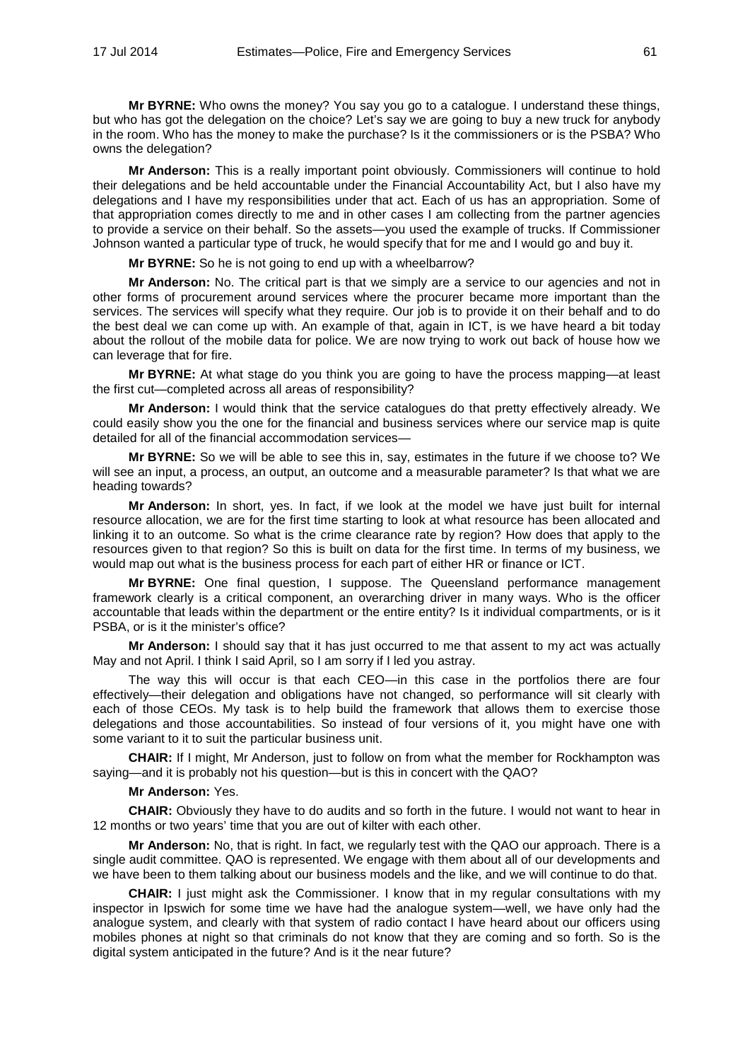**Mr BYRNE:** Who owns the money? You say you go to a catalogue. I understand these things, but who has got the delegation on the choice? Let's say we are going to buy a new truck for anybody in the room. Who has the money to make the purchase? Is it the commissioners or is the PSBA? Who owns the delegation?

**Mr Anderson:** This is a really important point obviously. Commissioners will continue to hold their delegations and be held accountable under the Financial Accountability Act, but I also have my delegations and I have my responsibilities under that act. Each of us has an appropriation. Some of that appropriation comes directly to me and in other cases I am collecting from the partner agencies to provide a service on their behalf. So the assets—you used the example of trucks. If Commissioner Johnson wanted a particular type of truck, he would specify that for me and I would go and buy it.

**Mr BYRNE:** So he is not going to end up with a wheelbarrow?

**Mr Anderson:** No. The critical part is that we simply are a service to our agencies and not in other forms of procurement around services where the procurer became more important than the services. The services will specify what they require. Our job is to provide it on their behalf and to do the best deal we can come up with. An example of that, again in ICT, is we have heard a bit today about the rollout of the mobile data for police. We are now trying to work out back of house how we can leverage that for fire.

**Mr BYRNE:** At what stage do you think you are going to have the process mapping—at least the first cut—completed across all areas of responsibility?

**Mr Anderson:** I would think that the service catalogues do that pretty effectively already. We could easily show you the one for the financial and business services where our service map is quite detailed for all of the financial accommodation services—

**Mr BYRNE:** So we will be able to see this in, say, estimates in the future if we choose to? We will see an input, a process, an output, an outcome and a measurable parameter? Is that what we are heading towards?

**Mr Anderson:** In short, yes. In fact, if we look at the model we have just built for internal resource allocation, we are for the first time starting to look at what resource has been allocated and linking it to an outcome. So what is the crime clearance rate by region? How does that apply to the resources given to that region? So this is built on data for the first time. In terms of my business, we would map out what is the business process for each part of either HR or finance or ICT.

**Mr BYRNE:** One final question, I suppose. The Queensland performance management framework clearly is a critical component, an overarching driver in many ways. Who is the officer accountable that leads within the department or the entire entity? Is it individual compartments, or is it PSBA, or is it the minister's office?

**Mr Anderson:** I should say that it has just occurred to me that assent to my act was actually May and not April. I think I said April, so I am sorry if I led you astray.

The way this will occur is that each CEO—in this case in the portfolios there are four effectively—their delegation and obligations have not changed, so performance will sit clearly with each of those CEOs. My task is to help build the framework that allows them to exercise those delegations and those accountabilities. So instead of four versions of it, you might have one with some variant to it to suit the particular business unit.

**CHAIR:** If I might, Mr Anderson, just to follow on from what the member for Rockhampton was saying—and it is probably not his question—but is this in concert with the QAO?

**Mr Anderson:** Yes.

**CHAIR:** Obviously they have to do audits and so forth in the future. I would not want to hear in 12 months or two years' time that you are out of kilter with each other.

**Mr Anderson:** No, that is right. In fact, we regularly test with the QAO our approach. There is a single audit committee. QAO is represented. We engage with them about all of our developments and we have been to them talking about our business models and the like, and we will continue to do that.

**CHAIR:** I just might ask the Commissioner. I know that in my regular consultations with my inspector in Ipswich for some time we have had the analogue system—well, we have only had the analogue system, and clearly with that system of radio contact I have heard about our officers using mobiles phones at night so that criminals do not know that they are coming and so forth. So is the digital system anticipated in the future? And is it the near future?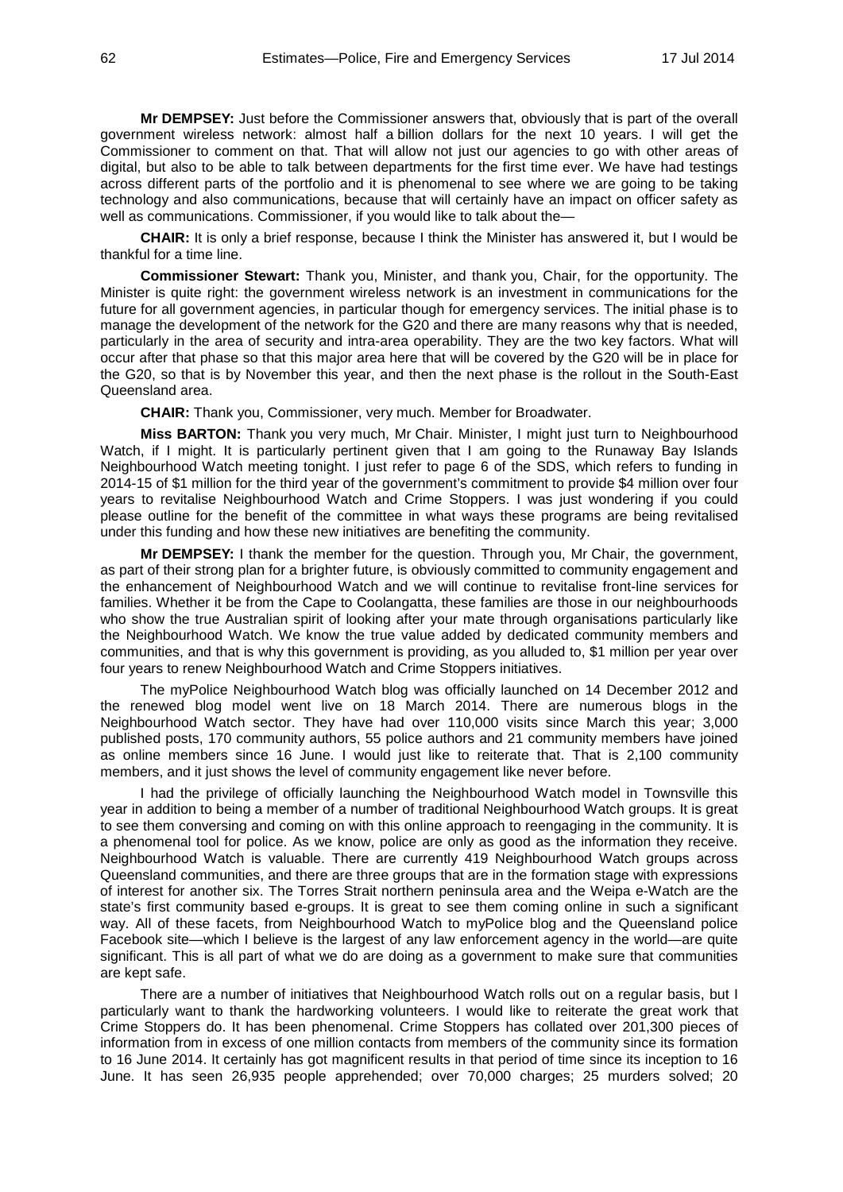**Mr DEMPSEY:** Just before the Commissioner answers that, obviously that is part of the overall government wireless network: almost half a billion dollars for the next 10 years. I will get the Commissioner to comment on that. That will allow not just our agencies to go with other areas of digital, but also to be able to talk between departments for the first time ever. We have had testings across different parts of the portfolio and it is phenomenal to see where we are going to be taking technology and also communications, because that will certainly have an impact on officer safety as well as communications. Commissioner, if you would like to talk about the—

**CHAIR:** It is only a brief response, because I think the Minister has answered it, but I would be thankful for a time line.

**Commissioner Stewart:** Thank you, Minister, and thank you, Chair, for the opportunity. The Minister is quite right: the government wireless network is an investment in communications for the future for all government agencies, in particular though for emergency services. The initial phase is to manage the development of the network for the G20 and there are many reasons why that is needed, particularly in the area of security and intra-area operability. They are the two key factors. What will occur after that phase so that this major area here that will be covered by the G20 will be in place for the G20, so that is by November this year, and then the next phase is the rollout in the South-East Queensland area.

**CHAIR:** Thank you, Commissioner, very much. Member for Broadwater.

**Miss BARTON:** Thank you very much, Mr Chair. Minister, I might just turn to Neighbourhood Watch, if I might. It is particularly pertinent given that I am going to the Runaway Bay Islands Neighbourhood Watch meeting tonight. I just refer to page 6 of the SDS, which refers to funding in 2014-15 of $1 million for the third year of the government's commitment to provide $4 million over four years to revitalise Neighbourhood Watch and Crime Stoppers. I was just wondering if you could please outline for the benefit of the committee in what ways these programs are being revitalised under this funding and how these new initiatives are benefiting the community.

**Mr DEMPSEY:** I thank the member for the question. Through you, Mr Chair, the government, as part of their strong plan for a brighter future, is obviously committed to community engagement and the enhancement of Neighbourhood Watch and we will continue to revitalise front-line services for families. Whether it be from the Cape to Coolangatta, these families are those in our neighbourhoods who show the true Australian spirit of looking after your mate through organisations particularly like the Neighbourhood Watch. We know the true value added by dedicated community members and communities, and that is why this government is providing, as you alluded to, $1 million per year over four years to renew Neighbourhood Watch and Crime Stoppers initiatives.

The myPolice Neighbourhood Watch blog was officially launched on 14 December 2012 and the renewed blog model went live on 18 March 2014. There are numerous blogs in the Neighbourhood Watch sector. They have had over 110,000 visits since March this year; 3,000 published posts, 170 community authors, 55 police authors and 21 community members have joined as online members since 16 June. I would just like to reiterate that. That is 2,100 community members, and it just shows the level of community engagement like never before.

I had the privilege of officially launching the Neighbourhood Watch model in Townsville this year in addition to being a member of a number of traditional Neighbourhood Watch groups. It is great to see them conversing and coming on with this online approach to reengaging in the community. It is a phenomenal tool for police. As we know, police are only as good as the information they receive. Neighbourhood Watch is valuable. There are currently 419 Neighbourhood Watch groups across Queensland communities, and there are three groups that are in the formation stage with expressions of interest for another six. The Torres Strait northern peninsula area and the Weipa e-Watch are the state's first community based e-groups. It is great to see them coming online in such a significant way. All of these facets, from Neighbourhood Watch to myPolice blog and the Queensland police Facebook site—which I believe is the largest of any law enforcement agency in the world—are quite significant. This is all part of what we do are doing as a government to make sure that communities are kept safe.

There are a number of initiatives that Neighbourhood Watch rolls out on a regular basis, but I particularly want to thank the hardworking volunteers. I would like to reiterate the great work that Crime Stoppers do. It has been phenomenal. Crime Stoppers has collated over 201,300 pieces of information from in excess of one million contacts from members of the community since its formation to 16 June 2014. It certainly has got magnificent results in that period of time since its inception to 16 June. It has seen 26,935 people apprehended; over 70,000 charges; 25 murders solved; 20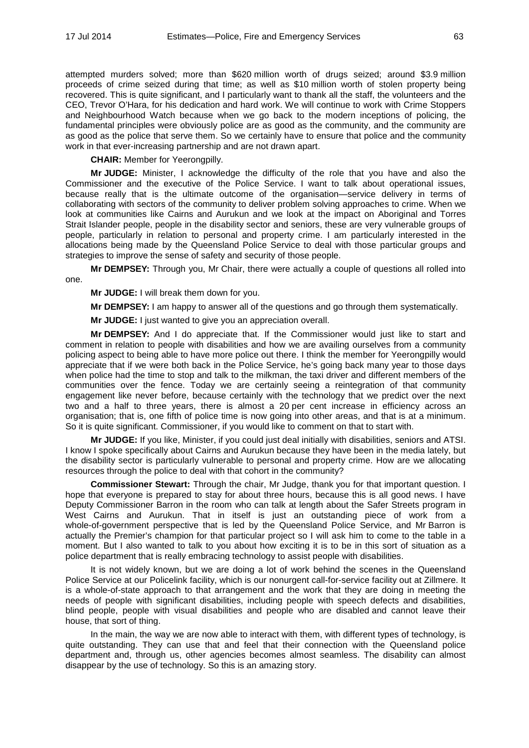attempted murders solved; more than $620 million worth of drugs seized; around $3.9 million proceeds of crime seized during that time; as well as $10 million worth of stolen property being recovered. This is quite significant, and I particularly want to thank all the staff, the volunteers and the CEO, Trevor O'Hara, for his dedication and hard work. We will continue to work with Crime Stoppers and Neighbourhood Watch because when we go back to the modern inceptions of policing, the fundamental principles were obviously police are as good as the community, and the community are as good as the police that serve them. So we certainly have to ensure that police and the community work in that ever-increasing partnership and are not drawn apart.

**CHAIR:** Member for Yeerongpilly.

**Mr JUDGE:** Minister, I acknowledge the difficulty of the role that you have and also the Commissioner and the executive of the Police Service. I want to talk about operational issues, because really that is the ultimate outcome of the organisation—service delivery in terms of collaborating with sectors of the community to deliver problem solving approaches to crime. When we look at communities like Cairns and Aurukun and we look at the impact on Aboriginal and Torres Strait Islander people, people in the disability sector and seniors, these are very vulnerable groups of people, particularly in relation to personal and property crime. I am particularly interested in the allocations being made by the Queensland Police Service to deal with those particular groups and strategies to improve the sense of safety and security of those people.

**Mr DEMPSEY:** Through you, Mr Chair, there were actually a couple of questions all rolled into one.

**Mr JUDGE:** I will break them down for you.

**Mr DEMPSEY:** I am happy to answer all of the questions and go through them systematically.

**Mr JUDGE:** I just wanted to give you an appreciation overall.

**Mr DEMPSEY:** And I do appreciate that. If the Commissioner would just like to start and comment in relation to people with disabilities and how we are availing ourselves from a community policing aspect to being able to have more police out there. I think the member for Yeerongpilly would appreciate that if we were both back in the Police Service, he's going back many year to those days when police had the time to stop and talk to the milkman, the taxi driver and different members of the communities over the fence. Today we are certainly seeing a reintegration of that community engagement like never before, because certainly with the technology that we predict over the next two and a half to three years, there is almost a 20 per cent increase in efficiency across an organisation; that is, one fifth of police time is now going into other areas, and that is at a minimum. So it is quite significant. Commissioner, if you would like to comment on that to start with.

**Mr JUDGE:** If you like, Minister, if you could just deal initially with disabilities, seniors and ATSI. I know I spoke specifically about Cairns and Aurukun because they have been in the media lately, but the disability sector is particularly vulnerable to personal and property crime. How are we allocating resources through the police to deal with that cohort in the community?

**Commissioner Stewart:** Through the chair, Mr Judge, thank you for that important question. I hope that everyone is prepared to stay for about three hours, because this is all good news. I have Deputy Commissioner Barron in the room who can talk at length about the Safer Streets program in West Cairns and Aurukun. That in itself is just an outstanding piece of work from a whole-of-government perspective that is led by the Queensland Police Service, and Mr Barron is actually the Premier's champion for that particular project so I will ask him to come to the table in a moment. But I also wanted to talk to you about how exciting it is to be in this sort of situation as a police department that is really embracing technology to assist people with disabilities.

It is not widely known, but we are doing a lot of work behind the scenes in the Queensland Police Service at our Policelink facility, which is our nonurgent call-for-service facility out at Zillmere. It is a whole-of-state approach to that arrangement and the work that they are doing in meeting the needs of people with significant disabilities, including people with speech defects and disabilities, blind people, people with visual disabilities and people who are disabled and cannot leave their house, that sort of thing.

In the main, the way we are now able to interact with them, with different types of technology, is quite outstanding. They can use that and feel that their connection with the Queensland police department and, through us, other agencies becomes almost seamless. The disability can almost disappear by the use of technology. So this is an amazing story.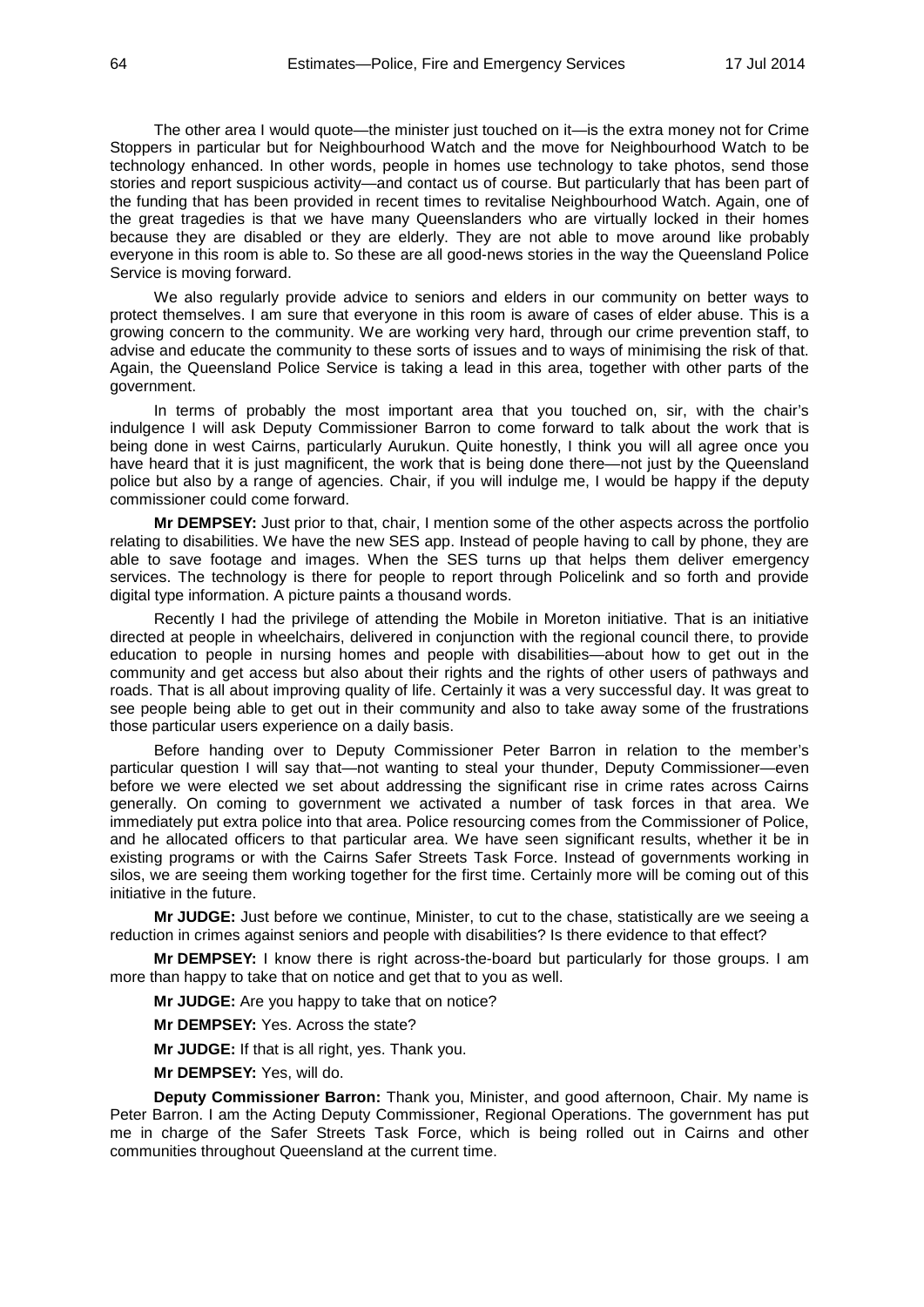The other area I would quote—the minister just touched on it—is the extra money not for Crime Stoppers in particular but for Neighbourhood Watch and the move for Neighbourhood Watch to be technology enhanced. In other words, people in homes use technology to take photos, send those stories and report suspicious activity—and contact us of course. But particularly that has been part of the funding that has been provided in recent times to revitalise Neighbourhood Watch. Again, one of the great tragedies is that we have many Queenslanders who are virtually locked in their homes because they are disabled or they are elderly. They are not able to move around like probably everyone in this room is able to. So these are all good-news stories in the way the Queensland Police Service is moving forward.

We also regularly provide advice to seniors and elders in our community on better ways to protect themselves. I am sure that everyone in this room is aware of cases of elder abuse. This is a growing concern to the community. We are working very hard, through our crime prevention staff, to advise and educate the community to these sorts of issues and to ways of minimising the risk of that. Again, the Queensland Police Service is taking a lead in this area, together with other parts of the government.

In terms of probably the most important area that you touched on, sir, with the chair's indulgence I will ask Deputy Commissioner Barron to come forward to talk about the work that is being done in west Cairns, particularly Aurukun. Quite honestly, I think you will all agree once you have heard that it is just magnificent, the work that is being done there—not just by the Queensland police but also by a range of agencies. Chair, if you will indulge me, I would be happy if the deputy commissioner could come forward.

**Mr DEMPSEY:** Just prior to that, chair, I mention some of the other aspects across the portfolio relating to disabilities. We have the new SES app. Instead of people having to call by phone, they are able to save footage and images. When the SES turns up that helps them deliver emergency services. The technology is there for people to report through Policelink and so forth and provide digital type information. A picture paints a thousand words.

Recently I had the privilege of attending the Mobile in Moreton initiative. That is an initiative directed at people in wheelchairs, delivered in conjunction with the regional council there, to provide education to people in nursing homes and people with disabilities—about how to get out in the community and get access but also about their rights and the rights of other users of pathways and roads. That is all about improving quality of life. Certainly it was a very successful day. It was great to see people being able to get out in their community and also to take away some of the frustrations those particular users experience on a daily basis.

Before handing over to Deputy Commissioner Peter Barron in relation to the member's particular question I will say that—not wanting to steal your thunder, Deputy Commissioner—even before we were elected we set about addressing the significant rise in crime rates across Cairns generally. On coming to government we activated a number of task forces in that area. We immediately put extra police into that area. Police resourcing comes from the Commissioner of Police, and he allocated officers to that particular area. We have seen significant results, whether it be in existing programs or with the Cairns Safer Streets Task Force. Instead of governments working in silos, we are seeing them working together for the first time. Certainly more will be coming out of this initiative in the future.

**Mr JUDGE:** Just before we continue, Minister, to cut to the chase, statistically are we seeing a reduction in crimes against seniors and people with disabilities? Is there evidence to that effect?

**Mr DEMPSEY:** I know there is right across-the-board but particularly for those groups. I am more than happy to take that on notice and get that to you as well.

**Mr JUDGE:** Are you happy to take that on notice?

**Mr DEMPSEY:** Yes. Across the state?

**Mr JUDGE:** If that is all right, yes. Thank you.

**Mr DEMPSEY:** Yes, will do.

**Deputy Commissioner Barron:** Thank you, Minister, and good afternoon, Chair. My name is Peter Barron. I am the Acting Deputy Commissioner, Regional Operations. The government has put me in charge of the Safer Streets Task Force, which is being rolled out in Cairns and other communities throughout Queensland at the current time.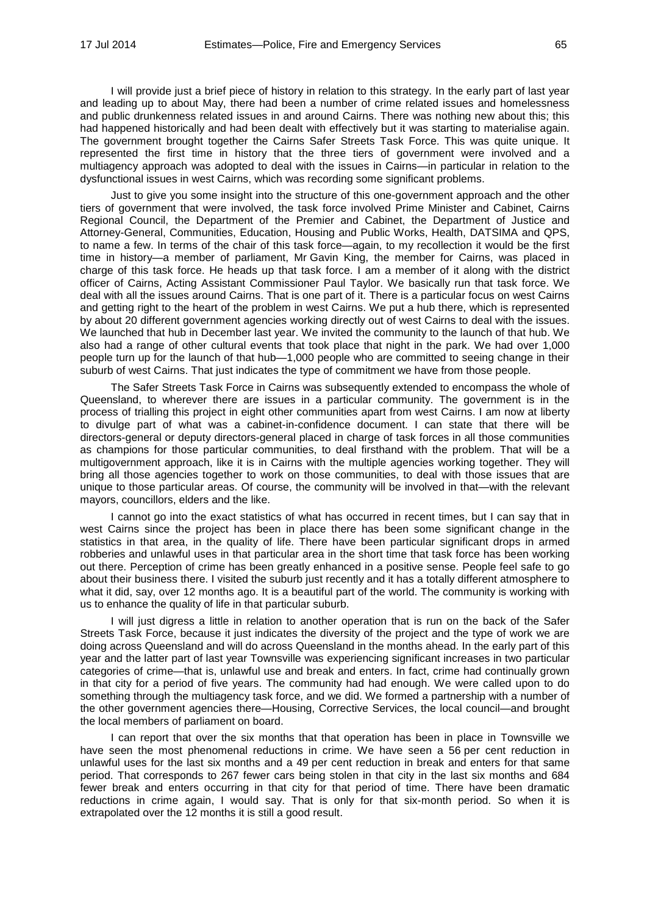I will provide just a brief piece of history in relation to this strategy. In the early part of last year and leading up to about May, there had been a number of crime related issues and homelessness and public drunkenness related issues in and around Cairns. There was nothing new about this; this had happened historically and had been dealt with effectively but it was starting to materialise again. The government brought together the Cairns Safer Streets Task Force. This was quite unique. It represented the first time in history that the three tiers of government were involved and a multiagency approach was adopted to deal with the issues in Cairns—in particular in relation to the dysfunctional issues in west Cairns, which was recording some significant problems.

Just to give you some insight into the structure of this one-government approach and the other tiers of government that were involved, the task force involved Prime Minister and Cabinet, Cairns Regional Council, the Department of the Premier and Cabinet, the Department of Justice and Attorney-General, Communities, Education, Housing and Public Works, Health, DATSIMA and QPS, to name a few. In terms of the chair of this task force—again, to my recollection it would be the first time in history—a member of parliament, Mr Gavin King, the member for Cairns, was placed in charge of this task force. He heads up that task force. I am a member of it along with the district officer of Cairns, Acting Assistant Commissioner Paul Taylor. We basically run that task force. We deal with all the issues around Cairns. That is one part of it. There is a particular focus on west Cairns and getting right to the heart of the problem in west Cairns. We put a hub there, which is represented by about 20 different government agencies working directly out of west Cairns to deal with the issues. We launched that hub in December last year. We invited the community to the launch of that hub. We also had a range of other cultural events that took place that night in the park. We had over 1,000 people turn up for the launch of that hub—1,000 people who are committed to seeing change in their suburb of west Cairns. That just indicates the type of commitment we have from those people.

The Safer Streets Task Force in Cairns was subsequently extended to encompass the whole of Queensland, to wherever there are issues in a particular community. The government is in the process of trialling this project in eight other communities apart from west Cairns. I am now at liberty to divulge part of what was a cabinet-in-confidence document. I can state that there will be directors-general or deputy directors-general placed in charge of task forces in all those communities as champions for those particular communities, to deal firsthand with the problem. That will be a multigovernment approach, like it is in Cairns with the multiple agencies working together. They will bring all those agencies together to work on those communities, to deal with those issues that are unique to those particular areas. Of course, the community will be involved in that—with the relevant mayors, councillors, elders and the like.

I cannot go into the exact statistics of what has occurred in recent times, but I can say that in west Cairns since the project has been in place there has been some significant change in the statistics in that area, in the quality of life. There have been particular significant drops in armed robberies and unlawful uses in that particular area in the short time that task force has been working out there. Perception of crime has been greatly enhanced in a positive sense. People feel safe to go about their business there. I visited the suburb just recently and it has a totally different atmosphere to what it did, say, over 12 months ago. It is a beautiful part of the world. The community is working with us to enhance the quality of life in that particular suburb.

I will just digress a little in relation to another operation that is run on the back of the Safer Streets Task Force, because it just indicates the diversity of the project and the type of work we are doing across Queensland and will do across Queensland in the months ahead. In the early part of this year and the latter part of last year Townsville was experiencing significant increases in two particular categories of crime—that is, unlawful use and break and enters. In fact, crime had continually grown in that city for a period of five years. The community had had enough. We were called upon to do something through the multiagency task force, and we did. We formed a partnership with a number of the other government agencies there—Housing, Corrective Services, the local council—and brought the local members of parliament on board.

I can report that over the six months that that operation has been in place in Townsville we have seen the most phenomenal reductions in crime. We have seen a 56 per cent reduction in unlawful uses for the last six months and a 49 per cent reduction in break and enters for that same period. That corresponds to 267 fewer cars being stolen in that city in the last six months and 684 fewer break and enters occurring in that city for that period of time. There have been dramatic reductions in crime again, I would say. That is only for that six-month period. So when it is extrapolated over the 12 months it is still a good result.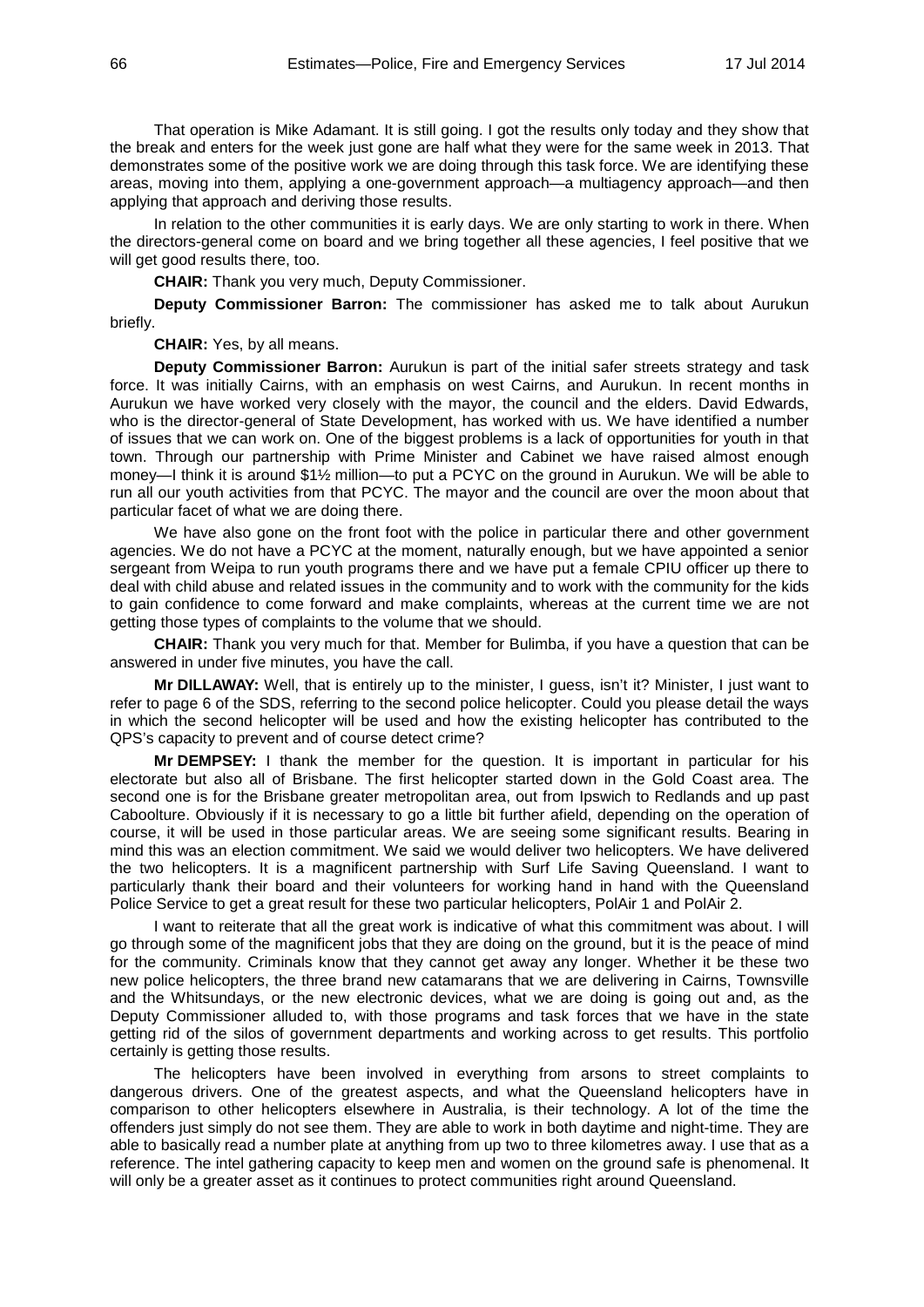That operation is Mike Adamant. It is still going. I got the results only today and they show that the break and enters for the week just gone are half what they were for the same week in 2013. That demonstrates some of the positive work we are doing through this task force. We are identifying these areas, moving into them, applying a one-government approach—a multiagency approach—and then applying that approach and deriving those results.

In relation to the other communities it is early days. We are only starting to work in there. When the directors-general come on board and we bring together all these agencies, I feel positive that we will get good results there, too.

**CHAIR:** Thank you very much, Deputy Commissioner.

**Deputy Commissioner Barron:** The commissioner has asked me to talk about Aurukun briefly.

**CHAIR:** Yes, by all means.

**Deputy Commissioner Barron:** Aurukun is part of the initial safer streets strategy and task force. It was initially Cairns, with an emphasis on west Cairns, and Aurukun. In recent months in Aurukun we have worked very closely with the mayor, the council and the elders. David Edwards, who is the director-general of State Development, has worked with us. We have identified a number of issues that we can work on. One of the biggest problems is a lack of opportunities for youth in that town. Through our partnership with Prime Minister and Cabinet we have raised almost enough money—I think it is around $1½ million—to put a PCYC on the ground in Aurukun. We will be able to run all our youth activities from that PCYC. The mayor and the council are over the moon about that particular facet of what we are doing there.

We have also gone on the front foot with the police in particular there and other government agencies. We do not have a PCYC at the moment, naturally enough, but we have appointed a senior sergeant from Weipa to run youth programs there and we have put a female CPIU officer up there to deal with child abuse and related issues in the community and to work with the community for the kids to gain confidence to come forward and make complaints, whereas at the current time we are not getting those types of complaints to the volume that we should.

**CHAIR:** Thank you very much for that. Member for Bulimba, if you have a question that can be answered in under five minutes, you have the call.

**Mr DILLAWAY:** Well, that is entirely up to the minister, I guess, isn't it? Minister, I just want to refer to page 6 of the SDS, referring to the second police helicopter. Could you please detail the ways in which the second helicopter will be used and how the existing helicopter has contributed to the QPS's capacity to prevent and of course detect crime?

**Mr DEMPSEY:** I thank the member for the question. It is important in particular for his electorate but also all of Brisbane. The first helicopter started down in the Gold Coast area. The second one is for the Brisbane greater metropolitan area, out from Ipswich to Redlands and up past Caboolture. Obviously if it is necessary to go a little bit further afield, depending on the operation of course, it will be used in those particular areas. We are seeing some significant results. Bearing in mind this was an election commitment. We said we would deliver two helicopters. We have delivered the two helicopters. It is a magnificent partnership with Surf Life Saving Queensland. I want to particularly thank their board and their volunteers for working hand in hand with the Queensland Police Service to get a great result for these two particular helicopters, PolAir 1 and PolAir 2.

I want to reiterate that all the great work is indicative of what this commitment was about. I will go through some of the magnificent jobs that they are doing on the ground, but it is the peace of mind for the community. Criminals know that they cannot get away any longer. Whether it be these two new police helicopters, the three brand new catamarans that we are delivering in Cairns, Townsville and the Whitsundays, or the new electronic devices, what we are doing is going out and, as the Deputy Commissioner alluded to, with those programs and task forces that we have in the state getting rid of the silos of government departments and working across to get results. This portfolio certainly is getting those results.

The helicopters have been involved in everything from arsons to street complaints to dangerous drivers. One of the greatest aspects, and what the Queensland helicopters have in comparison to other helicopters elsewhere in Australia, is their technology. A lot of the time the offenders just simply do not see them. They are able to work in both daytime and night-time. They are able to basically read a number plate at anything from up two to three kilometres away. I use that as a reference. The intel gathering capacity to keep men and women on the ground safe is phenomenal. It will only be a greater asset as it continues to protect communities right around Queensland.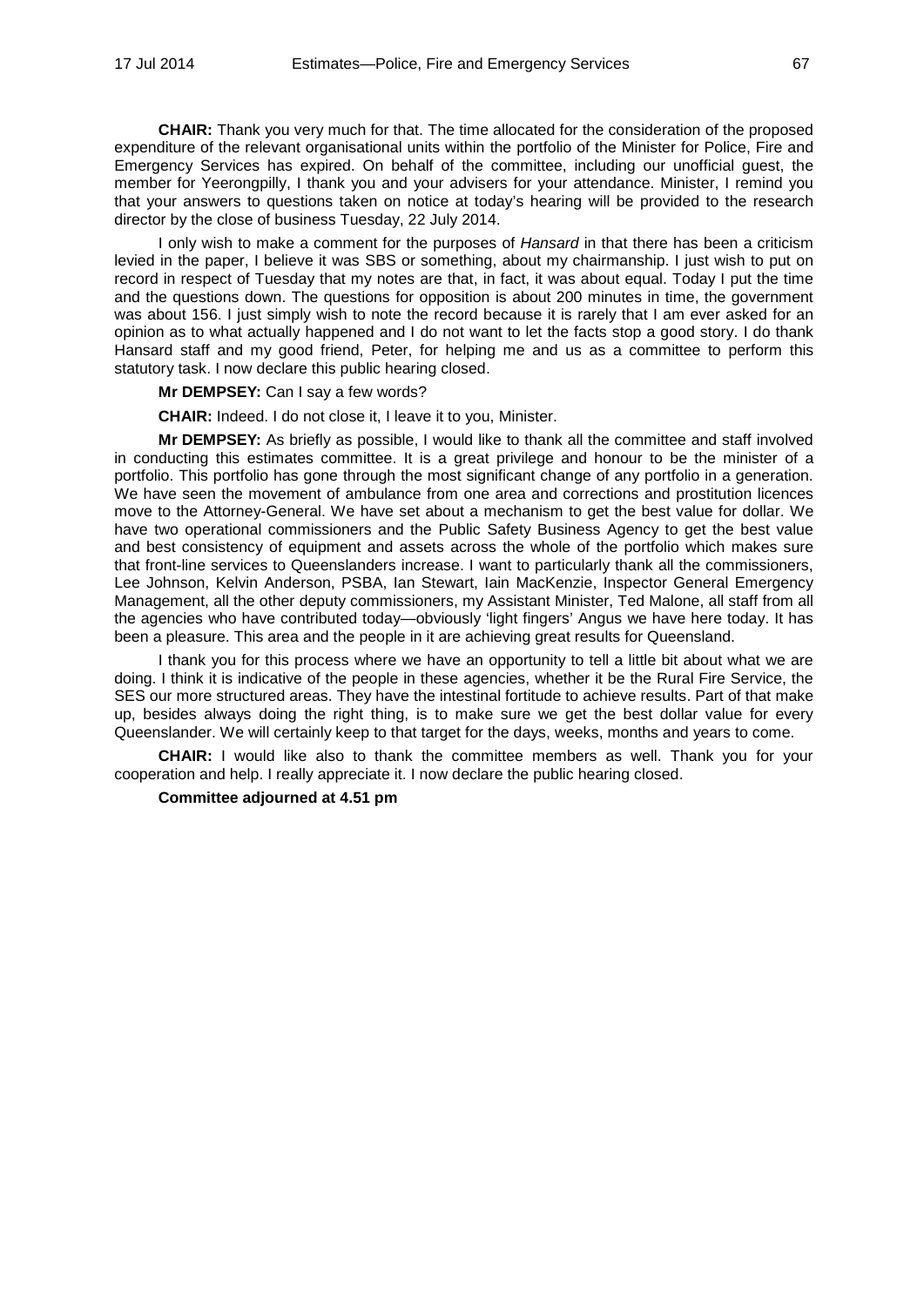**CHAIR:** Thank you very much for that. The time allocated for the consideration of the proposed expenditure of the relevant organisational units within the portfolio of the Minister for Police, Fire and Emergency Services has expired. On behalf of the committee, including our unofficial guest, the member for Yeerongpilly, I thank you and your advisers for your attendance. Minister, I remind you that your answers to questions taken on notice at today's hearing will be provided to the research director by the close of business Tuesday, 22 July 2014.

I only wish to make a comment for the purposes of *Hansard* in that there has been a criticism levied in the paper, I believe it was SBS or something, about my chairmanship. I just wish to put on record in respect of Tuesday that my notes are that, in fact, it was about equal. Today I put the time and the questions down. The questions for opposition is about 200 minutes in time, the government was about 156. I just simply wish to note the record because it is rarely that I am ever asked for an opinion as to what actually happened and I do not want to let the facts stop a good story. I do thank Hansard staff and my good friend, Peter, for helping me and us as a committee to perform this statutory task. I now declare this public hearing closed.

**Mr DEMPSEY:** Can I say a few words?

**CHAIR:** Indeed. I do not close it, I leave it to you, Minister.

**Mr DEMPSEY:** As briefly as possible, I would like to thank all the committee and staff involved in conducting this estimates committee. It is a great privilege and honour to be the minister of a portfolio. This portfolio has gone through the most significant change of any portfolio in a generation. We have seen the movement of ambulance from one area and corrections and prostitution licences move to the Attorney-General. We have set about a mechanism to get the best value for dollar. We have two operational commissioners and the Public Safety Business Agency to get the best value and best consistency of equipment and assets across the whole of the portfolio which makes sure that front-line services to Queenslanders increase. I want to particularly thank all the commissioners, Lee Johnson, Kelvin Anderson, PSBA, Ian Stewart, Iain MacKenzie, Inspector General Emergency Management, all the other deputy commissioners, my Assistant Minister, Ted Malone, all staff from all the agencies who have contributed today—obviously 'light fingers' Angus we have here today. It has been a pleasure. This area and the people in it are achieving great results for Queensland.

I thank you for this process where we have an opportunity to tell a little bit about what we are doing. I think it is indicative of the people in these agencies, whether it be the Rural Fire Service, the SES our more structured areas. They have the intestinal fortitude to achieve results. Part of that make up, besides always doing the right thing, is to make sure we get the best dollar value for every Queenslander. We will certainly keep to that target for the days, weeks, months and years to come.

**CHAIR:** I would like also to thank the committee members as well. Thank you for your cooperation and help. I really appreciate it. I now declare the public hearing closed.

**Committee adjourned at 4.51 pm**